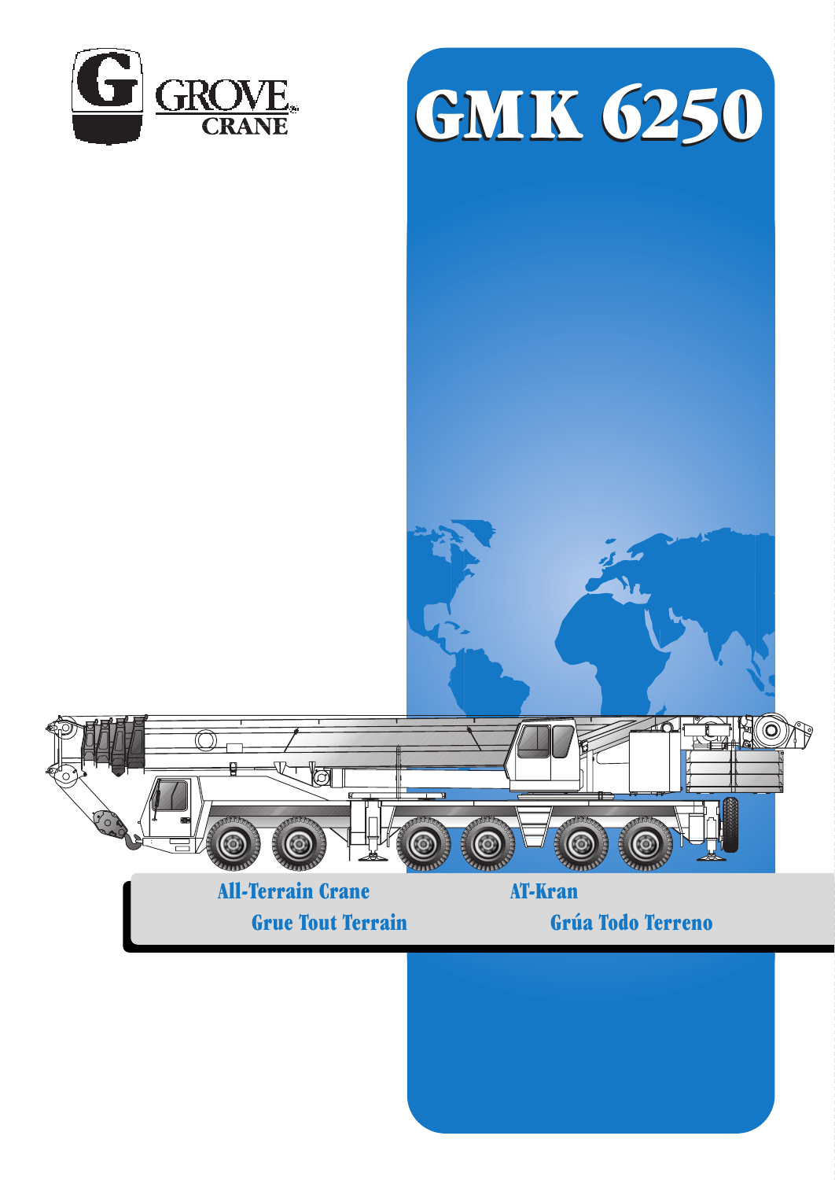GROVE CRANE

# GMK 6250

All-Terrain Crane

Grue Tout Terrain

AT-Kran

Grúa Todo Terreno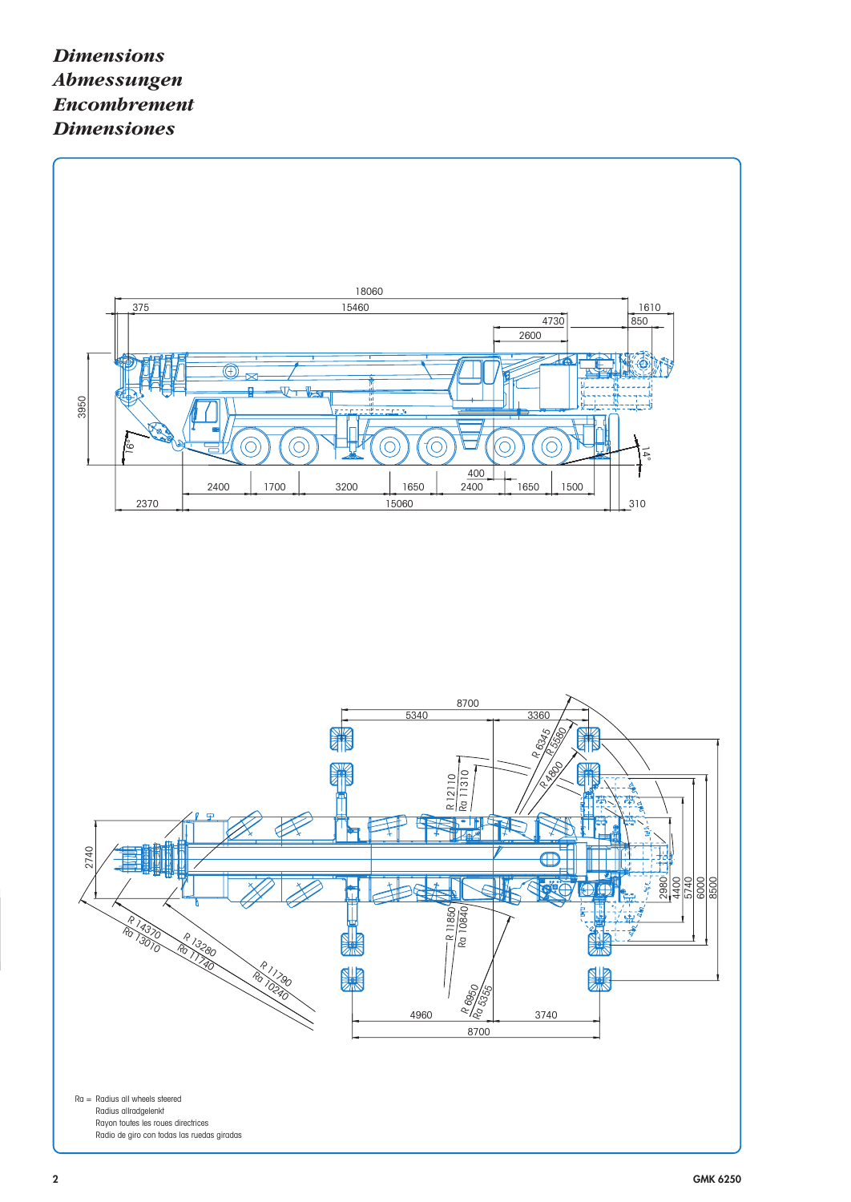# *Dimensions*
# *Abmessungen*
# *Encombrement*
# *Dimensiones*

Ra = Radius all wheels steered
Radius allradgelenkt
Rayon toutes les roues directrices
Radio de giro con todas las ruedas giradas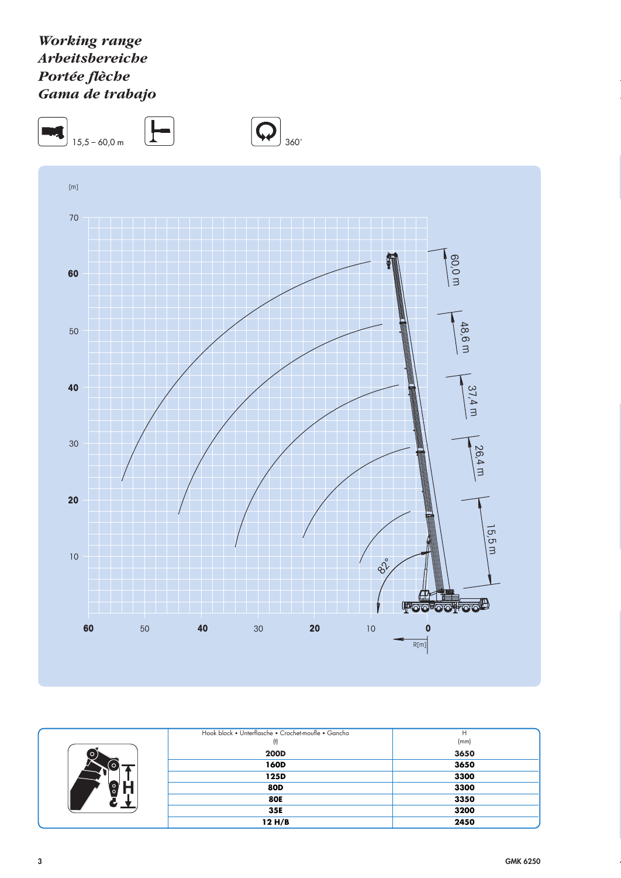# *Working range*
# *Arbeitsbereiche*
# *Portée flèche*
# *Gama de trabajo*

15,5 – 60,0 m

360˚

[m]

70, 60, 50, 40, 30, 20, 10

60, 50, 40, 30, 20, 10, 0

R[m]

60,0 m

48,6 m

37,4 m

26,4 m

15,5 m

82°

| Hook block • Unterflasche • Crochet-moufle • Gancho (t) | H (mm) |
|---|---|
| **200D** | **3650** |
| **160D** | **3650** |
| **125D** | **3300** |
| **80D** | **3300** |
| **80E** | **3350** |
| **35E** | **3200** |
| **12 H/B** | **2450** |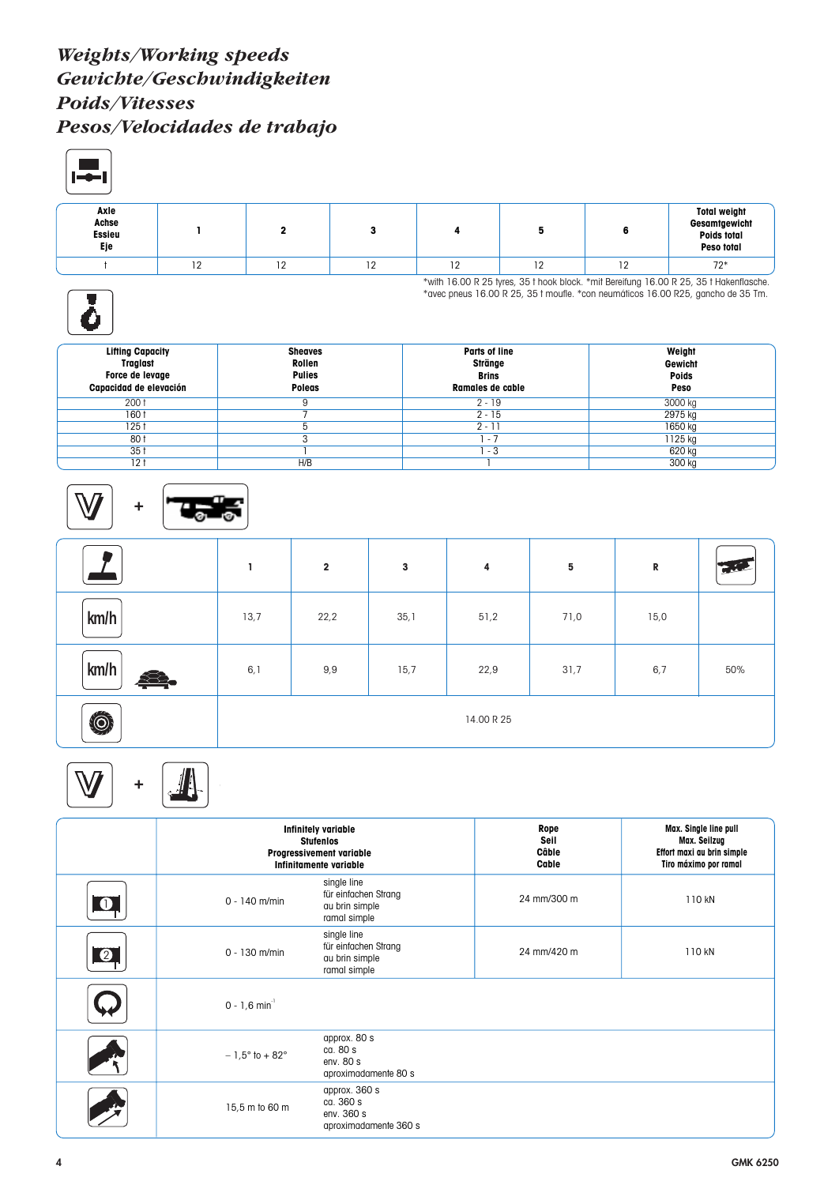# Weights/Working speeds
# Gewichte/Geschwindigkeiten
# Poids/Vitesses
# Pesos/Velocidades de trabajo

| Axle<br>Achse<br>Essieu<br>Eje | 1 | 2 | 3 | 4 | 5 | 6 | Total weight<br>Gesamtgewicht<br>Poids total<br>Peso total |
|---|---|---|---|---|---|---|---|
| t | 12 | 12 | 12 | 12 | 12 | 12 | 72* |

*with 16.00 R 25 tyres, 35 t hook block. *mit Bereifung 16.00 R 25, 35 t Hakenflasche.
*avec pneus 16.00 R 25, 35 t moufle. *con neumáticos 16.00 R25, gancho de 35 Tm.

| Lifting Capacity<br>Traglast<br>Force de levage<br>Capacidad de elevación | Sheaves<br>Rollen<br>Pulies<br>Poleas | Parts of line<br>Stränge<br>Brins<br>Ramales de cable | Weight<br>Gewicht<br>Poids<br>Peso |
|---|---|---|---|
| 200 t | 9 | 2 - 19 | 3000 kg |
| 160 t | 7 | 2 - 15 | 2975 kg |
| 125 t | 5 | 2 - 11 | 1650 kg |
| 80 t | 3 | 1 - 7 | 1125 kg |
| 35 t | 1 | 1 - 3 | 620 kg |
| 12 t | H/B | 1 | 300 kg |

V +

| | 1 | 2 | 3 | 4 | 5 | R | |
|---|---|---|---|---|---|---|---|
| km/h | 13,7 | 22,2 | 35,1 | 51,2 | 71,0 | 15,0 | |
| km/h | 6,1 | 9,9 | 15,7 | 22,9 | 31,7 | 6,7 | 50% |
| | 14.00 R 25 | | | | | | |

V +

| | Infinitely variable<br>Stufenlos<br>Progressivement variable<br>Infinitamente variable | | Rope<br>Seil<br>Câble<br>Cable | Max. Single line pull<br>Max. Seilzug<br>Effort maxi au brin simple<br>Tiro máximo por ramal |
|---|---|---|---|---|
| 1 | 0 - 140 m/min | single line<br>für einfachen Strang<br>au brin simple<br>ramal simple | 24 mm/300 m | 110 kN |
| 2 | 0 - 130 m/min | single line<br>für einfachen Strang<br>au brin simple<br>ramal simple | 24 mm/420 m | 110 kN |
| | 0 - 1,6 min$^{-1}$ | | | |
| | – 1,5° to + 82° | approx. 80 s<br>ca. 80 s<br>env. 80 s<br>aproximadamente 80 s | | |
| | 15,5 m to 60 m | approx. 360 s<br>ca. 360 s<br>env. 360 s<br>aproximadamente 360 s | | |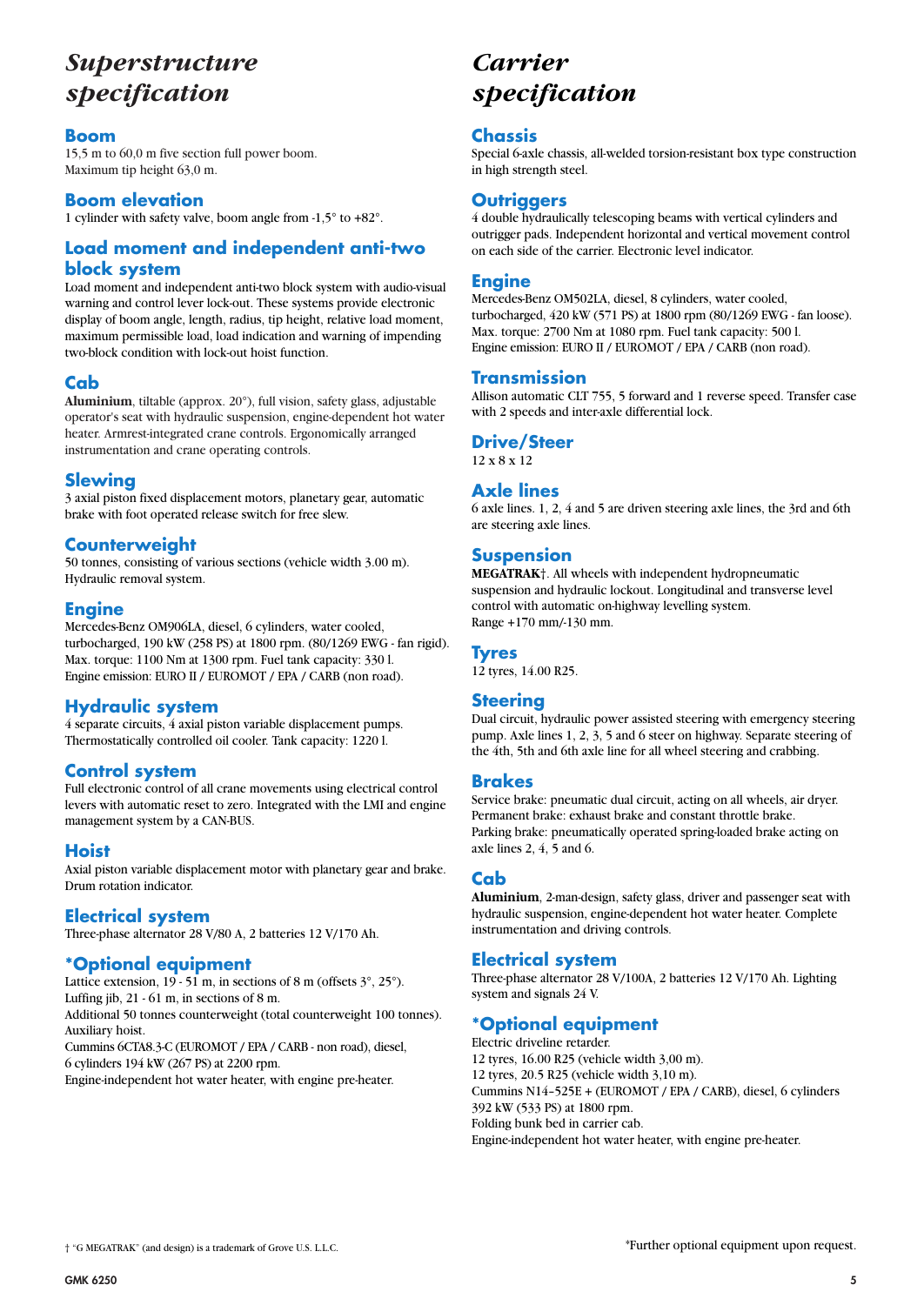# Superstructure specification

## Boom

15,5 m to 60,0 m five section full power boom.
Maximum tip height 63,0 m.

## Boom elevation

1 cylinder with safety valve, boom angle from -1,5° to +82°.

## Load moment and independent anti-two block system

Load moment and independent anti-two block system with audio-visual warning and control lever lock-out. These systems provide electronic display of boom angle, length, radius, tip height, relative load moment, maximum permissible load, load indication and warning of impending two-block condition with lock-out hoist function.

## Cab

**Aluminium**, tiltable (approx. 20°), full vision, safety glass, adjustable operator's seat with hydraulic suspension, engine-dependent hot water heater. Armrest-integrated crane controls. Ergonomically arranged instrumentation and crane operating controls.

## Slewing

3 axial piston fixed displacement motors, planetary gear, automatic brake with foot operated release switch for free slew.

## Counterweight

50 tonnes, consisting of various sections (vehicle width 3.00 m). Hydraulic removal system.

## Engine

Mercedes-Benz OM906LA, diesel, 6 cylinders, water cooled, turbocharged, 190 kW (258 PS) at 1800 rpm. (80/1269 EWG - fan rigid). Max. torque: 1100 Nm at 1300 rpm. Fuel tank capacity: 330 l.
Engine emission: EURO II / EUROMOT / EPA / CARB (non road).

## Hydraulic system

4 separate circuits, 4 axial piston variable displacement pumps. Thermostatically controlled oil cooler. Tank capacity: 1220 l.

## Control system

Full electronic control of all crane movements using electrical control levers with automatic reset to zero. Integrated with the LMI and engine management system by a CAN-BUS.

## Hoist

Axial piston variable displacement motor with planetary gear and brake. Drum rotation indicator.

## Electrical system

Three-phase alternator 28 V/80 A, 2 batteries 12 V/170 Ah.

## *Optional equipment

Lattice extension, 19 - 51 m, in sections of 8 m (offsets 3°, 25°).
Luffing jib, 21 - 61 m, in sections of 8 m.
Additional 50 tonnes counterweight (total counterweight 100 tonnes).
Auxiliary hoist.
Cummins 6CTA8.3-C (EUROMOT / EPA / CARB - non road), diesel, 6 cylinders 194 kW (267 PS) at 2200 rpm.
Engine-independent hot water heater, with engine pre-heater.

# Carrier specification

## Chassis

Special 6-axle chassis, all-welded torsion-resistant box type construction in high strength steel.

## Outriggers

4 double hydraulically telescoping beams with vertical cylinders and outrigger pads. Independent horizontal and vertical movement control on each side of the carrier. Electronic level indicator.

## Engine

Mercedes-Benz OM502LA, diesel, 8 cylinders, water cooled, turbocharged, 420 kW (571 PS) at 1800 rpm (80/1269 EWG - fan loose). Max. torque: 2700 Nm at 1080 rpm. Fuel tank capacity: 500 l.
Engine emission: EURO II / EUROMOT / EPA / CARB (non road).

## Transmission

Allison automatic CLT 755, 5 forward and 1 reverse speed. Transfer case with 2 speeds and inter-axle differential lock.

## Drive/Steer

12 x 8 x 12

## Axle lines

6 axle lines. 1, 2, 4 and 5 are driven steering axle lines, the 3rd and 6th are steering axle lines.

## Suspension

**MEGATRAK**†. All wheels with independent hydropneumatic suspension and hydraulic lockout. Longitudinal and transverse level control with automatic on-highway levelling system.
Range +170 mm/-130 mm.

## Tyres

12 tyres, 14.00 R25.

## Steering

Dual circuit, hydraulic power assisted steering with emergency steering pump. Axle lines 1, 2, 3, 5 and 6 steer on highway. Separate steering of the 4th, 5th and 6th axle line for all wheel steering and crabbing.

## Brakes

Service brake: pneumatic dual circuit, acting on all wheels, air dryer.
Permanent brake: exhaust brake and constant throttle brake.
Parking brake: pneumatically operated spring-loaded brake acting on axle lines 2, 4, 5 and 6.

## Cab

**Aluminium**, 2-man-design, safety glass, driver and passenger seat with hydraulic suspension, engine-dependent hot water heater. Complete instrumentation and driving controls.

## Electrical system

Three-phase alternator 28 V/100A, 2 batteries 12 V/170 Ah. Lighting system and signals 24 V.

## *Optional equipment

Electric driveline retarder.
12 tyres, 16.00 R25 (vehicle width 3,00 m).
12 tyres, 20.5 R25 (vehicle width 3,10 m).
Cummins N14–525E + (EUROMOT / EPA / CARB), diesel, 6 cylinders 392 kW (533 PS) at 1800 rpm.
Folding bunk bed in carrier cab.
Engine-independent hot water heater, with engine pre-heater.

† "G MEGATRAK" (and design) is a trademark of Grove U.S. L.L.C.

*Further optional equipment upon request.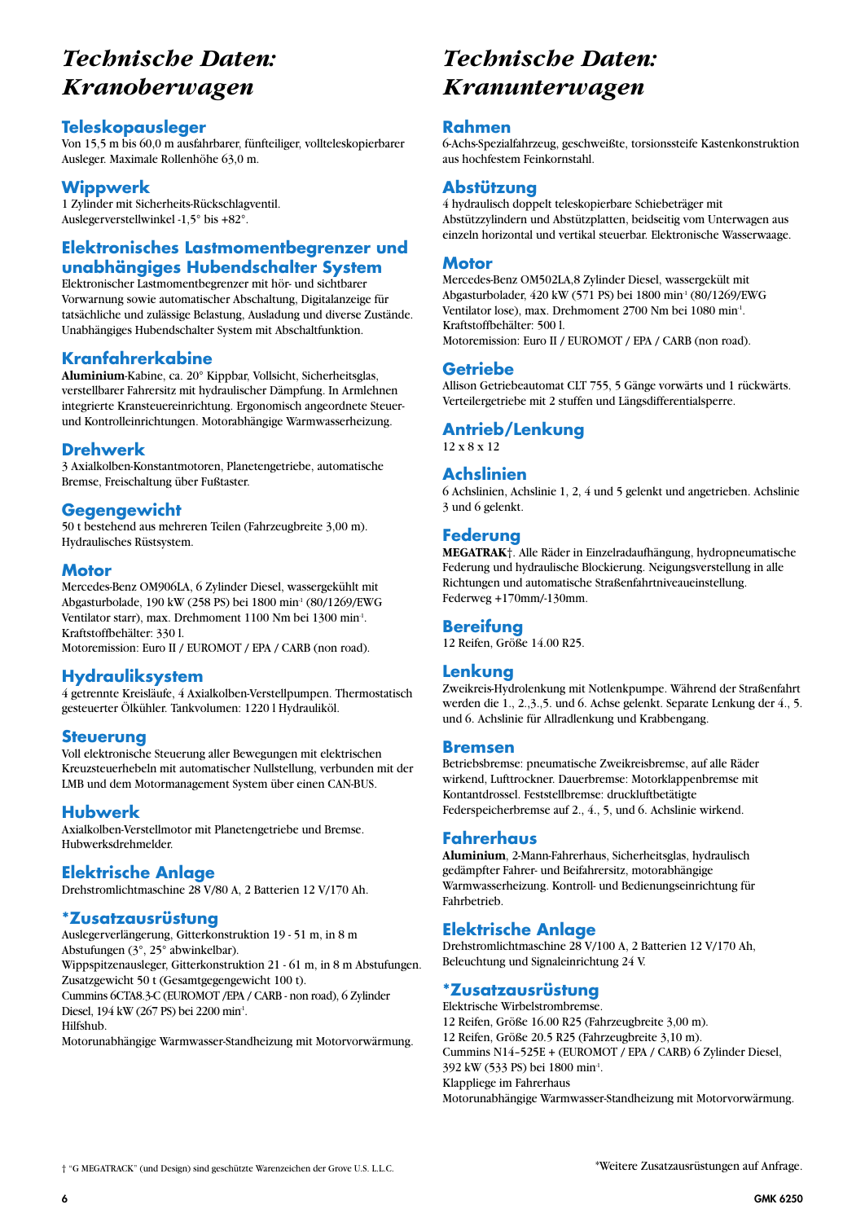# Technische Daten: Kranoberwagen

## Teleskopausleger

Von 15,5 m bis 60,0 m ausfahrbarer, fünfteiliger, vollteleskopierbarer Ausleger. Maximale Rollenhöhe 63,0 m.

## Wippwerk

1 Zylinder mit Sicherheits-Rückschlagventil.
Auslegerverstellwinkel -1,5° bis +82°.

## Elektronisches Lastmomentbegrenzer und unabhängiges Hubendschalter System

Elektronischer Lastmomentbegrenzer mit hör- und sichtbarer Vorwarnung sowie automatischer Abschaltung, Digitalanzeige für tatsächliche und zulässige Belastung, Ausladung und diverse Zustände. Unabhängiges Hubendschalter System mit Abschaltfunktion.

## Kranfahrerkabine

**Aluminium**-Kabine, ca. 20° Kippbar, Vollsicht, Sicherheitsglas, verstellbarer Fahrersitz mit hydraulischer Dämpfung. In Armlehnen integrierte Kransteuereinrichtung. Ergonomisch angeordnete Steuer- und Kontrolleinrichtungen. Motorabhängige Warmwasserheizung.

## Drehwerk

3 Axialkolben-Konstantmotoren, Planetengetriebe, automatische Bremse, Freischaltung über Fußtaster.

## Gegengewicht

50 t bestehend aus mehreren Teilen (Fahrzeugbreite 3,00 m).
Hydraulisches Rüstsystem.

## Motor

Mercedes-Benz OM906LA, 6 Zylinder Diesel, wassergekühlt mit Abgasturbolade, 190 kW (258 PS) bei 1800 $min^{-1}$ (80/1269/EWG Ventilator starr), max. Drehmoment 1100 Nm bei 1300 $min^{-1}$.
Kraftstoffbehälter: 330 l.
Motoremission: Euro II / EUROMOT / EPA / CARB (non road).

## Hydrauliksystem

4 getrennte Kreisläufe, 4 Axialkolben-Verstellpumpen. Thermostatisch gesteuerter Ölkühler. Tankvolumen: 1220 l Hydrauliköl.

## Steuerung

Voll elektronische Steuerung aller Bewegungen mit elektrischen Kreuzsteuerhebeln mit automatischer Nullstellung, verbunden mit der LMB und dem Motormanagement System über einen CAN-BUS.

## Hubwerk

Axialkolben-Verstellmotor mit Planetengetriebe und Bremse.
Hubwerksdrehmelder.

## Elektrische Anlage

Drehstromlichtmaschine 28 V/80 A, 2 Batterien 12 V/170 Ah.

## *Zusatzausrüstung

Auslegerverlängerung, Gitterkonstruktion 19 - 51 m, in 8 m Abstufungen (3°, 25° abwinkelbar).
Wippspitzenausleger, Gitterkonstruktion 21 - 61 m, in 8 m Abstufungen.
Zusatzgewicht 50 t (Gesamtgegengewicht 100 t).
Cummins 6CTA8.3-C (EUROMOT /EPA / CARB - non road), 6 Zylinder Diesel, 194 kW (267 PS) bei 2200 $min^{-1}$.
Hilfshub.
Motorunabhängige Warmwasser-Standheizung mit Motorvorwärmung.

# Technische Daten: Kranunterwagen

## Rahmen

6-Achs-Spezialfahrzeug, geschweißte, torsionssteife Kastenkonstruktion aus hochfestem Feinkornstahl.

## Abstützung

4 hydraulisch doppelt teleskopierbare Schiebeträger mit Abstützzylindern und Abstützplatten, beidseitig vom Unterwagen aus einzeln horizontal und vertikal steuerbar. Elektronische Wasserwaage.

## Motor

Mercedes-Benz OM502LA,8 Zylinder Diesel, wassergekült mit Abgasturbolader, 420 kW (571 PS) bei 1800 $min^{-1}$ (80/1269/EWG Ventilator lose), max. Drehmoment 2700 Nm bei 1080 $min^{-1}$.
Kraftstoffbehälter: 500 l.
Motoremission: Euro II / EUROMOT / EPA / CARB (non road).

## Getriebe

Allison Getriebeautomat CLT 755, 5 Gänge vorwärts und 1 rückwärts.
Verteilergetriebe mit 2 stuffen und Längsdifferentialsperre.

## Antrieb/Lenkung

12 x 8 x 12

## Achslinien

6 Achslinien, Achslinie 1, 2, 4 und 5 gelenkt und angetrieben. Achslinie 3 und 6 gelenkt.

## Federung

**MEGATRAK**†. Alle Räder in Einzelradaufhängung, hydropneumatische Federung und hydraulische Blockierung. Neigungsverstellung in alle Richtungen und automatische Straßenfahrtniveaueinstellung.
Federweg +170mm/-130mm.

## Bereifung

12 Reifen, Größe 14.00 R25.

## Lenkung

Zweikreis-Hydrolenkung mit Notlenkpumpe. Während der Straßenfahrt werden die 1., 2.,3.,5. und 6. Achse gelenkt. Separate Lenkung der 4., 5. und 6. Achslinie für Allradlenkung und Krabbengang.

## Bremsen

Betriebsbremse: pneumatische Zweikreisbremse, auf alle Räder wirkend, Lufttrockner. Dauerbremse: Motorklappenbremse mit Kontantdrossel. Feststellbremse: druckluftbetätigte Federspeicherbremse auf 2., 4., 5, und 6. Achslinie wirkend.

## Fahrerhaus

**Aluminium**, 2-Mann-Fahrerhaus, Sicherheitsglas, hydraulisch gedämpfter Fahrer- und Beifahrersitz, motorabhängige Warmwasserheizung. Kontroll- und Bedienungseinrichtung für Fahrbetrieb.

## Elektrische Anlage

Drehstromlichtmaschine 28 V/100 A, 2 Batterien 12 V/170 Ah, Beleuchtung und Signaleinrichtung 24 V.

## *Zusatzausrüstung

Elektrische Wirbelstrombremse.
12 Reifen, Größe 16.00 R25 (Fahrzeugbreite 3,00 m).
12 Reifen, Größe 20.5 R25 (Fahrzeugbreite 3,10 m).
Cummins N14–525E + (EUROMOT / EPA / CARB) 6 Zylinder Diesel, 392 kW (533 PS) bei 1800 $min^{-1}$.
Klappliege im Fahrerhaus
Motorunabhängige Warmwasser-Standheizung mit Motorvorwärmung.

† "G MEGATRACK" (und Design) sind geschützte Warenzeichen der Grove U.S. L.L.C.

*Weitere Zusatzausrüstungen auf Anfrage.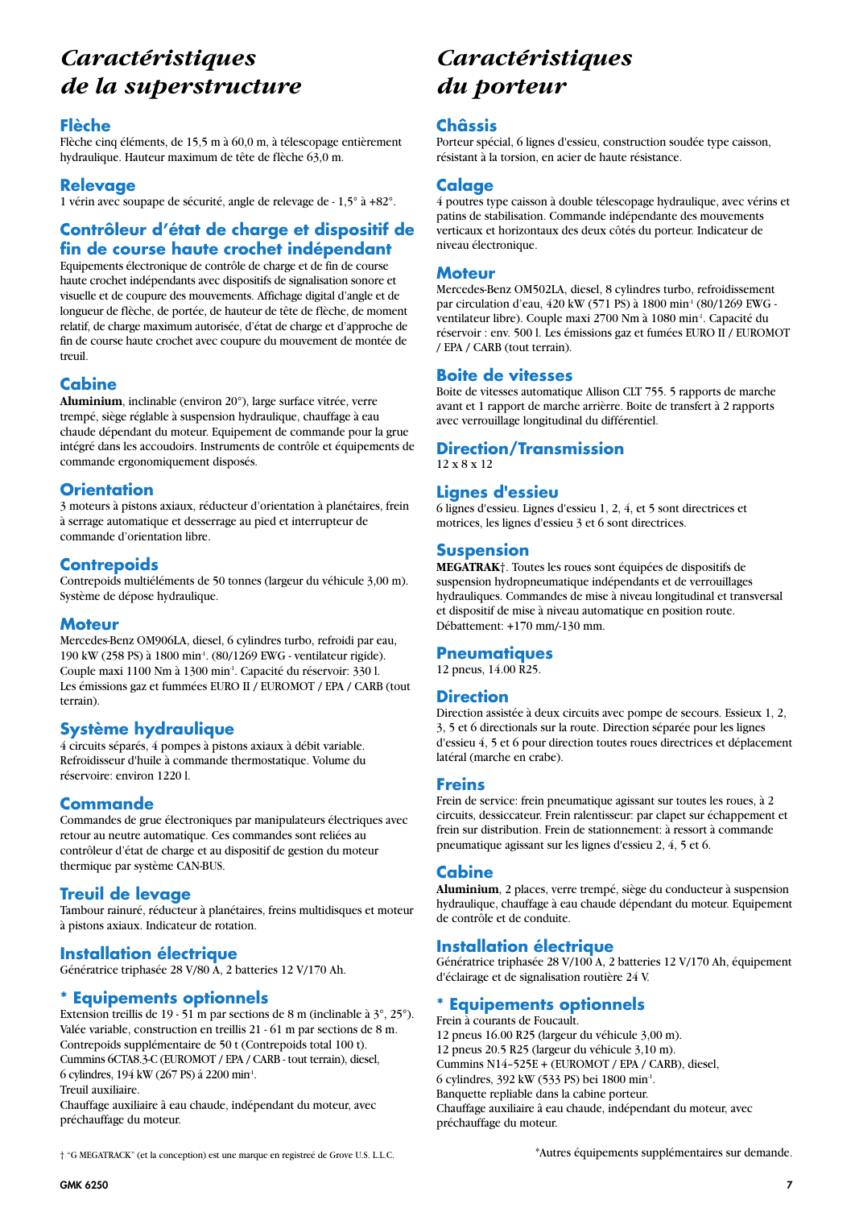# *Caractéristiques de la superstructure*

## Flèche

Flèche cinq éléments, de 15,5 m à 60,0 m, à télescopage entièrement hydraulique. Hauteur maximum de tête de flèche 63,0 m.

## Relevage

1 vérin avec soupape de sécurité, angle de relevage de - 1,5° à +82°.

## Contrôleur d'état de charge et dispositif de fin de course haute crochet indépendant

Equipements électronique de contrôle de charge et de fin de course haute crochet indépendants avec dispositifs de signalisation sonore et visuelle et de coupure des mouvements. Affichage digital d'angle et de longueur de flèche, de portée, de hauteur de tête de flèche, de moment relatif, de charge maximum autorisée, d'état de charge et d'approche de fin de course haute crochet avec coupure du mouvement de montée de treuil.

## Cabine

**Aluminium**, inclinable (environ 20°), large surface vitrée, verre trempé, siège réglable à suspension hydraulique, chauffage à eau chaude dépendant du moteur. Equipement de commande pour la grue intégré dans les accoudoirs. Instruments de contrôle et équipements de commande ergonomiquement disposés.

## Orientation

3 moteurs à pistons axiaux, réducteur d'orientation à planétaires, frein à serrage automatique et desserrage au pied et interrupteur de commande d'orientation libre.

## Contrepoids

Contrepoids multiéléments de 50 tonnes (largeur du véhicule 3,00 m). Système de dépose hydraulique.

## Moteur

Mercedes-Benz OM906LA, diesel, 6 cylindres turbo, refroidi par eau, 190 kW (258 PS) à 1800 min$^{-1}$. (80/1269 EWG - ventilateur rigide). Couple maxi 1100 Nm à 1300 min$^{-1}$. Capacité du réservoir: 330 l. Les émissions gaz et fummées EURO II / EUROMOT / EPA / CARB (tout terrain).

## Système hydraulique

4 circuits séparés, 4 pompes à pistons axiaux à débit variable. Refroidisseur d'huile à commande thermostatique. Volume du réservoire: environ 1220 l.

## Commande

Commandes de grue électroniques par manipulateurs électriques avec retour au neutre automatique. Ces commandes sont reliées au contrôleur d'état de charge et au dispositif de gestion du moteur thermique par système CAN-BUS.

## Treuil de levage

Tambour rainuré, réducteur à planétaires, freins multidisques et moteur à pistons axiaux. Indicateur de rotation.

## Installation électrique

Génératrice triphasée 28 V/80 A, 2 batteries 12 V/170 Ah.

## * Equipements optionnels

Extension treillis de 19 - 51 m par sections de 8 m (inclinable à 3°, 25°).
Valée variable, construction en treillis 21 - 61 m par sections de 8 m.
Contrepoids supplémentaire de 50 t (Contrepoids total 100 t).
Cummins 6CTA8.3-C (EUROMOT / EPA / CARB - tout terrain), diesel, 6 cylindres, 194 kW (267 PS) á 2200 min$^{-1}$.
Treuil auxiliaire.
Chauffage auxiliaire à eau chaude, indépendant du moteur, avec préchauffage du moteur.

† "G MEGATRACK" (et la conception) est une marque en registreé de Grove U.S. L.L.C.

# *Caractéristiques du porteur*

## Châssis

Porteur spécial, 6 lignes d'essieu, construction soudée type caisson, résistant à la torsion, en acier de haute résistance.

## Calage

4 poutres type caisson à double télescopage hydraulique, avec vérins et patins de stabilisation. Commande indépendante des mouvements verticaux et horizontaux des deux côtés du porteur. Indicateur de niveau électronique.

## Moteur

Mercedes-Benz OM502LA, diesel, 8 cylindres turbo, refroidissement par circulation d'eau, 420 kW (571 PS) à 1800 min$^{-1}$ (80/1269 EWG - ventilateur libre). Couple maxi 2700 Nm à 1080 min$^{-1}$. Capacité du réservoir : env. 500 l. Les émissions gaz et fumées EURO II / EUROMOT / EPA / CARB (tout terrain).

## Boite de vitesses

Boite de vitesses automatique Allison CLT 755. 5 rapports de marche avant et 1 rapport de marche arrière. Boite de transfert à 2 rapports avec verrouillage longitudinal du différentiel.

## Direction/Transmission

12 x 8 x 12

## Lignes d'essieu

6 lignes d'essieu. Lignes d'essieu 1, 2, 4, et 5 sont directrices et motrices, les lignes d'essieu 3 et 6 sont directrices.

## Suspension

**MEGATRAK**†. Toutes les roues sont équipées de dispositifs de suspension hydropneumatique indépendants et de verrouillages hydrauliques. Commandes de mise à niveau longitudinal et transversal et dispositif de mise à niveau automatique en position route. Débattement: +170 mm/-130 mm.

## Pneumatiques

12 pneus, 14.00 R25.

## Direction

Direction assistée à deux circuits avec pompe de secours. Essieux 1, 2, 3, 5 et 6 directionals sur la route. Direction séparée pour les lignes d'essieu 4, 5 et 6 pour direction toutes roues directrices et déplacement latéral (marche en crabe).

## Freins

Frein de service: frein pneumatique agissant sur toutes les roues, à 2 circuits, dessiccateur. Frein ralentisseur: par clapet sur échappement et frein sur distribution. Frein de stationnement: à ressort à commande pneumatique agissant sur les lignes d'essieu 2, 4, 5 et 6.

## Cabine

**Aluminium**, 2 places, verre trempé, siège du conducteur à suspension hydraulique, chauffage à eau chaude dépendant du moteur. Equipement de contrôle et de conduite.

## Installation électrique

Génératrice triphasée 28 V/100 A, 2 batteries 12 V/170 Ah, équipement d'éclairage et de signalisation routière 24 V.

## * Equipements optionnels

Frein à courants de Foucault.
12 pneus 16.00 R25 (largeur du véhicule 3,00 m).
12 pneus 20.5 R25 (largeur du véhicule 3,10 m).
Cummins N14–525E + (EUROMOT / EPA / CARB), diesel, 6 cylindres, 392 kW (533 PS) bei 1800 min$^{-1}$.
Banquette repliable dans la cabine porteur.
Chauffage auxiliaire à eau chaude, indépendant du moteur, avec préchauffage du moteur.

*Autres équipements supplémentaires sur demande.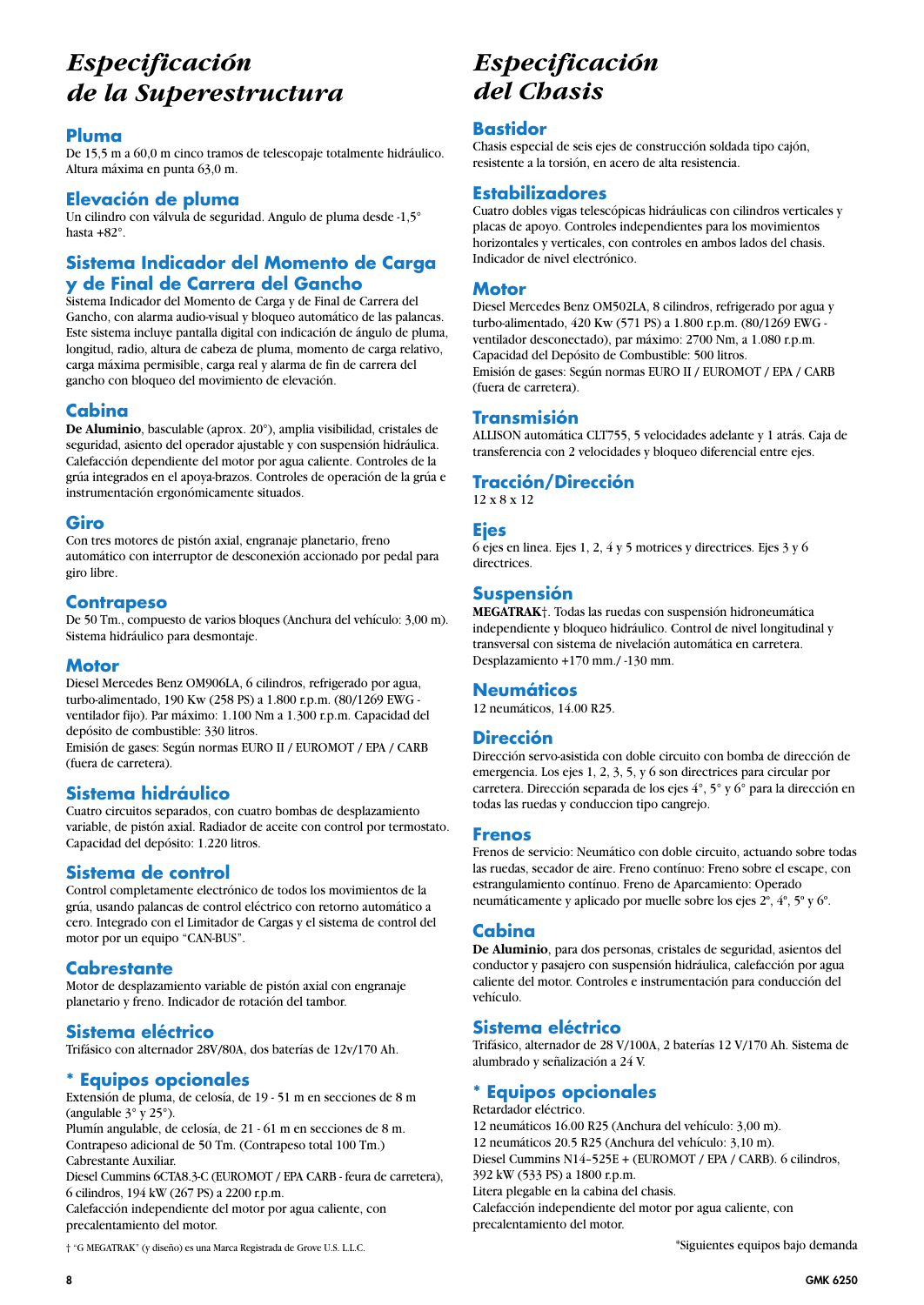# *Especificación de la Superestructura*

## Pluma
De 15,5 m a 60,0 m cinco tramos de telescopaje totalmente hidráulico. Altura máxima en punta 63,0 m.

## Elevación de pluma
Un cilindro con válvula de seguridad. Angulo de pluma desde -1,5° hasta +82°.

## Sistema Indicador del Momento de Carga y de Final de Carrera del Gancho
Sistema Indicador del Momento de Carga y de Final de Carrera del Gancho, con alarma audio-visual y bloqueo automático de las palancas. Este sistema incluye pantalla digital con indicación de ángulo de pluma, longitud, radio, altura de cabeza de pluma, momento de carga relativo, carga máxima permisible, carga real y alarma de fin de carrera del gancho con bloqueo del movimiento de elevación.

## Cabina
**De Aluminio**, basculable (aprox. 20°), amplia visibilidad, cristales de seguridad, asiento del operador ajustable y con suspensión hidráulica. Calefacción dependiente del motor por agua caliente. Controles de la grúa integrados en el apoya-brazos. Controles de operación de la grúa e instrumentación ergonómicamente situados.

## Giro
Con tres motores de pistón axial, engranaje planetario, freno automático con interruptor de desconexión accionado por pedal para giro libre.

## Contrapeso
De 50 Tm., compuesto de varios bloques (Anchura del vehículo: 3,00 m). Sistema hidráulico para desmontaje.

## Motor
Diesel Mercedes Benz OM906LA, 6 cilindros, refrigerado por agua, turbo-alimentado, 190 Kw (258 PS) a 1.800 r.p.m. (80/1269 EWG - ventilador fijo). Par máximo: 1.100 Nm a 1.300 r.p.m. Capacidad del depósito de combustible: 330 litros.
Emisión de gases: Según normas EURO II / EUROMOT / EPA / CARB (fuera de carretera).

## Sistema hidráulico
Cuatro circuitos separados, con cuatro bombas de desplazamiento variable, de pistón axial. Radiador de aceite con control por termostato. Capacidad del depósito: 1.220 litros.

## Sistema de control
Control completamente electrónico de todos los movimientos de la grúa, usando palancas de control eléctrico con retorno automático a cero. Integrado con el Limitador de Cargas y el sistema de control del motor por un equipo "CAN-BUS".

## Cabrestante
Motor de desplazamiento variable de pistón axial con engranaje planetario y freno. Indicador de rotación del tambor.

## Sistema eléctrico
Trifásico con alternador 28V/80A, dos baterías de 12v/170 Ah.

## * Equipos opcionales
Extensión de pluma, de celosía, de 19 - 51 m en secciones de 8 m (angulable 3° y 25°).
Plumín angulable, de celosía, de 21 - 61 m en secciones de 8 m.
Contrapeso adicional de 50 Tm. (Contrapeso total 100 Tm.)
Cabrestante Auxiliar.
Diesel Cummins 6CTA8.3-C (EUROMOT / EPA CARB - feura de carretera), 6 cilindros, 194 kW (267 PS) a 2200 r.p.m.
Calefacción independiente del motor por agua caliente, con precalentamiento del motor.

† "G MEGATRAK" (y diseño) es una Marca Registrada de Grove U.S. L.L.C.

# *Especificación del Chasis*

## Bastidor
Chasis especial de seis ejes de construcción soldada tipo cajón, resistente a la torsión, en acero de alta resistencia.

## Estabilizadores
Cuatro dobles vigas telescópicas hidráulicas con cilindros verticales y placas de apoyo. Controles independientes para los movimientos horizontales y verticales, con controles en ambos lados del chasis. Indicador de nivel electrónico.

## Motor
Diesel Mercedes Benz OM502LA, 8 cilindros, refrigerado por agua y turbo-alimentado, 420 Kw (571 PS) a 1.800 r.p.m. (80/1269 EWG - ventilador desconectado), par máximo: 2700 Nm, a 1.080 r.p.m.
Capacidad del Depósito de Combustible: 500 litros.
Emisión de gases: Según normas EURO II / EUROMOT / EPA / CARB (fuera de carretera).

## Transmisión
ALLISON automática CLT755, 5 velocidades adelante y 1 atrás. Caja de transferencia con 2 velocidades y bloqueo diferencial entre ejes.

## Tracción/Dirección
12 x 8 x 12

## Ejes
6 ejes en linea. Ejes 1, 2, 4 y 5 motrices y directrices. Ejes 3 y 6 directrices.

## Suspensión
**MEGATRAK**†. Todas las ruedas con suspensión hidroneumática independiente y bloqueo hidráulico. Control de nivel longitudinal y transversal con sistema de nivelación automática en carretera. Desplazamiento +170 mm./ -130 mm.

## Neumáticos
12 neumáticos, 14.00 R25.

## Dirección
Dirección servo-asistida con doble circuito con bomba de dirección de emergencia. Los ejes 1, 2, 3, 5, y 6 son directrices para circular por carretera. Dirección separada de los ejes 4°, 5° y 6° para la dirección en todas las ruedas y conduccion tipo cangrejo.

## Frenos
Frenos de servicio: Neumático con doble circuito, actuando sobre todas las ruedas, secador de aire. Freno contínuo: Freno sobre el escape, con estrangulamiento contínuo. Freno de Aparcamiento: Operado neumáticamente y aplicado por muelle sobre los ejes 2º, 4º, 5º y 6º.

## Cabina
**De Aluminio**, para dos personas, cristales de seguridad, asientos del conductor y pasajero con suspensión hidráulica, calefacción por agua caliente del motor. Controles e instrumentación para conducción del vehículo.

## Sistema eléctrico
Trifásico, alternador de 28 V/100A, 2 baterías 12 V/170 Ah. Sistema de alumbrado y señalización a 24 V.

## * Equipos opcionales
Retardador eléctrico.
12 neumáticos 16.00 R25 (Anchura del vehículo: 3,00 m).
12 neumáticos 20.5 R25 (Anchura del vehículo: 3,10 m).
Diesel Cummins N14–525E + (EUROMOT / EPA / CARB). 6 cilindros, 392 kW (533 PS) a 1800 r.p.m.
Litera plegable en la cabina del chasis.
Calefacción independiente del motor por agua caliente, con precalentamiento del motor.

*Siguientes equipos bajo demanda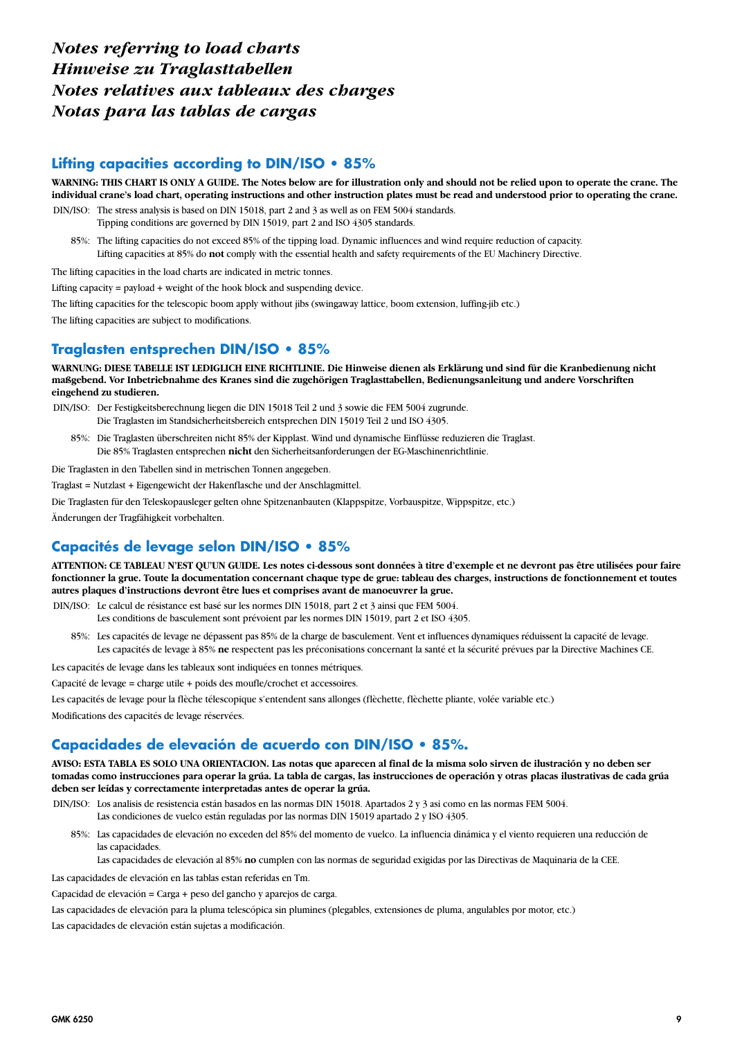# *Notes referring to load charts*
# *Hinweise zu Traglasttabellen*
# *Notes relatives aux tableaux des charges*
# *Notas para las tablas de cargas*

## Lifting capacities according to DIN/ISO • 85%

**WARNING: THIS CHART IS ONLY A GUIDE. The Notes below are for illustration only and should not be relied upon to operate the crane. The individual crane's load chart, operating instructions and other instruction plates must be read and understood prior to operating the crane.**

DIN/ISO: The stress analysis is based on DIN 15018, part 2 and 3 as well as on FEM 5004 standards.
Tipping conditions are governed by DIN 15019, part 2 and ISO 4305 standards.

85%: The lifting capacities do not exceed 85% of the tipping load. Dynamic influences and wind require reduction of capacity.
Lifting capacities at 85% do **not** comply with the essential health and safety requirements of the EU Machinery Directive.

The lifting capacities in the load charts are indicated in metric tonnes.

Lifting capacity = payload + weight of the hook block and suspending device.

The lifting capacities for the telescopic boom apply without jibs (swingaway lattice, boom extension, luffing-jib etc.)

The lifting capacities are subject to modifications.

## Traglasten entsprechen DIN/ISO • 85%

**WARNUNG: DIESE TABELLE IST LEDIGLICH EINE RICHTLINIE. Die Hinweise dienen als Erklärung und sind für die Kranbedienung nicht maßgebend. Vor Inbetriebnahme des Kranes sind die zugehörigen Traglasttabellen, Bedienungsanleitung und andere Vorschriften eingehend zu studieren.**

DIN/ISO: Der Festigkeitsberechnung liegen die DIN 15018 Teil 2 und 3 sowie die FEM 5004 zugrunde.
Die Traglasten im Standsicherheitsbereich entsprechen DIN 15019 Teil 2 und ISO 4305.

85%: Die Traglasten überschreiten nicht 85% der Kipplast. Wind und dynamische Einflüsse reduzieren die Traglast.
Die 85% Traglasten entsprechen **nicht** den Sicherheitsanforderungen der EG-Maschinenrichtlinie.

Die Traglasten in den Tabellen sind in metrischen Tonnen angegeben.

Traglast = Nutzlast + Eigengewicht der Hakenflasche und der Anschlagmittel.

Die Traglasten für den Teleskopausleger gelten ohne Spitzenanbauten (Klappspitze, Vorbauspitze, Wippspitze, etc.)

Änderungen der Tragfähigkeit vorbehalten.

## Capacités de levage selon DIN/ISO • 85%

**ATTENTION: CE TABLEAU N'EST QU'UN GUIDE. Les notes ci-dessous sont données à titre d'exemple et ne devront pas être utilisées pour faire fonctionner la grue. Toute la documentation concernant chaque type de grue: tableau des charges, instructions de fonctionnement et toutes autres plaques d'instructions devront être lues et comprises avant de manoeuvrer la grue.**

DIN/ISO: Le calcul de résistance est basé sur les normes DIN 15018, part 2 et 3 ainsi que FEM 5004.
Les conditions de basculement sont prévoient par les normes DIN 15019, part 2 et ISO 4305.

85%: Les capacités de levage ne dépassent pas 85% de la charge de basculement. Vent et influences dynamiques réduissent la capacité de levage.
Les capacités de levage à 85% **ne** respectent pas les préconisations concernant la santé et la sécurité prévues par la Directive Machines CE.

Les capacités de levage dans les tableaux sont indiquées en tonnes métriques.

Capacité de levage = charge utile + poids des moufle/crochet et accessoires.

Les capacités de levage pour la flèche télescopique s'entendent sans allonges (flèchette, flèchette pliante, volée variable etc.)

Modifications des capacités de levage réservées.

## Capacidades de elevación de acuerdo con DIN/ISO • 85%.

**AVISO: ESTA TABLA ES SOLO UNA ORIENTACION. Las notas que aparecen al final de la misma solo sirven de ilustración y no deben ser tomadas como instrucciones para operar la grúa. La tabla de cargas, las instrucciones de operación y otras placas ilustrativas de cada grúa deben ser leídas y correctamente interpretadas antes de operar la grúa.**

DIN/ISO: Los analisis de resistencia están basados en las normas DIN 15018. Apartados 2 y 3 asi como en las normas FEM 5004.
Las condiciones de vuelco están reguladas por las normas DIN 15019 apartado 2 y ISO 4305.

85%: Las capacidades de elevación no exceden del 85% del momento de vuelco. La influencia dinámica y el viento requieren una reducción de las capacidades.
Las capacidades de elevación al 85% **no** cumplen con las normas de seguridad exigidas por las Directivas de Maquinaria de la CEE.

Las capacidades de elevación en las tablas estan referidas en Tm.

Capacidad de elevación = Carga + peso del gancho y aparejos de carga.

Las capacidades de elevación para la pluma telescópica sin plumines (plegables, extensiones de pluma, angulables por motor, etc.)

Las capacidades de elevación están sujetas a modificación.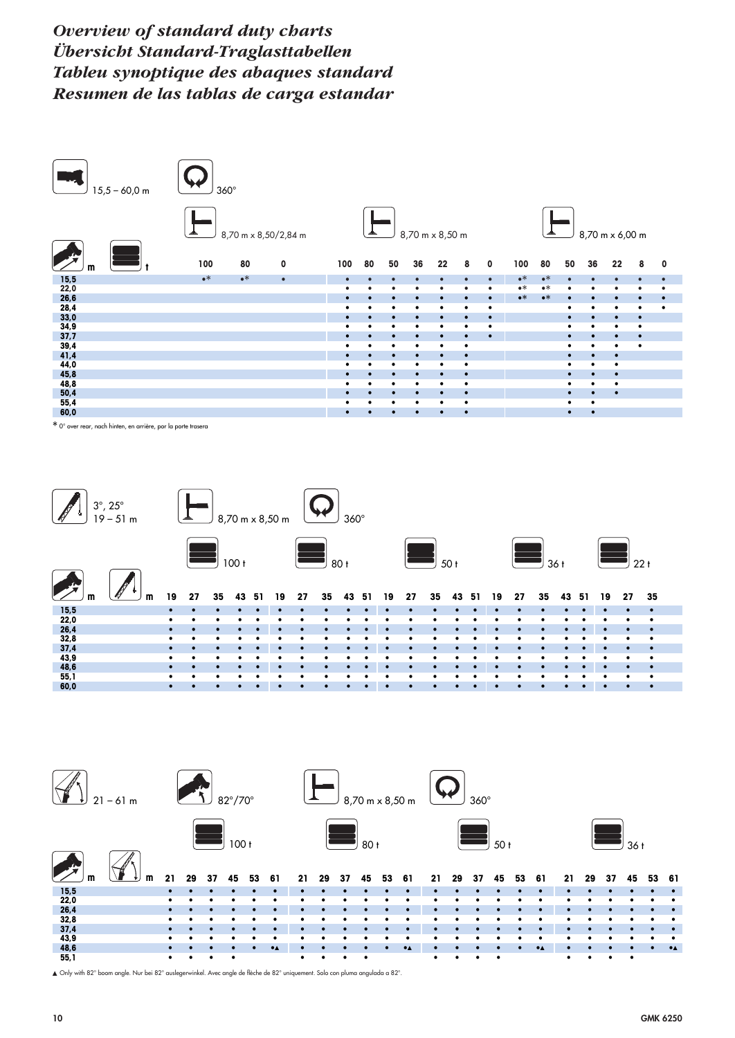# Overview of standard duty charts
# Übersicht Standard-Traglasttabellen
# Tableu synoptique des abaques standard
# Resumen de las tablas de carga estandar

15,5 – 60,0 m | 360°

| m | 8,70 m x 8,50/2,84 m | | | 8,70 m x 8,50 m | | | | | | | 8,70 m x 6,00 m | | | | | | |
|---|---|---|---|---|---|---|---|---|---|---|---|---|---|---|---|---|---|
| t | 100 | 80 | 0 | 100 | 80 | 50 | 36 | 22 | 8 | 0 | 100 | 80 | 50 | 36 | 22 | 8 | 0 |
| 15,5 | •* | •* | • | • | • | • | • | • | • | • | •* | •* | • | • | • | • | • |
| 22,0 | | | | • | • | • | • | • | • | • | •* | •* | • | • | • | • | • |
| 26,6 | | | | • | • | • | • | • | • | • | •* | •* | • | • | • | • | • |
| 28,4 | | | | • | • | • | • | • | • | • | | | • | • | • | • | • |
| 33,0 | | | | • | • | • | • | • | • | • | | | • | • | • | • | |
| 34,9 | | | | • | • | • | • | • | • | • | | | • | • | • | • | |
| 37,7 | | | | • | • | • | • | • | • | • | | | • | • | • | • | |
| 39,4 | | | | • | • | • | • | • | • | | | | • | • | • | • | |
| 41,4 | | | | • | • | • | • | • | • | | | | • | • | • | | |
| 44,0 | | | | • | • | • | • | • | • | | | | • | • | • | | |
| 45,8 | | | | • | • | • | • | • | • | | | | • | • | • | | |
| 48,8 | | | | • | • | • | • | • | • | | | | • | • | • | | |
| 50,4 | | | | • | • | • | • | • | • | | | | • | • | • | | |
| 55,4 | | | | • | • | • | • | • | • | | | | • | • | | | |
| 60,0 | | | | • | • | • | • | • | • | | | | • | • | | | |

* 0° over rear, nach hinten, en arrière, por la porte trasera

3°, 25° | 19 – 51 m | 8,70 m x 8,50 m | 360°

| m | 100 t | | | | | 80 t | | | | | 50 t | | | | | 36 t | | | | | 22 t | | |
|---|---|---|---|---|---|---|---|---|---|---|---|---|---|---|---|---|---|---|---|---|---|---|---|
| m | 19 | 27 | 35 | 43 | 51 | 19 | 27 | 35 | 43 | 51 | 19 | 27 | 35 | 43 | 51 | 19 | 27 | 35 | 43 | 51 | 19 | 27 | 35 |
| 15,5 | • | • | • | • | • | • | • | • | • | • | • | • | • | • | • | • | • | • | • | • | • | • | • |
| 22,0 | • | • | • | • | • | • | • | • | • | • | • | • | • | • | • | • | • | • | • | • | • | • | • |
| 26,4 | • | • | • | • | • | • | • | • | • | • | • | • | • | • | • | • | • | • | • | • | • | • | • |
| 32,8 | • | • | • | • | • | • | • | • | • | • | • | • | • | • | • | • | • | • | • | • | • | • | • |
| 37,4 | • | • | • | • | • | • | • | • | • | • | • | • | • | • | • | • | • | • | • | • | • | • | • |
| 43,9 | • | • | • | • | • | • | • | • | • | • | • | • | • | • | • | • | • | • | • | • | • | • | • |
| 48,6 | • | • | • | • | • | • | • | • | • | • | • | • | • | • | • | • | • | • | • | • | • | • | • |
| 55,1 | • | • | • | • | • | • | • | • | • | • | • | • | • | • | • | • | • | • | • | • | • | • | • |
| 60,0 | • | • | • | • | • | • | • | • | • | • | • | • | • | • | • | • | • | • | • | • | • | • | • |

21 – 61 m | 82°/70° | 8,70 m x 8,50 m | 360°

| m | 100 t | | | | | | 80 t | | | | | | 50 t | | | | | | 36 t | | | | | |
|---|---|---|---|---|---|---|---|---|---|---|---|---|---|---|---|---|---|---|---|---|---|---|---|---|
| m | 21 | 29 | 37 | 45 | 53 | 61 | 21 | 29 | 37 | 45 | 53 | 61 | 21 | 29 | 37 | 45 | 53 | 61 | 21 | 29 | 37 | 45 | 53 | 61 |
| 15,5 | • | • | • | • | • | • | • | • | • | • | • | • | • | • | • | • | • | • | • | • | • | • | • | • |
| 22,0 | • | • | • | • | • | • | • | • | • | • | • | • | • | • | • | • | • | • | • | • | • | • | • | • |
| 26,4 | • | • | • | • | • | • | • | • | • | • | • | • | • | • | • | • | • | • | • | • | • | • | • | • |
| 32,8 | • | • | • | • | • | • | • | • | • | • | • | • | • | • | • | • | • | • | • | • | • | • | • | • |
| 37,4 | • | • | • | • | • | • | • | • | • | • | • | • | • | • | • | • | • | • | • | • | • | • | • | • |
| 43,9 | • | • | • | • | • | • | • | • | • | • | • | • | • | • | • | • | • | • | • | • | • | • | • | • |
| 48,6 | • | • | • | • | • | •▲ | • | • | • | • | • | •▲ | • | • | • | • | • | •▲ | • | • | • | • | • | •▲ |
| 55,1 | • | • | • | • | | | • | • | • | • | | | • | • | • | • | | | • | • | • | • | | |

▲ Only with 82° boom angle. Nur bei 82° auslegerwinkel. Avec angle de flèche de 82° uniquement. Solo con pluma angulada a 82°.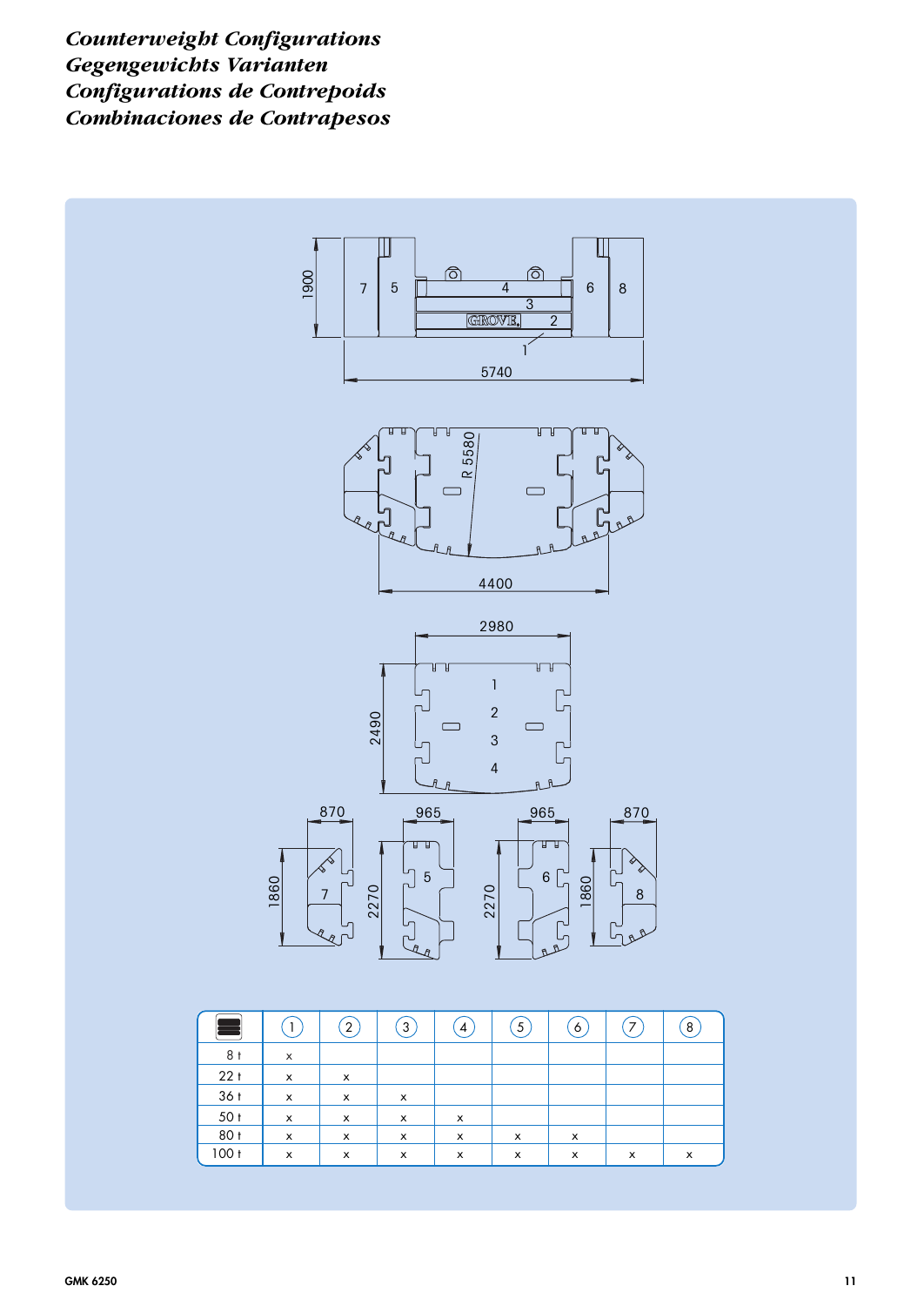# *Counterweight Configurations*
# *Gegengewichts Varianten*
# *Configurations de Contrepoids*
# *Combinaciones de Contrapesos*

| | 1 | 2 | 3 | 4 | 5 | 6 | 7 | 8 |
|---|---|---|---|---|---|---|---|---|
| 8 t | x | | | | | | | |
| 22 t | x | x | | | | | | |
| 36 t | x | x | x | | | | | |
| 50 t | x | x | x | x | | | | |
| 80 t | x | x | x | x | x | x | | |
| 100 t | x | x | x | x | x | x | x | x |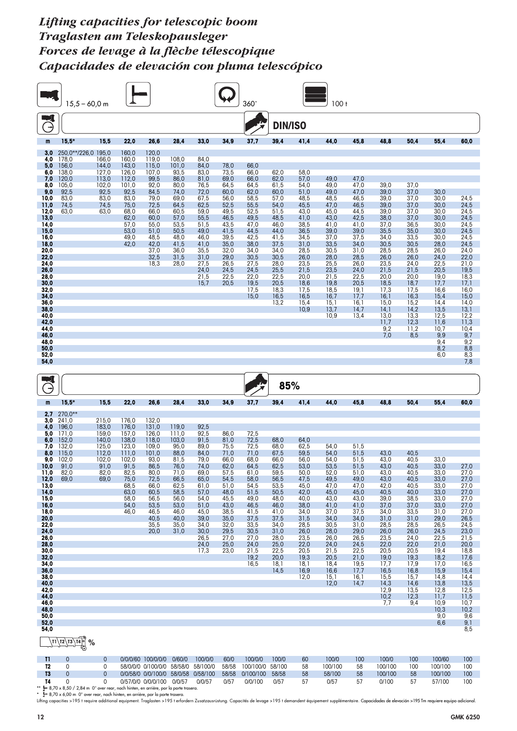# *Lifting capacities for telescopic boom*
# *Traglasten am Teleskopausleger*
# *Forces de levage à la flèche télescopique*
# *Capacidades de elevación con pluma telescópico*

15,5 – 60,0 m | 360° | 100 t

**DIN/ISO**

| m | 15,5* | 15,5 | 22,0 | 26,6 | 28,4 | 33,0 | 34,9 | 37,7 | 39,4 | 41,4 | 44,0 | 45,8 | 48,8 | 50,4 | 55,4 | 60,0 |
|---|---|---|---|---|---|---|---|---|---|---|---|---|---|---|---|---|
| 3,0 | 250,0**/226,0 | 195,0 | 160,0 | 120,0 | | | | | | | | | | | | |
| 4,0 | 178,0 | 166,0 | 160,0 | 119,0 | 108,0 | 84,0 | | | | | | | | | | |
| 5,0 | 156,0 | 144,0 | 143,0 | 115,0 | 101,0 | 84,0 | 78,0 | 66,0 | | | | | | | | |
| 6,0 | 138,0 | 127,0 | 126,0 | 107,0 | 93,5 | 83,0 | 73,5 | 66,0 | 62,0 | 58,0 | | | | | | |
| 7,0 | 120,0 | 113,0 | 112,0 | 99,5 | 86,0 | 81,0 | 69,0 | 66,0 | 62,0 | 57,0 | 49,0 | 47,0 | | | | |
| 8,0 | 105,0 | 102,0 | 101,0 | 92,0 | 80,0 | 76,5 | 64,5 | 64,5 | 61,5 | 54,0 | 49,0 | 47,0 | 39,0 | 37,0 | | |
| 9,0 | 92,5 | 92,5 | 92,5 | 84,5 | 74,0 | 72,0 | 60,0 | 62,0 | 60,0 | 51,0 | 49,0 | 47,0 | 39,0 | 37,0 | 30,0 | |
| 10,0 | 83,0 | 83,0 | 83,0 | 79,0 | 69,0 | 67,5 | 56,0 | 58,5 | 57,0 | 48,5 | 48,5 | 46,5 | 39,0 | 37,0 | 30,0 | 24,5 |
| 11,0 | 74,5 | 74,5 | 75,0 | 72,5 | 64,5 | 62,5 | 52,5 | 55,5 | 54,0 | 45,5 | 47,0 | 46,5 | 39,0 | 37,0 | 30,0 | 24,5 |
| 12,0 | 63,0 | 63,0 | 68,0 | 66,0 | 60,5 | 59,0 | 49,5 | 52,5 | 51,5 | 43,0 | 45,0 | 44,5 | 39,0 | 37,0 | 30,0 | 24,5 |
| 13,0 | | | 62,0 | 60,0 | 57,0 | 55,5 | 46,5 | 49,5 | 48,5 | 41,0 | 43,0 | 42,5 | 38,0 | 37,0 | 30,0 | 24,5 |
| 14,0 | | | 57,0 | 55,0 | 53,5 | 51,5 | 43,5 | 47,0 | 46,0 | 38,5 | 41,0 | 41,0 | 37,0 | 36,5 | 30,0 | 24,5 |
| 15,0 | | | 53,0 | 51,0 | 50,5 | 49,0 | 41,5 | 44,5 | 44,0 | 36,5 | 39,0 | 39,0 | 35,5 | 35,0 | 30,0 | 24,5 |
| 16,0 | | | 49,0 | 48,5 | 48,0 | 46,0 | 39,5 | 42,5 | 41,5 | 34,5 | 37,0 | 37,5 | 34,0 | 33,5 | 30,0 | 24,5 |
| 18,0 | | | 42,0 | 42,0 | 41,5 | 41,0 | 35,0 | 38,0 | 37,5 | 31,0 | 33,5 | 34,0 | 30,5 | 30,5 | 28,0 | 24,5 |
| 20,0 | | | | 37,0 | 36,0 | 35,5 | 32,0 | 34,0 | 34,0 | 28,5 | 30,5 | 31,0 | 28,5 | 28,5 | 26,0 | 24,0 |
| 22,0 | | | | 32,5 | 31,5 | 31,0 | 29,0 | 30,5 | 30,5 | 26,0 | 28,0 | 28,5 | 26,0 | 26,0 | 24,0 | 22,0 |
| 24,0 | | | | 18,3 | 28,0 | 27,5 | 26,5 | 27,5 | 28,0 | 23,5 | 25,5 | 26,0 | 23,5 | 24,0 | 22,5 | 21,0 |
| 26,0 | | | | | | 24,0 | 24,5 | 24,5 | 25,5 | 21,5 | 23,5 | 24,0 | 21,5 | 21,5 | 20,5 | 19,5 |
| 28,0 | | | | | | 21,5 | 22,5 | 22,0 | 22,5 | 20,0 | 21,5 | 22,5 | 20,0 | 20,0 | 19,0 | 18,3 |
| 30,0 | | | | | | 15,7 | 20,5 | 19,5 | 20,5 | 18,6 | 19,8 | 20,5 | 18,5 | 18,7 | 17,7 | 17,1 |
| 32,0 | | | | | | | | 17,5 | 18,3 | 17,5 | 18,5 | 19,1 | 17,3 | 17,5 | 16,6 | 16,0 |
| 34,0 | | | | | | | | 15,0 | 16,5 | 16,5 | 16,7 | 17,7 | 16,1 | 16,3 | 15,4 | 15,0 |
| 36,0 | | | | | | | | | 13,2 | 15,4 | 15,1 | 16,1 | 15,0 | 15,2 | 14,4 | 14,0 |
| 38,0 | | | | | | | | | | 10,9 | 13,7 | 14,7 | 14,1 | 14,2 | 13,5 | 13,1 |
| 40,0 | | | | | | | | | | | 10,9 | 13,4 | 13,0 | 13,3 | 12,5 | 12,2 |
| 42,0 | | | | | | | | | | | | | 11,7 | 12,3 | 11,6 | 11,3 |
| 44,0 | | | | | | | | | | | | | 9,2 | 11,2 | 10,7 | 10,4 |
| 46,0 | | | | | | | | | | | | | 7,0 | 8,5 | 9,9 | 9,7 |
| 48,0 | | | | | | | | | | | | | | | 9,4 | 9,2 |
| 50,0 | | | | | | | | | | | | | | | 8,2 | 8,8 |
| 52,0 | | | | | | | | | | | | | | | 6,0 | 8,3 |
| 54,0 | | | | | | | | | | | | | | | | 7,8 |

**85%**

| m | 15,5* | 15,5 | 22,0 | 26,6 | 28,4 | 33,0 | 34,9 | 37,7 | 39,4 | 41,4 | 44,0 | 45,8 | 48,8 | 50,4 | 55,4 | 60,0 |
|---|---|---|---|---|---|---|---|---|---|---|---|---|---|---|---|---|
| 2,7 | 270,0** | | | | | | | | | | | | | | | |
| 3,0 | 241,0 | 215,0 | 176,0 | 132,0 | | | | | | | | | | | | |
| 4,0 | 196,0 | 183,0 | 176,0 | 131,0 | 119,0 | 92,5 | | | | | | | | | | |
| 5,0 | 171,0 | 159,0 | 157,0 | 126,0 | 111,0 | 92,5 | 86,0 | 72,5 | | | | | | | | |
| 6,0 | 152,0 | 140,0 | 138,0 | 118,0 | 103,0 | 91,5 | 81,0 | 72,5 | 68,0 | 64,0 | | | | | | |
| 7,0 | 132,0 | 125,0 | 123,0 | 109,0 | 95,0 | 89,0 | 75,5 | 72,5 | 68,0 | 62,5 | 54,0 | 51,5 | | | | |
| 8,0 | 115,0 | 112,0 | 111,0 | 101,0 | 88,0 | 84,0 | 71,0 | 71,0 | 67,5 | 59,5 | 54,0 | 51,5 | 43,0 | 40,5 | | |
| 9,0 | 102,0 | 102,0 | 102,0 | 93,0 | 81,5 | 79,0 | 66,0 | 68,0 | 66,0 | 56,0 | 54,0 | 51,5 | 43,0 | 40,5 | 33,0 | |
| 10,0 | 91,0 | 91,0 | 91,5 | 86,5 | 76,0 | 74,0 | 62,0 | 64,5 | 62,5 | 53,0 | 53,5 | 51,5 | 43,0 | 40,5 | 33,0 | 27,0 |
| 11,0 | 82,0 | 82,0 | 82,5 | 80,0 | 71,0 | 69,0 | 57,5 | 61,0 | 59,5 | 50,0 | 52,0 | 51,0 | 43,0 | 40,5 | 33,0 | 27,0 |
| 12,0 | 69,0 | 69,0 | 75,0 | 72,5 | 66,5 | 65,0 | 54,5 | 58,0 | 56,5 | 47,5 | 49,5 | 49,0 | 43,0 | 40,5 | 33,0 | 27,0 |
| 13,0 | | | 68,5 | 66,0 | 62,5 | 61,0 | 51,0 | 54,5 | 53,5 | 45,0 | 47,0 | 47,0 | 42,0 | 40,5 | 33,0 | 27,0 |
| 14,0 | | | 63,0 | 60,5 | 58,5 | 57,0 | 48,0 | 51,5 | 50,5 | 42,0 | 45,0 | 45,0 | 40,5 | 40,0 | 33,0 | 27,0 |
| 15,0 | | | 58,0 | 56,5 | 56,0 | 54,0 | 45,5 | 49,0 | 48,0 | 40,0 | 43,0 | 43,0 | 39,0 | 38,5 | 33,0 | 27,0 |
| 16,0 | | | 54,0 | 53,5 | 53,0 | 51,0 | 43,0 | 46,5 | 46,0 | 38,0 | 41,0 | 41,0 | 37,0 | 37,0 | 33,0 | 27,0 |
| 18,0 | | | 46,0 | 46,5 | 46,0 | 45,0 | 38,5 | 41,5 | 41,0 | 34,0 | 37,0 | 37,5 | 34,0 | 33,5 | 31,0 | 27,0 |
| 20,0 | | | | 40,5 | 40,0 | 39,0 | 35,0 | 37,5 | 37,5 | 31,5 | 34,0 | 34,0 | 31,0 | 31,0 | 29,0 | 26,5 |
| 22,0 | | | | 35,5 | 35,0 | 34,0 | 32,0 | 33,5 | 34,0 | 28,5 | 30,5 | 31,0 | 28,5 | 28,5 | 26,5 | 24,5 |
| 24,0 | | | | 20,0 | 31,0 | 30,0 | 29,5 | 30,5 | 31,0 | 26,0 | 28,0 | 29,0 | 26,0 | 26,0 | 24,5 | 23,0 |
| 26,0 | | | | | | 26,5 | 27,0 | 27,0 | 28,0 | 23,5 | 26,0 | 26,5 | 23,5 | 24,0 | 22,5 | 21,5 |
| 28,0 | | | | | | 24,0 | 25,0 | 24,0 | 25,0 | 22,0 | 24,0 | 24,5 | 22,0 | 22,0 | 21,0 | 20,0 |
| 30,0 | | | | | | 17,3 | 23,0 | 21,5 | 22,5 | 20,5 | 21,5 | 22,5 | 20,5 | 20,5 | 19,4 | 18,8 |
| 32,0 | | | | | | | | 19,2 | 20,0 | 19,3 | 20,5 | 21,0 | 19,0 | 19,3 | 18,2 | 17,6 |
| 34,0 | | | | | | | | 16,5 | 18,1 | 18,1 | 18,4 | 19,5 | 17,7 | 17,9 | 17,0 | 16,5 |
| 36,0 | | | | | | | | | 14,5 | 16,9 | 16,6 | 17,7 | 16,5 | 16,8 | 15,9 | 15,4 |
| 38,0 | | | | | | | | | | 12,0 | 15,1 | 16,1 | 15,5 | 15,7 | 14,8 | 14,4 |
| 40,0 | | | | | | | | | | | 12,0 | 14,7 | 14,3 | 14,6 | 13,8 | 13,5 |
| 42,0 | | | | | | | | | | | | | 12,9 | 13,5 | 12,8 | 12,5 |
| 44,0 | | | | | | | | | | | | | 10,2 | 12,3 | 11,7 | 11,5 |
| 46,0 | | | | | | | | | | | | | 7,7 | 9,4 | 10,9 | 10,7 |
| 48,0 | | | | | | | | | | | | | | | 10,3 | 10,2 |
| 50,0 | | | | | | | | | | | | | | | 9,0 | 9,6 |
| 52,0 | | | | | | | | | | | | | | | 6,6 | 9,1 |
| 54,0 | | | | | | | | | | | | | | | | 8,5 |

T1\T2\T3\T4 %

| | 15,5* | 15,5 | 22,0 | 26,6 | 28,4 | 33,0 | 34,9 | 37,7 | 39,4 | 41,4 | 44,0 | 45,8 | 48,8 | 50,4 | 55,4 | 60,0 |
|---|---|---|---|---|---|---|---|---|---|---|---|---|---|---|---|---|
| T1 | 0 | 0 | 0/0/0/60 | 100/0/0/0 | 0/60/0 | 100/0/0 | 60/0 | 100/0/0 | 100/0 | 60 | 100/0 | 100 | 100/0 | 100 | 100/60 | 100 |
| T2 | 0 | 0 | 58/0/0/0 | 0/100/0/0 | 58/58/0 | 58/100/0 | 58/58 | 100/100/0 | 58/100 | 58 | 100/100 | 58 | 100/100 | 100 | 100/100 | 100 |
| T3 | 0 | 0 | 0/0/58/0 | 0/0/100/0 | 58/0/58 | 0/58/100 | 58/58 | 0/100/100 | 58/58 | 58 | 58/100 | 58 | 100/100 | 58 | 100/100 | 100 |
| T4 | 0 | 0 | 0/57/0/0 | 0/0/0/100 | 0/0/57 | 0/0/57 | 0/57 | 0/0/100 | 0/57 | 57 | 0/57 | 57 | 0/100 | 57 | 57/100 | 100 |

** 8,70 x 8,50 / 2,84 m 0° over rear, nach hinten, en arrière, por la parte trasera.

\* 8,70 x 6,00 m 0° over rear, nach hinten, en arrière, por la parte trasera.

Lifting capacities >195 t require additional equipment. Traglasten >195 t erfordern Zusatzausrüstung. Capacités de levage >195 t demandent équipement supplémentaire. Capacidades de elevación >195 Tm requiere equipo adicional.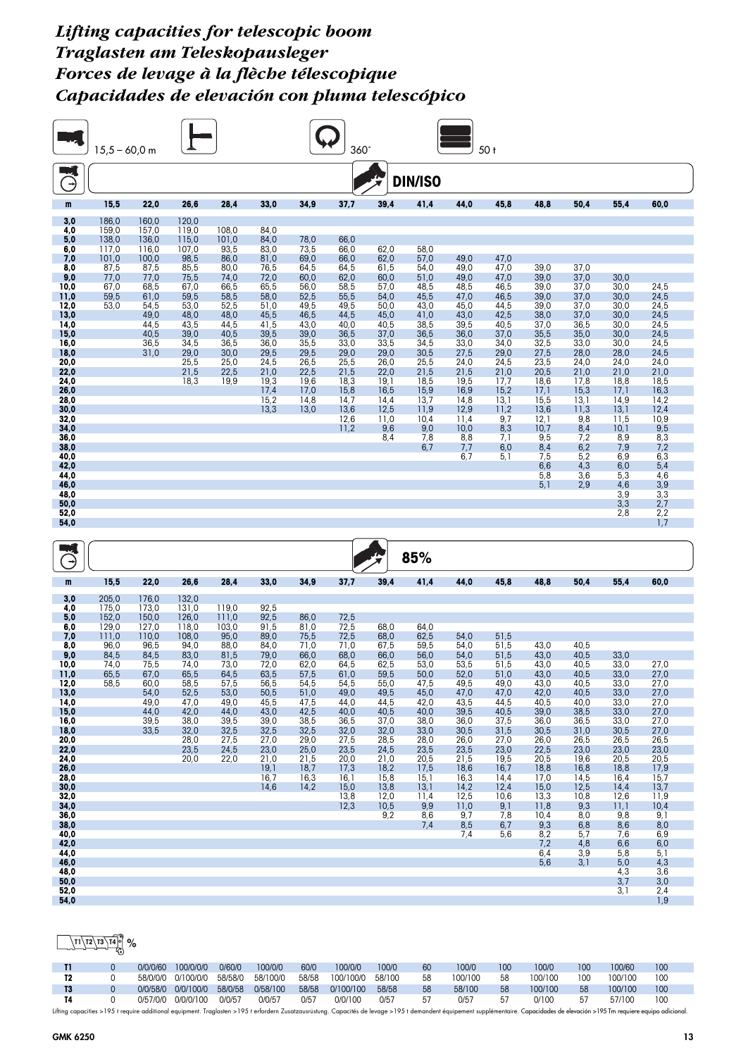# Lifting capacities for telescopic boom
# Traglasten am Teleskopausleger
# Forces de levage à la flèche télescopique
# Capacidades de elevación con pluma telescópico

15,5 – 60,0 m | 360° | 50 t

## DIN/ISO

| m | 15,5 | 22,0 | 26,6 | 28,4 | 33,0 | 34,9 | 37,7 | 39,4 | 41,4 | 44,0 | 45,8 | 48,8 | 50,4 | 55,4 | 60,0 |
|---|---|---|---|---|---|---|---|---|---|---|---|---|---|---|---|
| 3,0 | 186,0 | 160,0 | 120,0 | | | | | | | | | | | | |
| 4,0 | 159,0 | 157,0 | 119,0 | 108,0 | 84,0 | | | | | | | | | | |
| 5,0 | 138,0 | 136,0 | 115,0 | 101,0 | 84,0 | 78,0 | 66,0 | | | | | | | | |
| 6,0 | 117,0 | 116,0 | 107,0 | 93,5 | 83,0 | 73,5 | 66,0 | 62,0 | 58,0 | | | | | | |
| 7,0 | 101,0 | 100,0 | 98,5 | 86,0 | 81,0 | 69,0 | 66,0 | 62,0 | 57,0 | 49,0 | 47,0 | | | | |
| 8,0 | 87,5 | 87,5 | 85,5 | 80,0 | 76,5 | 64,5 | 64,5 | 61,5 | 54,0 | 49,0 | 47,0 | 39,0 | 37,0 | | |
| 9,0 | 77,0 | 77,0 | 75,5 | 74,0 | 72,0 | 60,0 | 62,0 | 60,0 | 51,0 | 49,0 | 47,0 | 39,0 | 37,0 | 30,0 | |
| 10,0 | 67,0 | 68,5 | 67,0 | 66,5 | 65,5 | 56,0 | 58,5 | 57,0 | 48,5 | 48,5 | 46,5 | 39,0 | 37,0 | 30,0 | 24,5 |
| 11,0 | 59,5 | 61,0 | 59,5 | 58,5 | 58,0 | 52,5 | 55,5 | 54,0 | 45,5 | 47,0 | 46,5 | 39,0 | 37,0 | 30,0 | 24,5 |
| 12,0 | 53,0 | 54,5 | 53,0 | 52,5 | 51,0 | 49,5 | 49,5 | 50,0 | 43,0 | 45,0 | 44,5 | 39,0 | 37,0 | 30,0 | 24,5 |
| 13,0 | | 49,0 | 48,0 | 48,0 | 45,5 | 46,5 | 44,5 | 45,0 | 41,0 | 43,0 | 42,5 | 38,0 | 37,0 | 30,0 | 24,5 |
| 14,0 | | 44,5 | 43,5 | 44,5 | 41,5 | 43,0 | 40,0 | 40,5 | 38,5 | 39,5 | 40,5 | 37,0 | 36,5 | 30,0 | 24,5 |
| 15,0 | | 40,5 | 39,0 | 40,5 | 39,5 | 39,0 | 36,5 | 37,0 | 36,5 | 36,0 | 37,0 | 35,5 | 35,0 | 30,0 | 24,5 |
| 16,0 | | 36,5 | 34,5 | 36,5 | 36,0 | 35,5 | 33,0 | 33,5 | 34,5 | 33,0 | 34,0 | 32,5 | 33,0 | 30,0 | 24,5 |
| 18,0 | | 31,0 | 29,0 | 30,0 | 29,5 | 29,5 | 29,0 | 29,0 | 30,5 | 27,5 | 29,0 | 27,5 | 28,0 | 28,0 | 24,5 |
| 20,0 | | | 25,5 | 25,0 | 24,5 | 26,5 | 25,5 | 26,0 | 25,5 | 24,0 | 24,5 | 23,5 | 24,0 | 24,0 | 24,0 |
| 22,0 | | | 21,5 | 22,5 | 21,0 | 22,5 | 21,5 | 22,0 | 21,5 | 21,5 | 21,0 | 20,5 | 21,0 | 21,0 | 21,0 |
| 24,0 | | | 18,3 | 19,9 | 19,3 | 19,6 | 18,3 | 19,1 | 18,5 | 19,5 | 17,7 | 18,6 | 17,8 | 18,8 | 18,5 |
| 26,0 | | | | | 17,4 | 17,0 | 15,8 | 16,5 | 15,9 | 16,9 | 15,2 | 17,1 | 15,3 | 17,1 | 16,3 |
| 28,0 | | | | | 15,2 | 14,8 | 14,7 | 14,4 | 13,7 | 14,8 | 13,1 | 15,5 | 13,1 | 14,9 | 14,2 |
| 30,0 | | | | | 13,3 | 13,0 | 13,6 | 12,5 | 11,9 | 12,9 | 11,2 | 13,6 | 11,3 | 13,1 | 12,4 |
| 32,0 | | | | | | | 12,6 | 11,0 | 10,4 | 11,4 | 9,7 | 12,1 | 9,8 | 11,5 | 10,9 |
| 34,0 | | | | | | | 11,2 | 9,6 | 9,0 | 10,0 | 8,3 | 10,7 | 8,4 | 10,1 | 9,5 |
| 36,0 | | | | | | | | 8,4 | 7,8 | 8,8 | 7,1 | 9,5 | 7,2 | 8,9 | 8,3 |
| 38,0 | | | | | | | | | 6,7 | 7,7 | 6,0 | 8,4 | 6,2 | 7,9 | 7,2 |
| 40,0 | | | | | | | | | | 6,7 | 5,1 | 7,5 | 5,2 | 6,9 | 6,3 |
| 42,0 | | | | | | | | | | | | 6,6 | 4,3 | 6,0 | 5,4 |
| 44,0 | | | | | | | | | | | | 5,8 | 3,6 | 5,3 | 4,6 |
| 46,0 | | | | | | | | | | | | 5,1 | 2,9 | 4,6 | 3,9 |
| 48,0 | | | | | | | | | | | | | | 3,9 | 3,3 |
| 50,0 | | | | | | | | | | | | | | 3,3 | 2,7 |
| 52,0 | | | | | | | | | | | | | | 2,8 | 2,2 |
| 54,0 | | | | | | | | | | | | | | | 1,7 |

## 85%

| m | 15,5 | 22,0 | 26,6 | 28,4 | 33,0 | 34,9 | 37,7 | 39,4 | 41,4 | 44,0 | 45,8 | 48,8 | 50,4 | 55,4 | 60,0 |
|---|---|---|---|---|---|---|---|---|---|---|---|---|---|---|---|
| 3,0 | 205,0 | 176,0 | 132,0 | | | | | | | | | | | | |
| 4,0 | 175,0 | 173,0 | 131,0 | 119,0 | 92,5 | | | | | | | | | | |
| 5,0 | 152,0 | 150,0 | 126,0 | 111,0 | 92,5 | 86,0 | 72,5 | | | | | | | | |
| 6,0 | 129,0 | 127,0 | 118,0 | 103,0 | 91,5 | 81,0 | 72,5 | 68,0 | 64,0 | | | | | | |
| 7,0 | 111,0 | 110,0 | 108,0 | 95,0 | 89,0 | 75,5 | 72,5 | 68,0 | 62,5 | 54,0 | 51,5 | | | | |
| 8,0 | 96,0 | 96,5 | 94,0 | 88,0 | 84,0 | 71,0 | 71,0 | 67,5 | 59,5 | 54,0 | 51,5 | 43,0 | 40,5 | | |
| 9,0 | 84,5 | 84,5 | 83,0 | 81,5 | 79,0 | 66,0 | 68,0 | 66,0 | 56,0 | 54,0 | 51,5 | 43,0 | 40,5 | 33,0 | |
| 10,0 | 74,0 | 75,5 | 74,0 | 73,0 | 72,0 | 62,0 | 64,5 | 62,5 | 53,0 | 53,5 | 51,5 | 43,0 | 40,5 | 33,0 | 27,0 |
| 11,0 | 65,5 | 67,0 | 65,5 | 64,5 | 63,5 | 57,5 | 61,0 | 59,5 | 50,0 | 52,0 | 51,0 | 43,0 | 40,5 | 33,0 | 27,0 |
| 12,0 | 58,5 | 60,0 | 58,5 | 57,5 | 56,5 | 54,5 | 54,5 | 55,0 | 47,5 | 49,5 | 49,0 | 43,0 | 40,5 | 33,0 | 27,0 |
| 13,0 | | 54,0 | 52,5 | 53,0 | 50,5 | 51,0 | 49,0 | 49,5 | 45,0 | 47,0 | 47,0 | 42,0 | 40,5 | 33,0 | 27,0 |
| 14,0 | | 49,0 | 47,0 | 49,0 | 45,5 | 47,5 | 44,0 | 44,5 | 42,0 | 43,5 | 44,5 | 40,5 | 40,0 | 33,0 | 27,0 |
| 15,0 | | 44,0 | 42,0 | 44,0 | 43,0 | 42,5 | 40,0 | 40,5 | 40,0 | 39,5 | 40,5 | 39,0 | 38,5 | 33,0 | 27,0 |
| 16,0 | | 39,5 | 38,0 | 39,5 | 39,0 | 38,5 | 36,5 | 37,0 | 38,0 | 36,0 | 37,5 | 36,0 | 36,5 | 33,0 | 27,0 |
| 18,0 | | 33,5 | 32,0 | 32,5 | 32,5 | 32,5 | 32,0 | 32,0 | 33,0 | 30,5 | 31,5 | 30,5 | 31,0 | 30,5 | 27,0 |
| 20,0 | | | 28,0 | 27,5 | 27,0 | 29,0 | 27,5 | 28,5 | 28,0 | 26,0 | 27,0 | 26,0 | 26,5 | 26,5 | 26,5 |
| 22,0 | | | 23,5 | 24,5 | 23,0 | 25,0 | 23,5 | 24,5 | 23,5 | 23,5 | 23,0 | 22,5 | 23,0 | 23,0 | 23,0 |
| 24,0 | | | 20,0 | 22,0 | 21,0 | 21,5 | 20,0 | 21,0 | 20,5 | 21,5 | 19,5 | 20,5 | 19,6 | 20,5 | 20,5 |
| 26,0 | | | | | 19,1 | 18,7 | 17,3 | 18,2 | 17,5 | 18,6 | 16,7 | 18,8 | 16,8 | 18,8 | 17,9 |
| 28,0 | | | | | 16,7 | 16,3 | 16,1 | 15,8 | 15,1 | 16,3 | 14,4 | 17,0 | 14,5 | 16,4 | 15,7 |
| 30,0 | | | | | 14,6 | 14,2 | 15,0 | 13,8 | 13,1 | 14,2 | 12,4 | 15,0 | 12,5 | 14,4 | 13,7 |
| 32,0 | | | | | | | 13,8 | 12,0 | 11,4 | 12,5 | 10,6 | 13,3 | 10,8 | 12,6 | 11,9 |
| 34,0 | | | | | | | 12,3 | 10,5 | 9,9 | 11,0 | 9,1 | 11,8 | 9,3 | 11,1 | 10,4 |
| 36,0 | | | | | | | | 9,2 | 8,6 | 9,7 | 7,8 | 10,4 | 8,0 | 9,8 | 9,1 |
| 38,0 | | | | | | | | | 7,4 | 8,5 | 6,7 | 9,3 | 6,8 | 8,6 | 8,0 |
| 40,0 | | | | | | | | | | 7,4 | 5,6 | 8,2 | 5,7 | 7,6 | 6,9 |
| 42,0 | | | | | | | | | | | | 7,2 | 4,8 | 6,6 | 6,0 |
| 44,0 | | | | | | | | | | | | 6,4 | 3,9 | 5,8 | 5,1 |
| 46,0 | | | | | | | | | | | | 5,6 | 3,1 | 5,0 | 4,3 |
| 48,0 | | | | | | | | | | | | | | 4,3 | 3,6 |
| 50,0 | | | | | | | | | | | | | | 3,7 | 3,0 |
| 52,0 | | | | | | | | | | | | | | 3,1 | 2,4 |
| 54,0 | | | | | | | | | | | | | | | 1,9 |

## T1 T2 T3 T4 %

| | | | | | | | | | | | | | | | |
|---|---|---|---|---|---|---|---|---|---|---|---|---|---|---|---|
| T1 | 0 | 0/0/0/60 | 100/0/0/0 | 0/60/0 | 100/0/0 | 60/0 | 100/0/0 | 100/0 | 60 | 100/0 | 100 | 100/0 | 100 | 100/60 | 100 |
| T2 | 0 | 58/0/0/0 | 0/100/0/0 | 58/58/0 | 58/100/0 | 58/58 | 100/100/0 | 58/100 | 58 | 100/100 | 58 | 100/100 | 100 | 100/100 | 100 |
| T3 | 0 | 0/0/58/0 | 0/0/100/0 | 58/0/58 | 0/58/100 | 58/58 | 0/100/100 | 58/58 | 58 | 58/100 | 58 | 100/100 | 58 | 100/100 | 100 |
| T4 | 0 | 0/57/0/0 | 0/0/0/100 | 0/0/57 | 0/0/57 | 0/57 | 0/0/100 | 0/57 | 57 | 0/57 | 57 | 0/100 | 57 | 57/100 | 100 |

Lifting capacities >195 t require additional equipment. Traglasten >195 t erfordern Zusatzausrüstung. Capacités de levage >195 t demandent équipement supplémentaire. Capacidades de elevación >195 Tm requiere equipo adicional.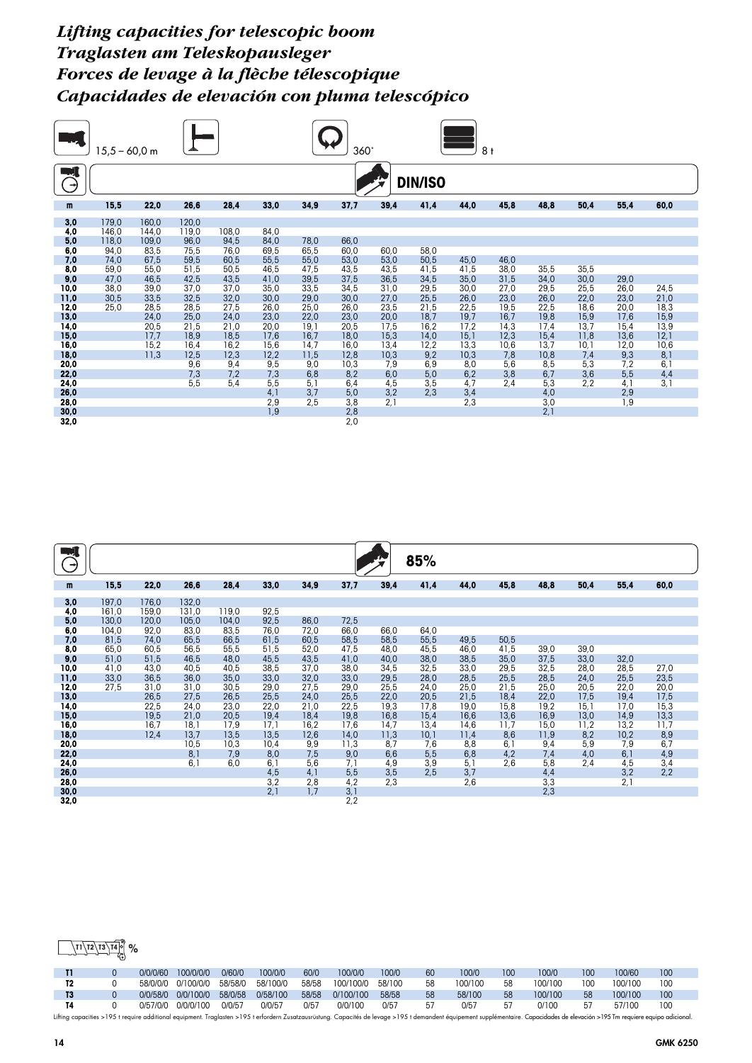# *Lifting capacities for telescopic boom*
# *Traglasten am Teleskopausleger*
# *Forces de levage à la flèche télescopique*
# *Capacidades de elevación con pluma telescópico*

15,5 – 60,0 m | 360° | 8 t

**DIN/ISO**

| m | 15,5 | 22,0 | 26,6 | 28,4 | 33,0 | 34,9 | 37,7 | 39,4 | 41,4 | 44,0 | 45,8 | 48,8 | 50,4 | 55,4 | 60,0 |
|---|---|---|---|---|---|---|---|---|---|---|---|---|---|---|---|
| 3,0 | 179,0 | 160,0 | 120,0 | | | | | | | | | | | | |
| 4,0 | 146,0 | 144,0 | 119,0 | 108,0 | 84,0 | | | | | | | | | | |
| 5,0 | 118,0 | 109,0 | 96,0 | 94,5 | 84,0 | 78,0 | 66,0 | | | | | | | | |
| 6,0 | 94,0 | 83,5 | 75,5 | 76,0 | 69,5 | 65,5 | 60,0 | 60,0 | 58,0 | | | | | | |
| 7,0 | 74,0 | 67,5 | 59,5 | 60,5 | 55,5 | 55,0 | 53,0 | 53,0 | 50,5 | 45,0 | 46,0 | | | | |
| 8,0 | 59,0 | 55,0 | 51,5 | 50,5 | 46,5 | 47,5 | 43,5 | 43,5 | 41,5 | 41,5 | 38,0 | 35,5 | 35,5 | | |
| 9,0 | 47,0 | 46,5 | 42,5 | 43,5 | 41,0 | 39,5 | 37,5 | 36,5 | 34,5 | 35,0 | 31,5 | 34,0 | 30,0 | 29,0 | |
| 10,0 | 38,0 | 39,0 | 37,0 | 37,0 | 35,0 | 33,5 | 34,5 | 31,0 | 29,5 | 30,0 | 27,0 | 29,5 | 25,5 | 26,0 | 24,5 |
| 11,0 | 30,5 | 33,5 | 32,5 | 32,0 | 30,0 | 29,0 | 30,0 | 27,0 | 25,5 | 26,0 | 23,0 | 26,0 | 22,0 | 23,0 | 21,0 |
| 12,0 | 25,0 | 28,5 | 28,5 | 27,5 | 26,0 | 25,0 | 26,0 | 23,5 | 21,5 | 22,5 | 19,5 | 22,5 | 18,6 | 20,0 | 18,3 |
| 13,0 | | 24,0 | 25,0 | 24,0 | 23,0 | 22,0 | 23,0 | 20,0 | 18,7 | 19,7 | 16,7 | 19,8 | 15,9 | 17,6 | 15,9 |
| 14,0 | | 20,5 | 21,5 | 21,0 | 20,0 | 19,1 | 20,5 | 17,5 | 16,2 | 17,2 | 14,3 | 17,4 | 13,7 | 15,4 | 13,9 |
| 15,0 | | 17,7 | 18,9 | 18,5 | 17,6 | 16,7 | 18,0 | 15,3 | 14,0 | 15,1 | 12,3 | 15,4 | 11,8 | 13,6 | 12,1 |
| 16,0 | | 15,2 | 16,4 | 16,2 | 15,6 | 14,7 | 16,0 | 13,4 | 12,2 | 13,3 | 10,6 | 13,7 | 10,1 | 12,0 | 10,6 |
| 18,0 | | 11,3 | 12,5 | 12,3 | 12,2 | 11,5 | 12,8 | 10,3 | 9,2 | 10,3 | 7,8 | 10,8 | 7,4 | 9,3 | 8,1 |
| 20,0 | | | 9,6 | 9,4 | 9,5 | 9,0 | 10,3 | 7,9 | 6,9 | 8,0 | 5,6 | 8,5 | 5,3 | 7,2 | 6,1 |
| 22,0 | | | 7,3 | 7,2 | 7,3 | 6,8 | 8,2 | 6,0 | 5,0 | 6,2 | 3,8 | 6,7 | 3,6 | 5,5 | 4,4 |
| 24,0 | | | 5,5 | 5,4 | 5,5 | 5,1 | 6,4 | 4,5 | 3,5 | 4,7 | 2,4 | 5,3 | 2,2 | 4,1 | 3,1 |
| 26,0 | | | | | 4,1 | 3,7 | 5,0 | 3,2 | 2,3 | 3,4 | | 4,0 | | 2,9 | |
| 28,0 | | | | | 2,9 | 2,5 | 3,8 | 2,1 | | 2,3 | | 3,0 | | 1,9 | |
| 30,0 | | | | | 1,9 | | 2,8 | | | | | 2,1 | | | |
| 32,0 | | | | | | | 2,0 | | | | | | | | |

**85%**

| m | 15,5 | 22,0 | 26,6 | 28,4 | 33,0 | 34,9 | 37,7 | 39,4 | 41,4 | 44,0 | 45,8 | 48,8 | 50,4 | 55,4 | 60,0 |
|---|---|---|---|---|---|---|---|---|---|---|---|---|---|---|---|
| 3,0 | 197,0 | 176,0 | 132,0 | | | | | | | | | | | | |
| 4,0 | 161,0 | 159,0 | 131,0 | 119,0 | 92,5 | | | | | | | | | | |
| 5,0 | 130,0 | 120,0 | 105,0 | 104,0 | 92,5 | 86,0 | 72,5 | | | | | | | | |
| 6,0 | 104,0 | 92,0 | 83,0 | 83,5 | 76,0 | 72,0 | 66,0 | 66,0 | 64,0 | | | | | | |
| 7,0 | 81,5 | 74,0 | 65,5 | 66,5 | 61,5 | 60,5 | 58,5 | 58,5 | 55,5 | 49,5 | 50,5 | | | | |
| 8,0 | 65,0 | 60,5 | 56,5 | 55,5 | 51,5 | 52,0 | 47,5 | 48,0 | 45,5 | 46,0 | 41,5 | 39,0 | 39,0 | | |
| 9,0 | 51,0 | 51,5 | 46,5 | 48,0 | 45,5 | 43,5 | 41,0 | 40,0 | 38,0 | 38,5 | 35,0 | 37,5 | 33,0 | 32,0 | |
| 10,0 | 41,0 | 43,0 | 40,5 | 40,5 | 38,5 | 37,0 | 38,0 | 34,5 | 32,5 | 33,0 | 29,5 | 32,5 | 28,0 | 28,5 | 27,0 |
| 11,0 | 33,0 | 36,5 | 36,0 | 35,0 | 33,0 | 32,0 | 33,0 | 29,5 | 28,0 | 28,5 | 25,5 | 28,5 | 24,0 | 25,5 | 23,5 |
| 12,0 | 27,5 | 31,0 | 31,0 | 30,5 | 29,0 | 27,5 | 29,0 | 25,5 | 24,0 | 25,0 | 21,5 | 25,0 | 20,5 | 22,0 | 20,0 |
| 13,0 | | 26,5 | 27,5 | 26,5 | 25,5 | 24,0 | 25,5 | 22,0 | 20,5 | 21,5 | 18,4 | 22,0 | 17,5 | 19,4 | 17,5 |
| 14,0 | | 22,5 | 24,0 | 23,0 | 22,0 | 21,0 | 22,5 | 19,3 | 17,8 | 19,0 | 15,8 | 19,2 | 15,1 | 17,0 | 15,3 |
| 15,0 | | 19,5 | 21,0 | 20,5 | 19,4 | 18,4 | 19,8 | 16,8 | 15,4 | 16,6 | 13,6 | 16,9 | 13,0 | 14,9 | 13,3 |
| 16,0 | | 16,7 | 18,1 | 17,9 | 17,1 | 16,2 | 17,6 | 14,7 | 13,4 | 14,6 | 11,7 | 15,0 | 11,2 | 13,2 | 11,7 |
| 18,0 | | 12,4 | 13,7 | 13,5 | 13,5 | 12,6 | 14,0 | 11,3 | 10,1 | 11,4 | 8,6 | 11,9 | 8,2 | 10,2 | 8,9 |
| 20,0 | | | 10,5 | 10,3 | 10,4 | 9,9 | 11,3 | 8,7 | 7,6 | 8,8 | 6,1 | 9,4 | 5,9 | 7,9 | 6,7 |
| 22,0 | | | 8,1 | 7,9 | 8,0 | 7,5 | 9,0 | 6,6 | 5,5 | 6,8 | 4,2 | 7,4 | 4,0 | 6,1 | 4,9 |
| 24,0 | | | 6,1 | 6,0 | 6,1 | 5,6 | 7,1 | 4,9 | 3,9 | 5,1 | 2,6 | 5,8 | 2,4 | 4,5 | 3,4 |
| 26,0 | | | | | 4,5 | 4,1 | 5,5 | 3,5 | 2,5 | 3,7 | | 4,4 | | 3,2 | 2,2 |
| 28,0 | | | | | 3,2 | 2,8 | 4,2 | 2,3 | | 2,6 | | 3,3 | | 2,1 | |
| 30,0 | | | | | 2,1 | 1,7 | 3,1 | | | | | 2,3 | | | |
| 32,0 | | | | | | | 2,2 | | | | | | | | |

| T1 T2 T3 T4 % | | | | | | | | | | | | | | | |
|---|---|---|---|---|---|---|---|---|---|---|---|---|---|---|---|
| T1 | 0 | 0/0/0/60 | 100/0/0/0 | 0/60/0 | 100/0/0 | 60/0 | 100/0/0 | 100/0 | 60 | 100/0 | 100 | 100/0 | 100 | 100/60 | 100 |
| T2 | 0 | 58/0/0/0 | 0/100/0/0 | 58/58/0 | 58/100/0 | 58/58 | 100/100/0 | 58/100 | 58 | 100/100 | 58 | 100/100 | 100 | 100/100 | 100 |
| T3 | 0 | 0/0/58/0 | 0/0/100/0 | 58/0/58 | 0/58/100 | 58/58 | 0/100/100 | 58/58 | 58 | 58/100 | 58 | 100/100 | 58 | 100/100 | 100 |
| T4 | 0 | 0/57/0/0 | 0/0/0/100 | 0/0/57 | 0/0/57 | 0/57 | 0/0/100 | 0/57 | 57 | 0/57 | 57 | 0/100 | 57 | 57/100 | 100 |

Lifting capacities >195 t require additional equipment. Traglasten >195 t erfordern Zusatzausrüstung. Capacités de levage >195 t demandent équipement supplémentaire. Capacidades de elevación >195 Tm requiere equipo adicional.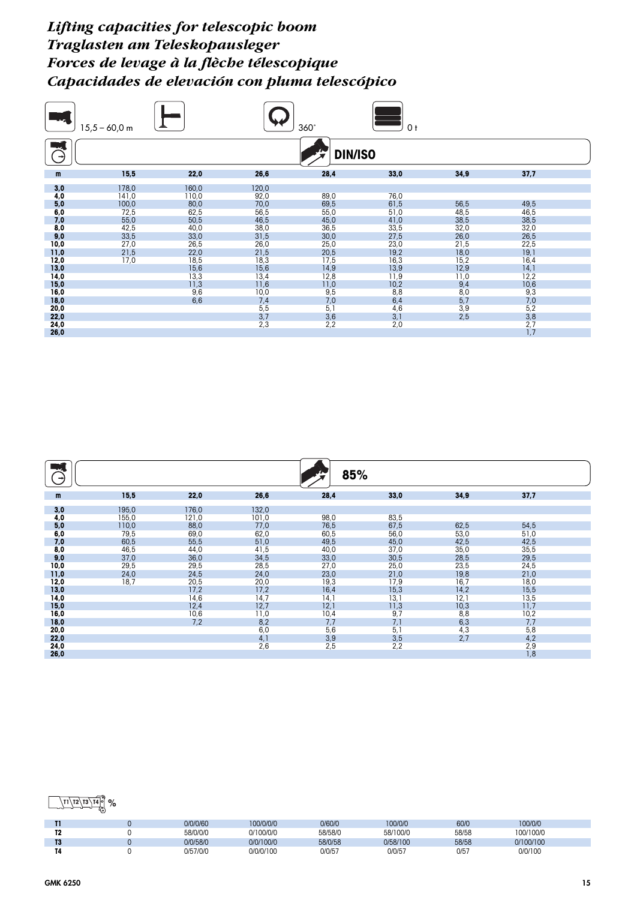# *Lifting capacities for telescopic boom*
# *Traglasten am Teleskopausleger*
# *Forces de levage à la flèche télescopique*
# *Capacidades de elevación con pluma telescópico*

15,5 – 60,0 m | 360° | 0 t

**DIN/ISO**

| m | 15,5 | 22,0 | 26,6 | 28,4 | 33,0 | 34,9 | 37,7 |
|---|---|---|---|---|---|---|---|
| 3,0 | 178,0 | 160,0 | 120,0 | | | | |
| 4,0 | 141,0 | 110,0 | 92,0 | 89,0 | 76,0 | | |
| 5,0 | 100,0 | 80,0 | 70,0 | 69,5 | 61,5 | 56,5 | 49,5 |
| 6,0 | 72,5 | 62,5 | 56,5 | 55,0 | 51,0 | 48,5 | 46,5 |
| 7,0 | 55,0 | 50,5 | 46,5 | 45,0 | 41,0 | 38,5 | 38,5 |
| 8,0 | 42,5 | 40,0 | 38,0 | 36,5 | 33,5 | 32,0 | 32,0 |
| 9,0 | 33,5 | 33,0 | 31,5 | 30,0 | 27,5 | 26,0 | 26,5 |
| 10,0 | 27,0 | 26,5 | 26,0 | 25,0 | 23,0 | 21,5 | 22,5 |
| 11,0 | 21,5 | 22,0 | 21,5 | 20,5 | 19,2 | 18,0 | 19,1 |
| 12,0 | 17,0 | 18,5 | 18,3 | 17,5 | 16,3 | 15,2 | 16,4 |
| 13,0 | | 15,6 | 15,6 | 14,9 | 13,9 | 12,9 | 14,1 |
| 14,0 | | 13,3 | 13,4 | 12,8 | 11,9 | 11,0 | 12,2 |
| 15,0 | | 11,3 | 11,6 | 11,0 | 10,2 | 9,4 | 10,6 |
| 16,0 | | 9,6 | 10,0 | 9,5 | 8,8 | 8,0 | 9,3 |
| 18,0 | | 6,6 | 7,4 | 7,0 | 6,4 | 5,7 | 7,0 |
| 20,0 | | | 5,5 | 5,1 | 4,6 | 3,9 | 5,2 |
| 22,0 | | | 3,7 | 3,6 | 3,1 | 2,5 | 3,8 |
| 24,0 | | | 2,3 | 2,2 | 2,0 | | 2,7 |
| 26,0 | | | | | | | 1,7 |

**85%**

| m | 15,5 | 22,0 | 26,6 | 28,4 | 33,0 | 34,9 | 37,7 |
|---|---|---|---|---|---|---|---|
| 3,0 | 195,0 | 176,0 | 132,0 | | | | |
| 4,0 | 155,0 | 121,0 | 101,0 | 98,0 | 83,5 | | |
| 5,0 | 110,0 | 88,0 | 77,0 | 76,5 | 67,5 | 62,5 | 54,5 |
| 6,0 | 79,5 | 69,0 | 62,0 | 60,5 | 56,0 | 53,0 | 51,0 |
| 7,0 | 60,5 | 55,5 | 51,0 | 49,5 | 45,0 | 42,5 | 42,5 |
| 8,0 | 46,5 | 44,0 | 41,5 | 40,0 | 37,0 | 35,0 | 35,5 |
| 9,0 | 37,0 | 36,0 | 34,5 | 33,0 | 30,5 | 28,5 | 29,5 |
| 10,0 | 29,5 | 29,5 | 28,5 | 27,0 | 25,0 | 23,5 | 24,5 |
| 11,0 | 24,0 | 24,5 | 24,0 | 23,0 | 21,0 | 19,8 | 21,0 |
| 12,0 | 18,7 | 20,5 | 20,0 | 19,3 | 17,9 | 16,7 | 18,0 |
| 13,0 | | 17,2 | 17,2 | 16,4 | 15,3 | 14,2 | 15,5 |
| 14,0 | | 14,6 | 14,7 | 14,1 | 13,1 | 12,1 | 13,5 |
| 15,0 | | 12,4 | 12,7 | 12,1 | 11,3 | 10,3 | 11,7 |
| 16,0 | | 10,6 | 11,0 | 10,4 | 9,7 | 8,8 | 10,2 |
| 18,0 | | 7,2 | 8,2 | 7,7 | 7,1 | 6,3 | 7,7 |
| 20,0 | | | 6,0 | 5,6 | 5,1 | 4,3 | 5,8 |
| 22,0 | | | 4,1 | 3,9 | 3,5 | 2,7 | 4,2 |
| 24,0 | | | 2,6 | 2,5 | 2,2 | | 2,9 |
| 26,0 | | | | | | | 1,8 |

T1 T2 T3 T4 %

| | | | | | | | |
|---|---|---|---|---|---|---|---|
| T1 | 0 | 0/0/0/60 | 100/0/0/0 | 0/60/0 | 100/0/0 | 60/0 | 100/0/0 |
| T2 | 0 | 58/0/0/0 | 0/100/0/0 | 58/58/0 | 58/100/0 | 58/58 | 100/100/0 |
| T3 | 0 | 0/0/58/0 | 0/0/100/0 | 58/0/58 | 0/58/100 | 58/58 | 0/100/100 |
| T4 | 0 | 0/57/0/0 | 0/0/0/100 | 0/0/57 | 0/0/57 | 0/57 | 0/0/100 |

GMK 6250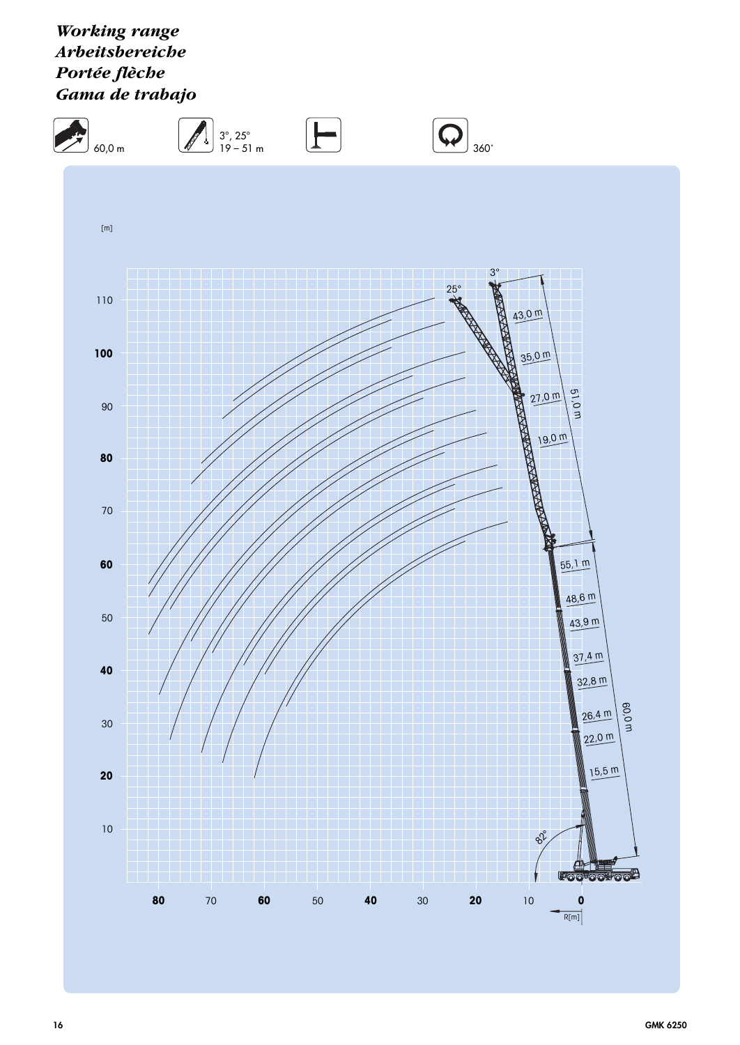# *Working range*
# *Arbeitsbereiche*
# *Portée flèche*
# *Gama de trabajo*

60,0 m &nbsp;&nbsp;&nbsp; 3°, 25° 19 – 51 m &nbsp;&nbsp;&nbsp; 360°

[m]

3° &nbsp; 25°

43,0 m
35,0 m
27,0 m
19,0 m
51,0 m

55,1 m
48,6 m
43,9 m
37,4 m
32,8 m
26,4 m
22,0 m
15,5 m
60,0 m

82°

110, 100, 90, 80, 70, 60, 50, 40, 30, 20, 10

80, 70, 60, 50, 40, 30, 20, 10, 0

R[m]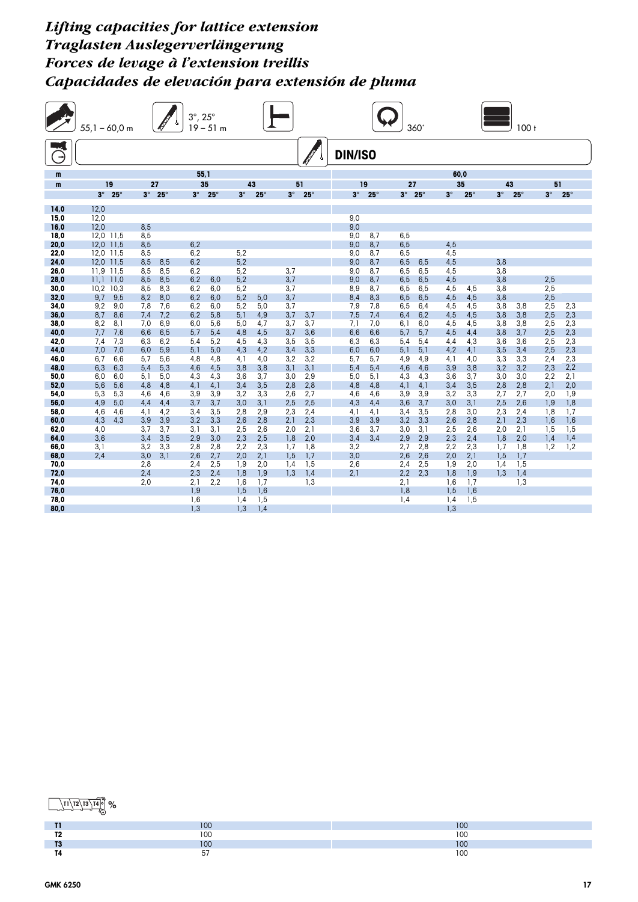# Lifting capacities for lattice extension
# Traglasten Auslegerverlängerung
# Forces de levage à l'extension treillis
# Capacidades de elevación para extensión de pluma

55,1 – 60,0 m | 3°, 25° 19 – 51 m | 360° | 100 t

DIN/ISO

| m | 55,1 | | | | | | | | | | 60,0 | | | | | | | | | |
|---|---|---|---|---|---|---|---|---|---|---|---|---|---|---|---|---|---|---|---|---|
| m | 19 | | 27 | | 35 | | 43 | | 51 | | 19 | | 27 | | 35 | | 43 | | 51 | |
| | 3° | 25° | 3° | 25° | 3° | 25° | 3° | 25° | 3° | 25° | 3° | 25° | 3° | 25° | 3° | 25° | 3° | 25° | 3° | 25° |
| 14,0 | 12,0 | | | | | | | | | | | | | | | | | | | |
| 15,0 | 12,0 | | | | | | | | | | 9,0 | | | | | | | | | |
| 16,0 | 12,0 | | 8,5 | | | | | | | | 9,0 | | | | | | | | | |
| 18,0 | 12,0 | 11,5 | 8,5 | | | | | | | | 9,0 | 8,7 | 6,5 | | | | | | | |
| 20,0 | 12,0 | 11,5 | 8,5 | | 6,2 | | | | | | 9,0 | 8,7 | 6,5 | | 4,5 | | | | | |
| 22,0 | 12,0 | 11,5 | 8,5 | | 6,2 | | 5,2 | | | | 9,0 | 8,7 | 6,5 | | 4,5 | | | | | |
| 24,0 | 12,0 | 11,5 | 8,5 | 8,5 | 6,2 | | 5,2 | | | | 9,0 | 8,7 | 6,5 | 6,5 | 4,5 | | 3,8 | | | |
| 26,0 | 11,9 | 11,5 | 8,5 | 8,5 | 6,2 | | 5,2 | | 3,7 | | 9,0 | 8,7 | 6,5 | 6,5 | 4,5 | | 3,8 | | | |
| 28,0 | 11,1 | 11,0 | 8,5 | 8,5 | 6,2 | 6,0 | 5,2 | | 3,7 | | 9,0 | 8,7 | 6,5 | 6,5 | 4,5 | | 3,8 | | 2,5 | |
| 30,0 | 10,2 | 10,3 | 8,5 | 8,3 | 6,2 | 6,0 | 5,2 | | 3,7 | | 8,9 | 8,7 | 6,5 | 6,5 | 4,5 | 4,5 | 3,8 | | 2,5 | |
| 32,0 | 9,7 | 9,5 | 8,2 | 8,0 | 6,2 | 6,0 | 5,2 | 5,0 | 3,7 | | 8,4 | 8,3 | 6,5 | 6,5 | 4,5 | 4,5 | 3,8 | | 2,5 | |
| 34,0 | 9,2 | 9,0 | 7,8 | 7,6 | 6,2 | 6,0 | 5,2 | 5,0 | 3,7 | | 7,9 | 7,8 | 6,5 | 6,4 | 4,5 | 4,5 | 3,8 | 3,8 | 2,5 | 2,3 |
| 36,0 | 8,7 | 8,6 | 7,4 | 7,2 | 6,2 | 5,8 | 5,1 | 4,9 | 3,7 | 3,7 | 7,5 | 7,4 | 6,4 | 6,2 | 4,5 | 4,5 | 3,8 | 3,8 | 2,5 | 2,3 |
| 38,0 | 8,2 | 8,1 | 7,0 | 6,9 | 6,0 | 5,6 | 5,0 | 4,7 | 3,7 | 3,7 | 7,1 | 7,0 | 6,1 | 6,0 | 4,5 | 4,5 | 3,8 | 3,8 | 2,5 | 2,3 |
| 40,0 | 7,7 | 7,6 | 6,6 | 6,5 | 5,7 | 5,4 | 4,8 | 4,5 | 3,7 | 3,6 | 6,6 | 6,6 | 5,7 | 5,7 | 4,5 | 4,4 | 3,8 | 3,7 | 2,5 | 2,3 |
| 42,0 | 7,4 | 7,3 | 6,3 | 6,2 | 5,4 | 5,2 | 4,5 | 4,3 | 3,5 | 3,5 | 6,3 | 6,3 | 5,4 | 5,4 | 4,4 | 4,3 | 3,6 | 3,6 | 2,5 | 2,3 |
| 44,0 | 7,0 | 7,0 | 6,0 | 5,9 | 5,1 | 5,0 | 4,3 | 4,2 | 3,4 | 3,3 | 6,0 | 6,0 | 5,1 | 5,1 | 4,2 | 4,1 | 3,5 | 3,4 | 2,5 | 2,3 |
| 46,0 | 6,7 | 6,6 | 5,7 | 5,6 | 4,8 | 4,8 | 4,1 | 4,0 | 3,2 | 3,2 | 5,7 | 5,7 | 4,9 | 4,9 | 4,1 | 4,0 | 3,3 | 3,3 | 2,4 | 2,3 |
| 48,0 | 6,3 | 6,3 | 5,4 | 5,3 | 4,6 | 4,5 | 3,8 | 3,8 | 3,1 | 3,1 | 5,4 | 5,4 | 4,6 | 4,6 | 3,9 | 3,8 | 3,2 | 3,2 | 2,3 | 2,2 |
| 50,0 | 6,0 | 6,0 | 5,1 | 5,0 | 4,3 | 4,3 | 3,6 | 3,7 | 3,0 | 2,9 | 5,0 | 5,1 | 4,3 | 4,3 | 3,6 | 3,7 | 3,0 | 3,0 | 2,2 | 2,1 |
| 52,0 | 5,6 | 5,6 | 4,8 | 4,8 | 4,1 | 4,1 | 3,4 | 3,5 | 2,8 | 2,8 | 4,8 | 4,8 | 4,1 | 4,1 | 3,4 | 3,5 | 2,8 | 2,8 | 2,1 | 2,0 |
| 54,0 | 5,3 | 5,3 | 4,6 | 4,6 | 3,9 | 3,9 | 3,2 | 3,3 | 2,6 | 2,7 | 4,6 | 4,6 | 3,9 | 3,9 | 3,2 | 3,3 | 2,7 | 2,7 | 2,0 | 1,9 |
| 56,0 | 4,9 | 5,0 | 4,4 | 4,4 | 3,7 | 3,7 | 3,0 | 3,1 | 2,5 | 2,5 | 4,3 | 4,4 | 3,6 | 3,7 | 3,0 | 3,1 | 2,5 | 2,6 | 1,9 | 1,8 |
| 58,0 | 4,6 | 4,6 | 4,1 | 4,2 | 3,4 | 3,5 | 2,8 | 2,9 | 2,3 | 2,4 | 4,1 | 4,1 | 3,4 | 3,5 | 2,8 | 3,0 | 2,3 | 2,4 | 1,8 | 1,7 |
| 60,0 | 4,3 | 4,3 | 3,9 | 3,9 | 3,2 | 3,3 | 2,6 | 2,8 | 2,1 | 2,3 | 3,9 | 3,9 | 3,2 | 3,3 | 2,6 | 2,8 | 2,1 | 2,3 | 1,6 | 1,6 |
| 62,0 | 4,0 | | 3,7 | 3,7 | 3,1 | 3,1 | 2,5 | 2,6 | 2,0 | 2,1 | 3,6 | 3,7 | 3,0 | 3,1 | 2,5 | 2,6 | 2,0 | 2,1 | 1,5 | 1,5 |
| 64,0 | 3,6 | | 3,4 | 3,5 | 2,9 | 3,0 | 2,3 | 2,5 | 1,8 | 2,0 | 3,4 | 3,4 | 2,9 | 2,9 | 2,3 | 2,4 | 1,8 | 2,0 | 1,4 | 1,4 |
| 66,0 | 3,1 | | 3,2 | 3,3 | 2,8 | 2,8 | 2,2 | 2,3 | 1,7 | 1,8 | 3,2 | | 2,7 | 2,8 | 2,2 | 2,3 | 1,7 | 1,8 | 1,2 | 1,2 |
| 68,0 | 2,4 | | 3,0 | 3,1 | 2,6 | 2,7 | 2,0 | 2,1 | 1,5 | 1,7 | 3,0 | | 2,6 | 2,6 | 2,0 | 2,1 | 1,5 | 1,7 | | |
| 70,0 | | | 2,8 | | 2,4 | 2,5 | 1,9 | 2,0 | 1,4 | 1,5 | 2,6 | | 2,4 | 2,5 | 1,9 | 2,0 | 1,4 | 1,5 | | |
| 72,0 | | | 2,4 | | 2,3 | 2,4 | 1,8 | 1,9 | 1,3 | 1,4 | 2,1 | | 2,2 | 2,3 | 1,8 | 1,9 | 1,3 | 1,4 | | |
| 74,0 | | | 2,0 | | 2,1 | 2,2 | 1,6 | 1,7 | | 1,3 | | | 2,1 | | 1,6 | 1,7 | | 1,3 | | |
| 76,0 | | | | | 1,9 | | 1,5 | 1,6 | | | | | 1,8 | | 1,5 | 1,6 | | | | |
| 78,0 | | | | | 1,6 | | 1,4 | 1,5 | | | | | 1,4 | | 1,4 | 1,5 | | | | |
| 80,0 | | | | | 1,3 | | 1,3 | 1,4 | | | | | | | 1,3 | | | | | |

| T1 T2 T3 T4 % | 55,1 | 60,0 |
|---|---|---|
| T1 | 100 | 100 |
| T2 | 100 | 100 |
| T3 | 100 | 100 |
| T4 | 57 | 100 |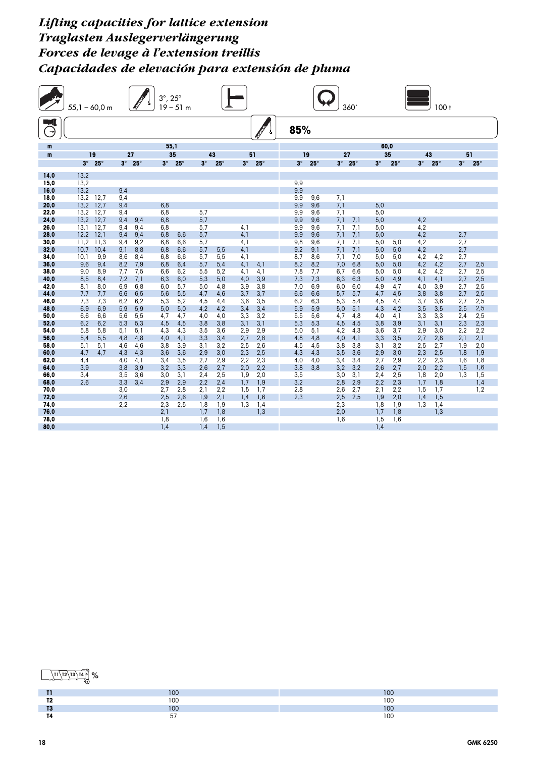# Lifting capacities for lattice extension
# Traglasten Auslegerverlängerung
# Forces de levage à l'extension treillis
# Capacidades de elevación para extensión de pluma

55,1 – 60,0 m | 3°, 25° 19 – 51 m | 360° | 100 t | 85%

| m | 55,1 | | | | | | | | | | 60,0 | | | | | | | | | |
|---|---|---|---|---|---|---|---|---|---|---|---|---|---|---|---|---|---|---|---|---|
| m | 19 | | 27 | | 35 | | 43 | | 51 | | 19 | | 27 | | 35 | | 43 | | 51 | |
| | 3° | 25° | 3° | 25° | 3° | 25° | 3° | 25° | 3° | 25° | 3° | 25° | 3° | 25° | 3° | 25° | 3° | 25° | 3° | 25° |
| 14,0 | 13,2 | | | | | | | | | | | | | | | | | | | |
| 15,0 | 13,2 | | | | | | | | | | 9,9 | | | | | | | | | |
| 16,0 | 13,2 | | 9,4 | | | | | | | | 9,9 | | | | | | | | | |
| 18,0 | 13,2 | 12,7 | 9,4 | | | | | | | | 9,9 | 9,6 | 7,1 | | | | | | | |
| 20,0 | 13,2 | 12,7 | 9,4 | | 6,8 | | | | | | 9,9 | 9,6 | 7,1 | | 5,0 | | | | | |
| 22,0 | 13,2 | 12,7 | 9,4 | | 6,8 | | 5,7 | | | | 9,9 | 9,6 | 7,1 | | 5,0 | | | | | |
| 24,0 | 13,2 | 12,7 | 9,4 | 9,4 | 6,8 | | 5,7 | | | | 9,9 | 9,6 | 7,1 | 7,1 | 5,0 | | 4,2 | | | |
| 26,0 | 13,1 | 12,7 | 9,4 | 9,4 | 6,8 | | 5,7 | | 4,1 | | 9,9 | 9,6 | 7,1 | 7,1 | 5,0 | | 4,2 | | | |
| 28,0 | 12,2 | 12,1 | 9,4 | 9,4 | 6,8 | 6,6 | 5,7 | | 4,1 | | 9,9 | 9,6 | 7,1 | 7,1 | 5,0 | | 4,2 | | 2,7 | |
| 30,0 | 11,2 | 11,3 | 9,4 | 9,2 | 6,8 | 6,6 | 5,7 | | 4,1 | | 9,8 | 9,6 | 7,1 | 7,1 | 5,0 | 5,0 | 4,2 | | 2,7 | |
| 32,0 | 10,7 | 10,4 | 9,1 | 8,8 | 6,8 | 6,6 | 5,7 | 5,5 | 4,1 | | 9,2 | 9,1 | 7,1 | 7,1 | 5,0 | 5,0 | 4,2 | | 2,7 | |
| 34,0 | 10,1 | 9,9 | 8,6 | 8,4 | 6,8 | 6,6 | 5,7 | 5,5 | 4,1 | | 8,7 | 8,6 | 7,1 | 7,0 | 5,0 | 5,0 | 4,2 | 4,2 | 2,7 | |
| 36,0 | 9,6 | 9,4 | 8,2 | 7,9 | 6,8 | 6,4 | 5,7 | 5,4 | 4,1 | 4,1 | 8,2 | 8,2 | 7,0 | 6,8 | 5,0 | 5,0 | 4,2 | 4,2 | 2,7 | 2,5 |
| 38,0 | 9,0 | 8,9 | 7,7 | 7,5 | 6,6 | 6,2 | 5,5 | 5,2 | 4,1 | 4,1 | 7,8 | 7,7 | 6,7 | 6,6 | 5,0 | 5,0 | 4,2 | 4,2 | 2,7 | 2,5 |
| 40,0 | 8,5 | 8,4 | 7,2 | 7,1 | 6,3 | 6,0 | 5,3 | 5,0 | 4,0 | 3,9 | 7,3 | 7,3 | 6,3 | 6,3 | 5,0 | 4,9 | 4,1 | 4,1 | 2,7 | 2,5 |
| 42,0 | 8,1 | 8,0 | 6,9 | 6,8 | 6,0 | 5,7 | 5,0 | 4,8 | 3,9 | 3,8 | 7,0 | 6,9 | 6,0 | 6,0 | 4,9 | 4,7 | 4,0 | 3,9 | 2,7 | 2,5 |
| 44,0 | 7,7 | 7,7 | 6,6 | 6,5 | 5,6 | 5,5 | 4,7 | 4,6 | 3,7 | 3,7 | 6,6 | 6,6 | 5,7 | 5,7 | 4,7 | 4,5 | 3,8 | 3,8 | 2,7 | 2,5 |
| 46,0 | 7,3 | 7,3 | 6,2 | 6,2 | 5,3 | 5,2 | 4,5 | 4,4 | 3,6 | 3,5 | 6,2 | 6,3 | 5,3 | 5,4 | 4,5 | 4,4 | 3,7 | 3,6 | 2,7 | 2,5 |
| 48,0 | 6,9 | 6,9 | 5,9 | 5,9 | 5,0 | 5,0 | 4,2 | 4,2 | 3,4 | 3,4 | 5,9 | 5,9 | 5,0 | 5,1 | 4,3 | 4,2 | 3,5 | 3,5 | 2,5 | 2,5 |
| 50,0 | 6,6 | 6,6 | 5,6 | 5,5 | 4,7 | 4,7 | 4,0 | 4,0 | 3,3 | 3,2 | 5,5 | 5,6 | 4,7 | 4,8 | 4,0 | 4,1 | 3,3 | 3,3 | 2,4 | 2,5 |
| 52,0 | 6,2 | 6,2 | 5,3 | 5,3 | 4,5 | 4,5 | 3,8 | 3,8 | 3,1 | 3,1 | 5,3 | 5,3 | 4,5 | 4,5 | 3,8 | 3,9 | 3,1 | 3,1 | 2,3 | 2,3 |
| 54,0 | 5,8 | 5,8 | 5,1 | 5,1 | 4,3 | 4,3 | 3,5 | 3,6 | 2,9 | 2,9 | 5,0 | 5,1 | 4,2 | 4,3 | 3,6 | 3,7 | 2,9 | 3,0 | 2,2 | 2,2 |
| 56,0 | 5,4 | 5,5 | 4,8 | 4,8 | 4,0 | 4,1 | 3,3 | 3,4 | 2,7 | 2,8 | 4,8 | 4,8 | 4,0 | 4,1 | 3,3 | 3,5 | 2,7 | 2,8 | 2,1 | 2,1 |
| 58,0 | 5,1 | 5,1 | 4,6 | 4,6 | 3,8 | 3,9 | 3,1 | 3,2 | 2,5 | 2,6 | 4,5 | 4,5 | 3,8 | 3,8 | 3,1 | 3,2 | 2,5 | 2,7 | 1,9 | 2,0 |
| 60,0 | 4,7 | 4,7 | 4,3 | 4,3 | 3,6 | 3,6 | 2,9 | 3,0 | 2,3 | 2,5 | 4,3 | 4,3 | 3,5 | 3,6 | 2,9 | 3,0 | 2,3 | 2,5 | 1,8 | 1,9 |
| 62,0 | 4,4 | | 4,0 | 4,1 | 3,4 | 3,5 | 2,7 | 2,9 | 2,2 | 2,3 | 4,0 | 4,0 | 3,4 | 3,4 | 2,7 | 2,9 | 2,2 | 2,3 | 1,6 | 1,8 |
| 64,0 | 3,9 | | 3,8 | 3,9 | 3,2 | 3,3 | 2,6 | 2,7 | 2,0 | 2,2 | 3,8 | 3,8 | 3,2 | 3,2 | 2,6 | 2,7 | 2,0 | 2,2 | 1,5 | 1,6 |
| 66,0 | 3,4 | | 3,5 | 3,6 | 3,0 | 3,1 | 2,4 | 2,5 | 1,9 | 2,0 | 3,5 | | 3,0 | 3,1 | 2,4 | 2,5 | 1,8 | 2,0 | 1,3 | 1,5 |
| 68,0 | 2,6 | | 3,3 | 3,4 | 2,9 | 2,9 | 2,2 | 2,4 | 1,7 | 1,9 | 3,2 | | 2,8 | 2,9 | 2,2 | 2,3 | 1,7 | 1,8 | | 1,4 |
| 70,0 | | | 3,0 | | 2,7 | 2,8 | 2,1 | 2,2 | 1,5 | 1,7 | 2,8 | | 2,6 | 2,7 | 2,1 | 2,2 | 1,5 | 1,7 | | 1,2 |
| 72,0 | | | 2,6 | | 2,5 | 2,6 | 1,9 | 2,1 | 1,4 | 1,6 | 2,3 | | 2,5 | 2,5 | 1,9 | 2,0 | 1,4 | 1,5 | | |
| 74,0 | | | 2,2 | | 2,3 | 2,5 | 1,8 | 1,9 | 1,3 | 1,4 | | | 2,3 | | 1,8 | 1,9 | 1,3 | 1,4 | | |
| 76,0 | | | | | 2,1 | | 1,7 | 1,8 | | 1,3 | | | 2,0 | | 1,7 | 1,8 | | 1,3 | | |
| 78,0 | | | | | 1,8 | | 1,6 | 1,6 | | | | | 1,6 | | 1,5 | 1,6 | | | | |
| 80,0 | | | | | 1,4 | | 1,4 | 1,5 | | | | | | | 1,4 | | | | | |

| T1 T2 T3 T4 % | 55,1 | 60,0 |
|---|---|---|
| T1 | 100 | 100 |
| T2 | 100 | 100 |
| T3 | 100 | 100 |
| T4 | 57 | 100 |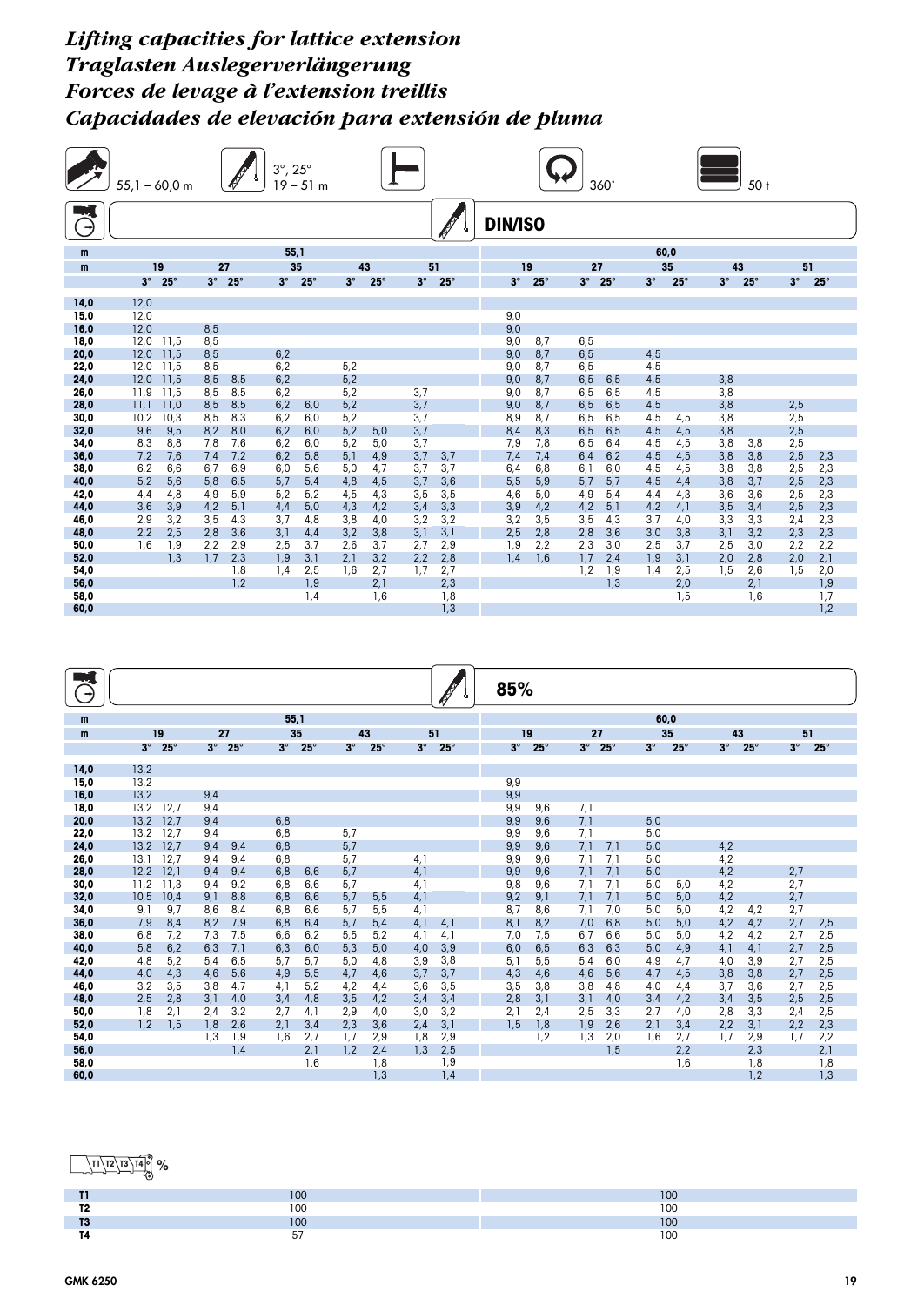# *Lifting capacities for lattice extension*
# *Traglasten Auslegerverlängerung*
# *Forces de levage à l'extension treillis*
# *Capacidades de elevación para extensión de pluma*

55,1 – 60,0 m | 3°, 25° 19 – 51 m | 360° | 50 t

**DIN/ISO**

| m | 55,1 | | | | | | | | | | 60,0 | | | | | | | | | |
|---|---|---|---|---|---|---|---|---|---|---|---|---|---|---|---|---|---|---|---|---|
| m | 19 | | 27 | | 35 | | 43 | | 51 | | 19 | | 27 | | 35 | | 43 | | 51 | |
| | 3° | 25° | 3° | 25° | 3° | 25° | 3° | 25° | 3° | 25° | 3° | 25° | 3° | 25° | 3° | 25° | 3° | 25° | 3° | 25° |
| **14,0** | 12,0 | | | | | | | | | | | | | | | | | | | |
| **15,0** | 12,0 | | | | | | | | | | 9,0 | | | | | | | | | |
| **16,0** | 12,0 | | 8,5 | | | | | | | | 9,0 | | | | | | | | | |
| **18,0** | 12,0 | 11,5 | 8,5 | | | | | | | | 9,0 | 8,7 | 6,5 | | | | | | | |
| **20,0** | 12,0 | 11,5 | 8,5 | | 6,2 | | | | | | 9,0 | 8,7 | 6,5 | | 4,5 | | | | | |
| **22,0** | 12,0 | 11,5 | 8,5 | | 6,2 | | 5,2 | | | | 9,0 | 8,7 | 6,5 | | 4,5 | | | | | |
| **24,0** | 12,0 | 11,5 | 8,5 | 8,5 | 6,2 | | 5,2 | | | | 9,0 | 8,7 | 6,5 | 6,5 | 4,5 | | 3,8 | | | |
| **26,0** | 11,9 | 11,5 | 8,5 | 8,5 | 6,2 | | 5,2 | | 3,7 | | 9,0 | 8,7 | 6,5 | 6,5 | 4,5 | | 3,8 | | | |
| **28,0** | 11,1 | 11,0 | 8,5 | 8,5 | 6,2 | 6,0 | 5,2 | | 3,7 | | 9,0 | 8,7 | 6,5 | 6,5 | 4,5 | | 3,8 | | 2,5 | |
| **30,0** | 10,2 | 10,3 | 8,5 | 8,3 | 6,2 | 6,0 | 5,2 | | 3,7 | | 8,9 | 8,7 | 6,5 | 6,5 | 4,5 | 4,5 | 3,8 | | 2,5 | |
| **32,0** | 9,6 | 9,5 | 8,2 | 8,0 | 6,2 | 6,0 | 5,2 | 5,0 | 3,7 | | 8,4 | 8,3 | 6,5 | 6,5 | 4,5 | 4,5 | 3,8 | | 2,5 | |
| **34,0** | 8,3 | 8,8 | 7,8 | 7,6 | 6,2 | 6,0 | 5,2 | 5,0 | 3,7 | | 7,9 | 7,8 | 6,5 | 6,4 | 4,5 | 4,5 | 3,8 | 3,8 | 2,5 | |
| **36,0** | 7,2 | 7,6 | 7,4 | 7,2 | 6,2 | 5,8 | 5,1 | 4,9 | 3,7 | 3,7 | 7,4 | 7,4 | 6,4 | 6,2 | 4,5 | 4,5 | 3,8 | 3,8 | 2,5 | 2,3 |
| **38,0** | 6,2 | 6,6 | 6,7 | 6,9 | 6,0 | 5,6 | 5,0 | 4,7 | 3,7 | 3,7 | 6,4 | 6,8 | 6,1 | 6,0 | 4,5 | 4,5 | 3,8 | 3,8 | 2,5 | 2,3 |
| **40,0** | 5,2 | 5,6 | 5,8 | 6,5 | 5,7 | 5,4 | 4,8 | 4,5 | 3,7 | 3,6 | 5,5 | 5,9 | 5,7 | 5,7 | 4,5 | 4,4 | 3,8 | 3,7 | 2,5 | 2,3 |
| **42,0** | 4,4 | 4,8 | 4,9 | 5,9 | 5,2 | 5,2 | 4,5 | 4,3 | 3,5 | 3,5 | 4,6 | 5,0 | 4,9 | 5,4 | 4,4 | 4,3 | 3,6 | 3,6 | 2,5 | 2,3 |
| **44,0** | 3,6 | 3,9 | 4,2 | 5,1 | 4,4 | 5,0 | 4,3 | 4,2 | 3,4 | 3,3 | 3,9 | 4,2 | 4,2 | 5,1 | 4,2 | 4,1 | 3,5 | 3,4 | 2,5 | 2,3 |
| **46,0** | 2,9 | 3,2 | 3,5 | 4,3 | 3,7 | 4,8 | 3,8 | 4,0 | 3,2 | 3,2 | 3,2 | 3,5 | 3,5 | 4,3 | 3,7 | 4,0 | 3,3 | 3,3 | 2,4 | 2,3 |
| **48,0** | 2,2 | 2,5 | 2,8 | 3,6 | 3,1 | 4,4 | 3,2 | 3,8 | 3,1 | 3,1 | 2,5 | 2,8 | 2,8 | 3,6 | 3,0 | 3,8 | 3,1 | 3,2 | 2,3 | 2,3 |
| **50,0** | 1,6 | 1,9 | 2,2 | 2,9 | 2,5 | 3,7 | 2,6 | 3,7 | 2,7 | 2,9 | 1,9 | 2,2 | 2,3 | 3,0 | 2,5 | 3,7 | 2,5 | 3,0 | 2,2 | 2,2 |
| **52,0** | | 1,3 | 1,7 | 2,3 | 1,9 | 3,1 | 2,1 | 3,2 | 2,2 | 2,8 | 1,4 | 1,6 | 1,7 | 2,4 | 1,9 | 3,1 | 2,0 | 2,8 | 2,0 | 2,1 |
| **54,0** | | | | 1,8 | 1,4 | 2,5 | 1,6 | 2,7 | 1,7 | 2,7 | | | 1,2 | 1,9 | 1,4 | 2,5 | 1,5 | 2,6 | 1,5 | 2,0 |
| **56,0** | | | | 1,2 | | 1,9 | | 2,1 | | 2,3 | | | | 1,3 | | 2,0 | | 2,1 | | 1,9 |
| **58,0** | | | | | | 1,4 | | 1,6 | | 1,8 | | | | | | 1,5 | | 1,6 | | 1,7 |
| **60,0** | | | | | | | | | | 1,3 | | | | | | | | | | 1,2 |

**85%**

| m | 55,1 | | | | | | | | | | 60,0 | | | | | | | | | |
|---|---|---|---|---|---|---|---|---|---|---|---|---|---|---|---|---|---|---|---|---|
| m | 19 | | 27 | | 35 | | 43 | | 51 | | 19 | | 27 | | 35 | | 43 | | 51 | |
| | 3° | 25° | 3° | 25° | 3° | 25° | 3° | 25° | 3° | 25° | 3° | 25° | 3° | 25° | 3° | 25° | 3° | 25° | 3° | 25° |
| **14,0** | 13,2 | | | | | | | | | | | | | | | | | | | |
| **15,0** | 13,2 | | | | | | | | | | 9,9 | | | | | | | | | |
| **16,0** | 13,2 | | 9,4 | | | | | | | | 9,9 | | | | | | | | | |
| **18,0** | 13,2 | 12,7 | 9,4 | | | | | | | | 9,9 | 9,6 | 7,1 | | | | | | | |
| **20,0** | 13,2 | 12,7 | 9,4 | | 6,8 | | | | | | 9,9 | 9,6 | 7,1 | | 5,0 | | | | | |
| **22,0** | 13,2 | 12,7 | 9,4 | | 6,8 | | 5,7 | | | | 9,9 | 9,6 | 7,1 | | 5,0 | | | | | |
| **24,0** | 13,2 | 12,7 | 9,4 | 9,4 | 6,8 | | 5,7 | | | | 9,9 | 9,6 | 7,1 | 7,1 | 5,0 | | 4,2 | | | |
| **26,0** | 13,1 | 12,7 | 9,4 | 9,4 | 6,8 | | 5,7 | | 4,1 | | 9,9 | 9,6 | 7,1 | 7,1 | 5,0 | | 4,2 | | | |
| **28,0** | 12,2 | 12,1 | 9,4 | 9,4 | 6,8 | 6,6 | 5,7 | | 4,1 | | 9,9 | 9,6 | 7,1 | 7,1 | 5,0 | | 4,2 | | 2,7 | |
| **30,0** | 11,2 | 11,3 | 9,4 | 9,2 | 6,8 | 6,6 | 5,7 | | 4,1 | | 9,8 | 9,6 | 7,1 | 7,1 | 5,0 | 5,0 | 4,2 | | 2,7 | |
| **32,0** | 10,5 | 10,4 | 9,1 | 8,8 | 6,8 | 6,6 | 5,7 | 5,5 | 4,1 | | 9,2 | 9,1 | 7,1 | 7,1 | 5,0 | 5,0 | 4,2 | | 2,7 | |
| **34,0** | 9,1 | 9,7 | 8,6 | 8,4 | 6,8 | 6,6 | 5,7 | 5,5 | 4,1 | | 8,7 | 8,6 | 7,1 | 7,0 | 5,0 | 5,0 | 4,2 | 4,2 | 2,7 | |
| **36,0** | 7,9 | 8,4 | 8,2 | 7,9 | 6,8 | 6,4 | 5,7 | 5,4 | 4,1 | 4,1 | 8,1 | 8,2 | 7,0 | 6,8 | 5,0 | 5,0 | 4,2 | 4,2 | 2,7 | 2,5 |
| **38,0** | 6,8 | 7,2 | 7,3 | 7,5 | 6,6 | 6,2 | 5,5 | 5,2 | 4,1 | 4,1 | 7,0 | 7,5 | 6,7 | 6,6 | 5,0 | 5,0 | 4,2 | 4,2 | 2,7 | 2,5 |
| **40,0** | 5,8 | 6,2 | 6,3 | 7,1 | 6,3 | 6,0 | 5,3 | 5,0 | 4,0 | 3,9 | 6,0 | 6,5 | 6,3 | 6,3 | 5,0 | 4,9 | 4,1 | 4,1 | 2,7 | 2,5 |
| **42,0** | 4,8 | 5,2 | 5,4 | 6,5 | 5,7 | 5,7 | 5,0 | 4,8 | 3,9 | 3,8 | 5,1 | 5,5 | 5,4 | 6,0 | 4,9 | 4,7 | 4,0 | 3,9 | 2,7 | 2,5 |
| **44,0** | 4,0 | 4,3 | 4,6 | 5,6 | 4,9 | 5,5 | 4,7 | 4,6 | 3,7 | 3,7 | 4,3 | 4,6 | 4,6 | 5,6 | 4,7 | 4,5 | 3,8 | 3,8 | 2,7 | 2,5 |
| **46,0** | 3,2 | 3,5 | 3,8 | 4,7 | 4,1 | 5,2 | 4,2 | 4,4 | 3,6 | 3,5 | 3,5 | 3,8 | 3,8 | 4,8 | 4,0 | 4,4 | 3,7 | 3,6 | 2,7 | 2,5 |
| **48,0** | 2,5 | 2,8 | 3,1 | 4,0 | 3,4 | 4,8 | 3,5 | 4,2 | 3,4 | 3,4 | 2,8 | 3,1 | 3,1 | 4,0 | 3,4 | 4,2 | 3,4 | 3,5 | 2,5 | 2,5 |
| **50,0** | 1,8 | 2,1 | 2,4 | 3,2 | 2,7 | 4,1 | 2,9 | 4,0 | 3,0 | 3,2 | 2,1 | 2,4 | 2,5 | 3,3 | 2,7 | 4,0 | 2,8 | 3,3 | 2,4 | 2,5 |
| **52,0** | 1,2 | 1,5 | 1,8 | 2,6 | 2,1 | 3,4 | 2,3 | 3,6 | 2,4 | 3,1 | 1,5 | 1,8 | 1,9 | 2,6 | 2,1 | 3,4 | 2,2 | 3,1 | 2,2 | 2,3 |
| **54,0** | | | 1,3 | 1,9 | 1,6 | 2,7 | 1,7 | 2,9 | 1,8 | 2,9 | | 1,2 | 1,3 | 2,0 | 1,6 | 2,7 | 1,7 | 2,9 | 1,7 | 2,2 |
| **56,0** | | | | 1,4 | | 2,1 | 1,2 | 2,4 | 1,3 | 2,5 | | | | 1,5 | | 2,2 | | 2,3 | | 2,1 |
| **58,0** | | | | | | 1,6 | | 1,8 | | 1,9 | | | | | | 1,6 | | 1,8 | | 1,8 |
| **60,0** | | | | | | | | 1,3 | | 1,4 | | | | | | | | 1,2 | | 1,3 |

T1 T2 T3 T4 %

| | 55,1 | 60,0 |
|---|---|---|
| **T1** | 100 | 100 |
| **T2** | 100 | 100 |
| **T3** | 100 | 100 |
| **T4** | 57 | 100 |

GMK 6250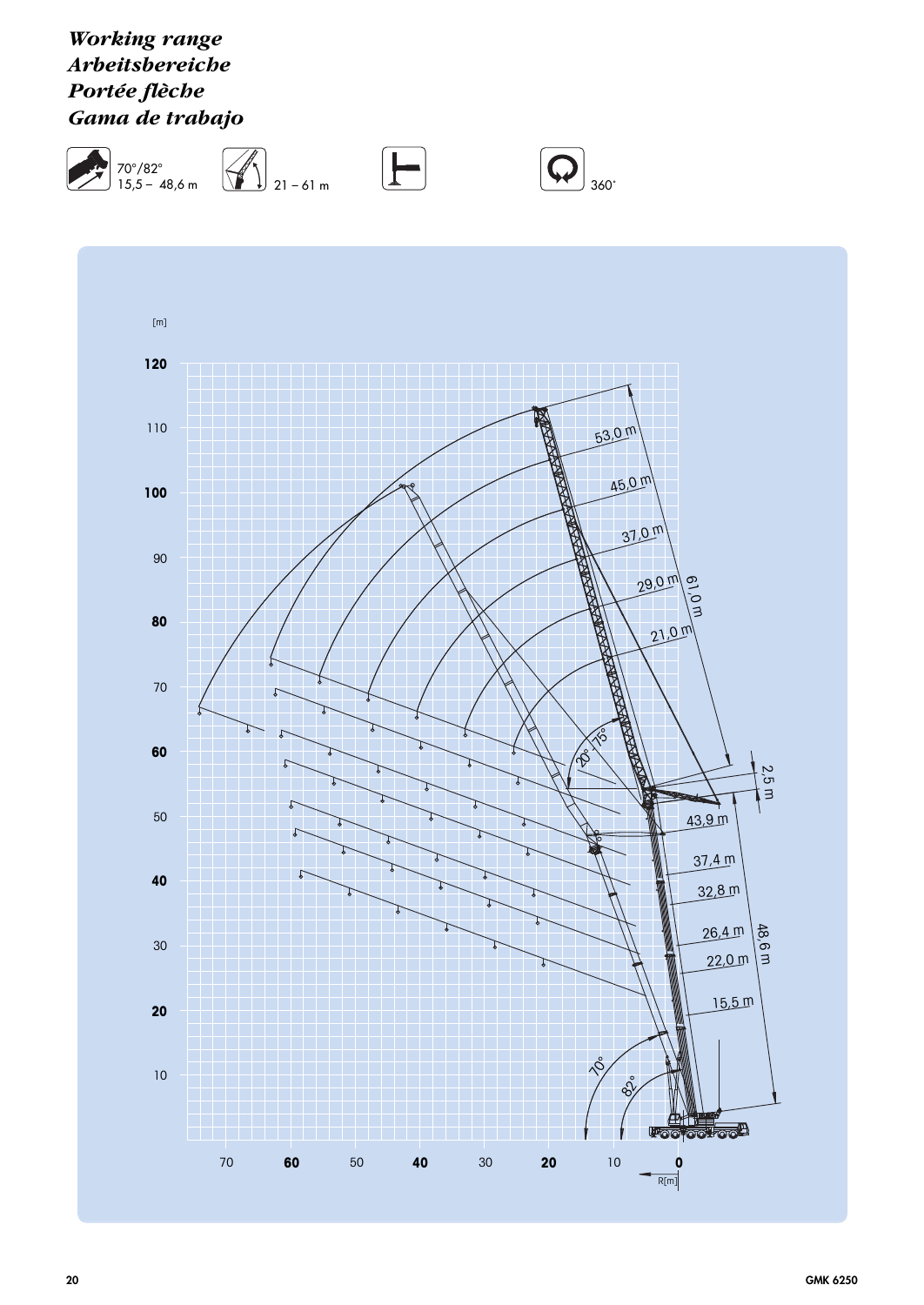# *Working range*
# *Arbeitsbereiche*
# *Portée flèche*
# *Gama de trabajo*

70°/82° 15,5 – 48,6 m

21 – 61 m

360°

[m]

120, 110, 100, 90, 80, 70, 60, 50, 40, 30, 20, 10

70, 60, 50, 40, 30, 20, 10, 0

R[m]

53,0 m
45,0 m
37,0 m
29,0 m
21,0 m
61,0 m
2,5 m
20° 75°
43,9 m
37,4 m
32,8 m
26,4 m
22,0 m
15,5 m
48,6 m
70°
82°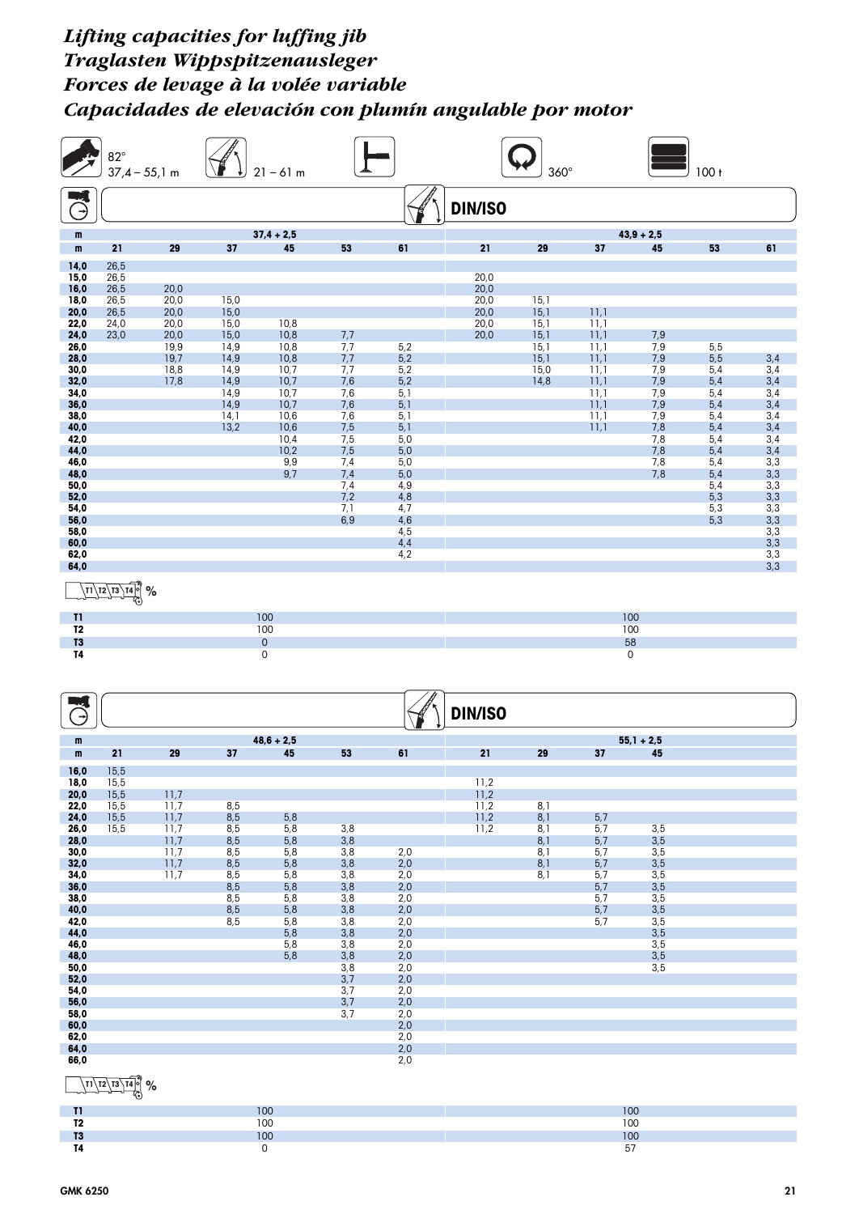# *Lifting capacities for luffing jib*
# *Traglasten Wippspitzenausleger*
# *Forces de levage à la volée variable*
# *Capacidades de elevación con plumín angulable por motor*

82° 37,4 – 55,1 m | 21 – 61 m | 360° | 100 t

DIN/ISO

| m | 37,4 + 2,5 | | | | | | 43,9 + 2,5 | | | | | |
|---|---|---|---|---|---|---|---|---|---|---|---|---|
| m | 21 | 29 | 37 | 45 | 53 | 61 | 21 | 29 | 37 | 45 | 53 | 61 |
| 14,0 | 26,5 | | | | | | | | | | | |
| 15,0 | 26,5 | | | | | | 20,0 | | | | | |
| 16,0 | 26,5 | 20,0 | | | | | 20,0 | | | | | |
| 18,0 | 26,5 | 20,0 | 15,0 | | | | 20,0 | 15,1 | | | | |
| 20,0 | 26,5 | 20,0 | 15,0 | | | | 20,0 | 15,1 | 11,1 | | | |
| 22,0 | 24,0 | 20,0 | 15,0 | 10,8 | | | 20,0 | 15,1 | 11,1 | | | |
| 24,0 | 23,0 | 20,0 | 15,0 | 10,8 | 7,7 | | 20,0 | 15,1 | 11,1 | 7,9 | | |
| 26,0 | | 19,9 | 14,9 | 10,8 | 7,7 | 5,2 | | 15,1 | 11,1 | 7,9 | 5,5 | |
| 28,0 | | 19,7 | 14,9 | 10,8 | 7,7 | 5,2 | | 15,1 | 11,1 | 7,9 | 5,5 | 3,4 |
| 30,0 | | 18,8 | 14,9 | 10,7 | 7,7 | 5,2 | | 15,0 | 11,1 | 7,9 | 5,4 | 3,4 |
| 32,0 | | 17,8 | 14,9 | 10,7 | 7,6 | 5,2 | | 14,8 | 11,1 | 7,9 | 5,4 | 3,4 |
| 34,0 | | | 14,9 | 10,7 | 7,6 | 5,1 | | | 11,1 | 7,9 | 5,4 | 3,4 |
| 36,0 | | | 14,9 | 10,7 | 7,6 | 5,1 | | | 11,1 | 7,9 | 5,4 | 3,4 |
| 38,0 | | | 14,1 | 10,6 | 7,6 | 5,1 | | | 11,1 | 7,9 | 5,4 | 3,4 |
| 40,0 | | | 13,2 | 10,6 | 7,5 | 5,1 | | | 11,1 | 7,8 | 5,4 | 3,4 |
| 42,0 | | | | 10,4 | 7,5 | 5,0 | | | | 7,8 | 5,4 | 3,4 |
| 44,0 | | | | 10,2 | 7,5 | 5,0 | | | | 7,8 | 5,4 | 3,4 |
| 46,0 | | | | 9,9 | 7,4 | 5,0 | | | | 7,8 | 5,4 | 3,3 |
| 48,0 | | | | 9,7 | 7,4 | 5,0 | | | | 7,8 | 5,4 | 3,3 |
| 50,0 | | | | | 7,4 | 4,9 | | | | | 5,4 | 3,3 |
| 52,0 | | | | | 7,2 | 4,8 | | | | | 5,3 | 3,3 |
| 54,0 | | | | | 7,1 | 4,7 | | | | | 5,3 | 3,3 |
| 56,0 | | | | | 6,9 | 4,6 | | | | | 5,3 | 3,3 |
| 58,0 | | | | | | 4,5 | | | | | | 3,3 |
| 60,0 | | | | | | 4,4 | | | | | | 3,3 |
| 62,0 | | | | | | 4,2 | | | | | | 3,3 |
| 64,0 | | | | | | | | | | | | 3,3 |

T1 T2 T3 T4 %

| | 37,4 + 2,5 | 43,9 + 2,5 |
|---|---|---|
| T1 | 100 | 100 |
| T2 | 100 | 100 |
| T3 | 0 | 58 |
| T4 | 0 | 0 |

DIN/ISO

| m | 48,6 + 2,5 | | | | | | 55,1 + 2,5 | | | |
|---|---|---|---|---|---|---|---|---|---|---|
| m | 21 | 29 | 37 | 45 | 53 | 61 | 21 | 29 | 37 | 45 |
| 16,0 | 15,5 | | | | | | | | | |
| 18,0 | 15,5 | | | | | | 11,2 | | | |
| 20,0 | 15,5 | 11,7 | | | | | 11,2 | | | |
| 22,0 | 15,5 | 11,7 | 8,5 | | | | 11,2 | 8,1 | | |
| 24,0 | 15,5 | 11,7 | 8,5 | 5,8 | | | 11,2 | 8,1 | 5,7 | |
| 26,0 | 15,5 | 11,7 | 8,5 | 5,8 | 3,8 | | 11,2 | 8,1 | 5,7 | 3,5 |
| 28,0 | | 11,7 | 8,5 | 5,8 | 3,8 | | | 8,1 | 5,7 | 3,5 |
| 30,0 | | 11,7 | 8,5 | 5,8 | 3,8 | 2,0 | | 8,1 | 5,7 | 3,5 |
| 32,0 | | 11,7 | 8,5 | 5,8 | 3,8 | 2,0 | | 8,1 | 5,7 | 3,5 |
| 34,0 | | 11,7 | 8,5 | 5,8 | 3,8 | 2,0 | | 8,1 | 5,7 | 3,5 |
| 36,0 | | | 8,5 | 5,8 | 3,8 | 2,0 | | | 5,7 | 3,5 |
| 38,0 | | | 8,5 | 5,8 | 3,8 | 2,0 | | | 5,7 | 3,5 |
| 40,0 | | | 8,5 | 5,8 | 3,8 | 2,0 | | | 5,7 | 3,5 |
| 42,0 | | | 8,5 | 5,8 | 3,8 | 2,0 | | | 5,7 | 3,5 |
| 44,0 | | | | 5,8 | 3,8 | 2,0 | | | | 3,5 |
| 46,0 | | | | 5,8 | 3,8 | 2,0 | | | | 3,5 |
| 48,0 | | | | 5,8 | 3,8 | 2,0 | | | | 3,5 |
| 50,0 | | | | | 3,8 | 2,0 | | | | 3,5 |
| 52,0 | | | | | 3,7 | 2,0 | | | | |
| 54,0 | | | | | 3,7 | 2,0 | | | | |
| 56,0 | | | | | 3,7 | 2,0 | | | | |
| 58,0 | | | | | 3,7 | 2,0 | | | | |
| 60,0 | | | | | | 2,0 | | | | |
| 62,0 | | | | | | 2,0 | | | | |
| 64,0 | | | | | | 2,0 | | | | |
| 66,0 | | | | | | 2,0 | | | | |

T1 T2 T3 T4 %

| | 48,6 + 2,5 | 55,1 + 2,5 |
|---|---|---|
| T1 | 100 | 100 |
| T2 | 100 | 100 |
| T3 | 100 | 100 |
| T4 | 0 | 57 |

GMK 6250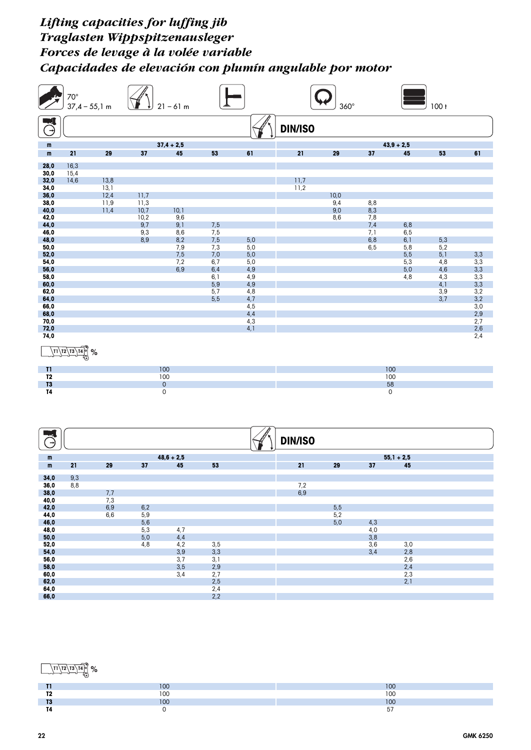# *Lifting capacities for luffing jib*
# *Traglasten Wippspitzenausleger*
# *Forces de levage à la volée variable*
# *Capacidades de elevación con plumín angulable por motor*

70° 37,4 – 55,1 m | 21 – 61 m | 360° | 100 t

DIN/ISO

| m | 37,4 + 2,5 | | | | | | 43,9 + 2,5 | | | | | |
|---|---|---|---|---|---|---|---|---|---|---|---|---|
| m | 21 | 29 | 37 | 45 | 53 | 61 | 21 | 29 | 37 | 45 | 53 | 61 |
| 28,0 | 16,3 | | | | | | | | | | | |
| 30,0 | 15,4 | | | | | | | | | | | |
| 32,0 | 14,6 | 13,8 | | | | | 11,7 | | | | | |
| 34,0 | | 13,1 | | | | | 11,2 | | | | | |
| 36,0 | | 12,4 | 11,7 | | | | | 10,0 | | | | |
| 38,0 | | 11,9 | 11,3 | | | | | 9,4 | 8,8 | | | |
| 40,0 | | 11,4 | 10,7 | 10,1 | | | | 9,0 | 8,3 | | | |
| 42,0 | | | 10,2 | 9,6 | | | | 8,6 | 7,8 | | | |
| 44,0 | | | 9,7 | 9,1 | 7,5 | | | | 7,4 | 6,8 | | |
| 46,0 | | | 9,3 | 8,6 | 7,5 | | | | 7,1 | 6,5 | | |
| 48,0 | | | 8,9 | 8,2 | 7,5 | 5,0 | | | 6,8 | 6,1 | 5,3 | |
| 50,0 | | | | 7,9 | 7,3 | 5,0 | | | 6,5 | 5,8 | 5,2 | |
| 52,0 | | | | 7,5 | 7,0 | 5,0 | | | | 5,5 | 5,1 | 3,3 |
| 54,0 | | | | 7,2 | 6,7 | 5,0 | | | | 5,3 | 4,8 | 3,3 |
| 56,0 | | | | 6,9 | 6,4 | 4,9 | | | | 5,0 | 4,6 | 3,3 |
| 58,0 | | | | | 6,1 | 4,9 | | | | 4,8 | 4,3 | 3,3 |
| 60,0 | | | | | 5,9 | 4,9 | | | | | 4,1 | 3,3 |
| 62,0 | | | | | 5,7 | 4,8 | | | | | 3,9 | 3,2 |
| 64,0 | | | | | 5,5 | 4,7 | | | | | 3,7 | 3,2 |
| 66,0 | | | | | | 4,5 | | | | | | 3,0 |
| 68,0 | | | | | | 4,4 | | | | | | 2,9 |
| 70,0 | | | | | | 4,3 | | | | | | 2,7 |
| 72,0 | | | | | | 4,1 | | | | | | 2,6 |
| 74,0 | | | | | | | | | | | | 2,4 |

T1 T2 T3 T4 %

| | 37,4 + 2,5 | 43,9 + 2,5 |
|---|---|---|
| T1 | 100 | 100 |
| T2 | 100 | 100 |
| T3 | 0 | 58 |
| T4 | 0 | 0 |

DIN/ISO

| m | 48,6 + 2,5 | | | | | 55,1 + 2,5 | | | |
|---|---|---|---|---|---|---|---|---|---|
| m | 21 | 29 | 37 | 45 | 53 | 21 | 29 | 37 | 45 |
| 34,0 | 9,3 | | | | | | | | |
| 36,0 | 8,8 | | | | | 7,2 | | | |
| 38,0 | | 7,7 | | | | 6,9 | | | |
| 40,0 | | 7,3 | | | | | | | |
| 42,0 | | 6,9 | 6,2 | | | | 5,5 | | |
| 44,0 | | 6,6 | 5,9 | | | | 5,2 | | |
| 46,0 | | | 5,6 | | | | 5,0 | 4,3 | |
| 48,0 | | | 5,3 | 4,7 | | | | 4,0 | |
| 50,0 | | | 5,0 | 4,4 | | | | 3,8 | |
| 52,0 | | | 4,8 | 4,2 | 3,5 | | | 3,6 | 3,0 |
| 54,0 | | | | 3,9 | 3,3 | | | 3,4 | 2,8 |
| 56,0 | | | | 3,7 | 3,1 | | | | 2,6 |
| 58,0 | | | | 3,5 | 2,9 | | | | 2,4 |
| 60,0 | | | | 3,4 | 2,7 | | | | 2,3 |
| 62,0 | | | | | 2,5 | | | | 2,1 |
| 64,0 | | | | | 2,4 | | | | |
| 66,0 | | | | | 2,2 | | | | |

T1 T2 T3 T4 %

| | 48,6 + 2,5 | 55,1 + 2,5 |
|---|---|---|
| T1 | 100 | 100 |
| T2 | 100 | 100 |
| T3 | 100 | 100 |
| T4 | 0 | 57 |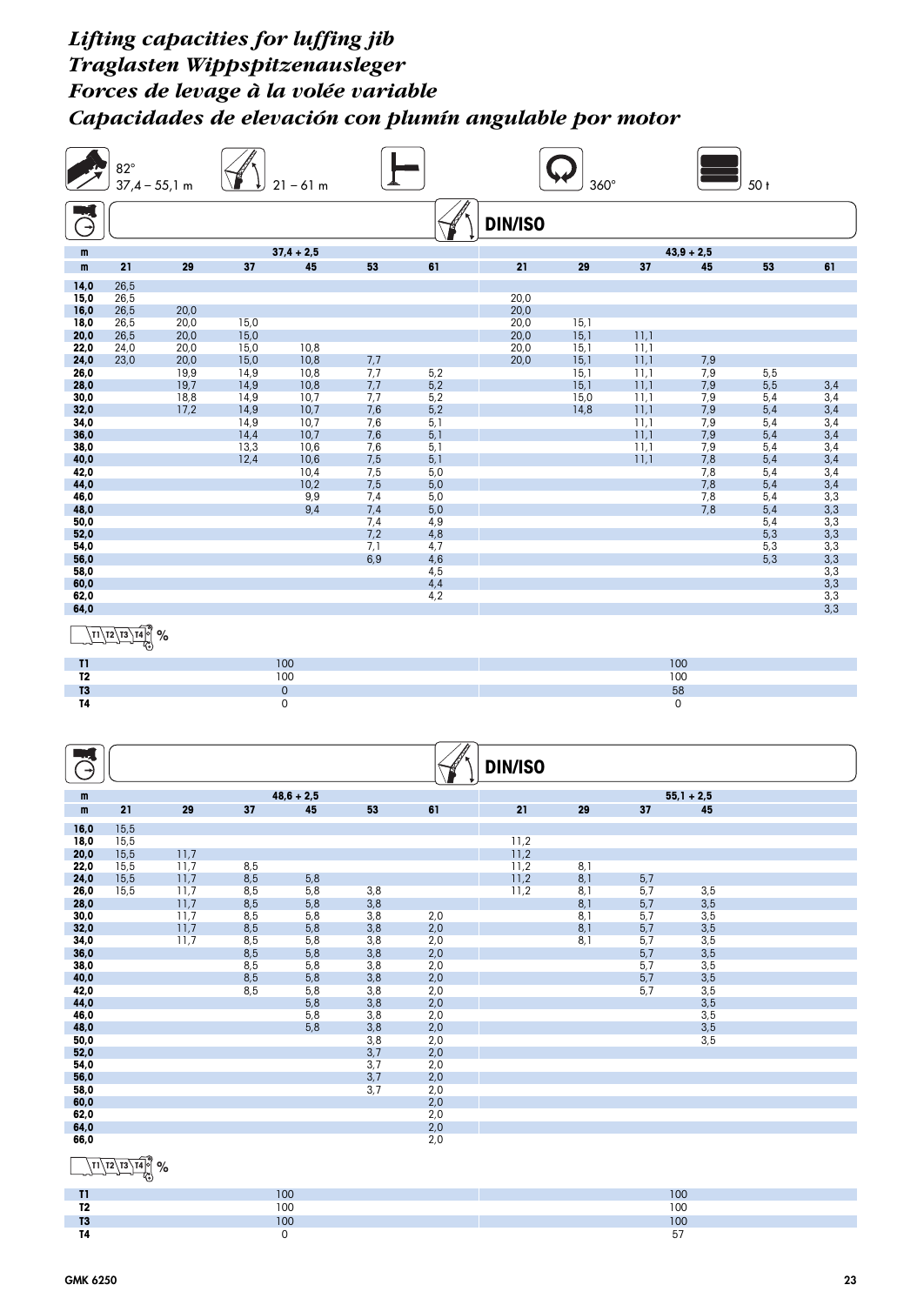# Lifting capacities for luffing jib
# Traglasten Wippspitzenausleger
# Forces de levage à la volée variable
# Capacidades de elevación con plumín angulable por motor

82° 37,4 – 55,1 m | 21 – 61 m | 360° | 50 t

DIN/ISO

| m | 37,4 + 2,5 | | | | | | 43,9 + 2,5 | | | | | |
|---|---|---|---|---|---|---|---|---|---|---|---|---|
| m | 21 | 29 | 37 | 45 | 53 | 61 | 21 | 29 | 37 | 45 | 53 | 61 |
| 14,0 | 26,5 | | | | | | | | | | | |
| 15,0 | 26,5 | | | | | | 20,0 | | | | | |
| 16,0 | 26,5 | 20,0 | | | | | 20,0 | | | | | |
| 18,0 | 26,5 | 20,0 | 15,0 | | | | 20,0 | 15,1 | | | | |
| 20,0 | 26,5 | 20,0 | 15,0 | | | | 20,0 | 15,1 | 11,1 | | | |
| 22,0 | 24,0 | 20,0 | 15,0 | 10,8 | | | 20,0 | 15,1 | 11,1 | | | |
| 24,0 | 23,0 | 20,0 | 15,0 | 10,8 | 7,7 | | 20,0 | 15,1 | 11,1 | 7,9 | | |
| 26,0 | | 19,9 | 14,9 | 10,8 | 7,7 | 5,2 | | 15,1 | 11,1 | 7,9 | 5,5 | |
| 28,0 | | 19,7 | 14,9 | 10,8 | 7,7 | 5,2 | | 15,1 | 11,1 | 7,9 | 5,5 | 3,4 |
| 30,0 | | 18,8 | 14,9 | 10,7 | 7,7 | 5,2 | | 15,0 | 11,1 | 7,9 | 5,4 | 3,4 |
| 32,0 | | 17,2 | 14,9 | 10,7 | 7,6 | 5,2 | | 14,8 | 11,1 | 7,9 | 5,4 | 3,4 |
| 34,0 | | | 14,9 | 10,7 | 7,6 | 5,1 | | | 11,1 | 7,9 | 5,4 | 3,4 |
| 36,0 | | | 14,4 | 10,7 | 7,6 | 5,1 | | | 11,1 | 7,9 | 5,4 | 3,4 |
| 38,0 | | | 13,3 | 10,6 | 7,6 | 5,1 | | | 11,1 | 7,9 | 5,4 | 3,4 |
| 40,0 | | | 12,4 | 10,6 | 7,5 | 5,1 | | | 11,1 | 7,8 | 5,4 | 3,4 |
| 42,0 | | | | 10,4 | 7,5 | 5,0 | | | | 7,8 | 5,4 | 3,4 |
| 44,0 | | | | 10,2 | 7,5 | 5,0 | | | | 7,8 | 5,4 | 3,4 |
| 46,0 | | | | 9,9 | 7,4 | 5,0 | | | | 7,8 | 5,4 | 3,3 |
| 48,0 | | | | 9,4 | 7,4 | 5,0 | | | | 7,8 | 5,4 | 3,3 |
| 50,0 | | | | | 7,4 | 4,9 | | | | | 5,4 | 3,3 |
| 52,0 | | | | | 7,2 | 4,8 | | | | | 5,3 | 3,3 |
| 54,0 | | | | | 7,1 | 4,7 | | | | | 5,3 | 3,3 |
| 56,0 | | | | | 6,9 | 4,6 | | | | | 5,3 | 3,3 |
| 58,0 | | | | | | 4,5 | | | | | | 3,3 |
| 60,0 | | | | | | 4,4 | | | | | | 3,3 |
| 62,0 | | | | | | 4,2 | | | | | | 3,3 |
| 64,0 | | | | | | | | | | | | 3,3 |

T1 T2 T3 T4 %

| | 37,4 + 2,5 | 43,9 + 2,5 |
|---|---|---|
| T1 | 100 | 100 |
| T2 | 100 | 100 |
| T3 | 0 | 58 |
| T4 | 0 | 0 |

DIN/ISO

| m | 48,6 + 2,5 | | | | | | 55,1 + 2,5 | | | |
|---|---|---|---|---|---|---|---|---|---|---|
| m | 21 | 29 | 37 | 45 | 53 | 61 | 21 | 29 | 37 | 45 |
| 16,0 | 15,5 | | | | | | | | | |
| 18,0 | 15,5 | | | | | | 11,2 | | | |
| 20,0 | 15,5 | 11,7 | | | | | 11,2 | | | |
| 22,0 | 15,5 | 11,7 | 8,5 | | | | 11,2 | 8,1 | | |
| 24,0 | 15,5 | 11,7 | 8,5 | 5,8 | | | 11,2 | 8,1 | 5,7 | |
| 26,0 | 15,5 | 11,7 | 8,5 | 5,8 | 3,8 | | 11,2 | 8,1 | 5,7 | 3,5 |
| 28,0 | | 11,7 | 8,5 | 5,8 | 3,8 | | | 8,1 | 5,7 | 3,5 |
| 30,0 | | 11,7 | 8,5 | 5,8 | 3,8 | 2,0 | | 8,1 | 5,7 | 3,5 |
| 32,0 | | 11,7 | 8,5 | 5,8 | 3,8 | 2,0 | | 8,1 | 5,7 | 3,5 |
| 34,0 | | 11,7 | 8,5 | 5,8 | 3,8 | 2,0 | | 8,1 | 5,7 | 3,5 |
| 36,0 | | | 8,5 | 5,8 | 3,8 | 2,0 | | | 5,7 | 3,5 |
| 38,0 | | | 8,5 | 5,8 | 3,8 | 2,0 | | | 5,7 | 3,5 |
| 40,0 | | | 8,5 | 5,8 | 3,8 | 2,0 | | | 5,7 | 3,5 |
| 42,0 | | | 8,5 | 5,8 | 3,8 | 2,0 | | | 5,7 | 3,5 |
| 44,0 | | | | 5,8 | 3,8 | 2,0 | | | | 3,5 |
| 46,0 | | | | 5,8 | 3,8 | 2,0 | | | | 3,5 |
| 48,0 | | | | 5,8 | 3,8 | 2,0 | | | | 3,5 |
| 50,0 | | | | | 3,8 | 2,0 | | | | 3,5 |
| 52,0 | | | | | 3,7 | 2,0 | | | | |
| 54,0 | | | | | 3,7 | 2,0 | | | | |
| 56,0 | | | | | 3,7 | 2,0 | | | | |
| 58,0 | | | | | 3,7 | 2,0 | | | | |
| 60,0 | | | | | | 2,0 | | | | |
| 62,0 | | | | | | 2,0 | | | | |
| 64,0 | | | | | | 2,0 | | | | |
| 66,0 | | | | | | 2,0 | | | | |

T1 T2 T3 T4 %

| | 48,6 + 2,5 | 55,1 + 2,5 |
|---|---|---|
| T1 | 100 | 100 |
| T2 | 100 | 100 |
| T3 | 100 | 100 |
| T4 | 0 | 57 |

GMK 6250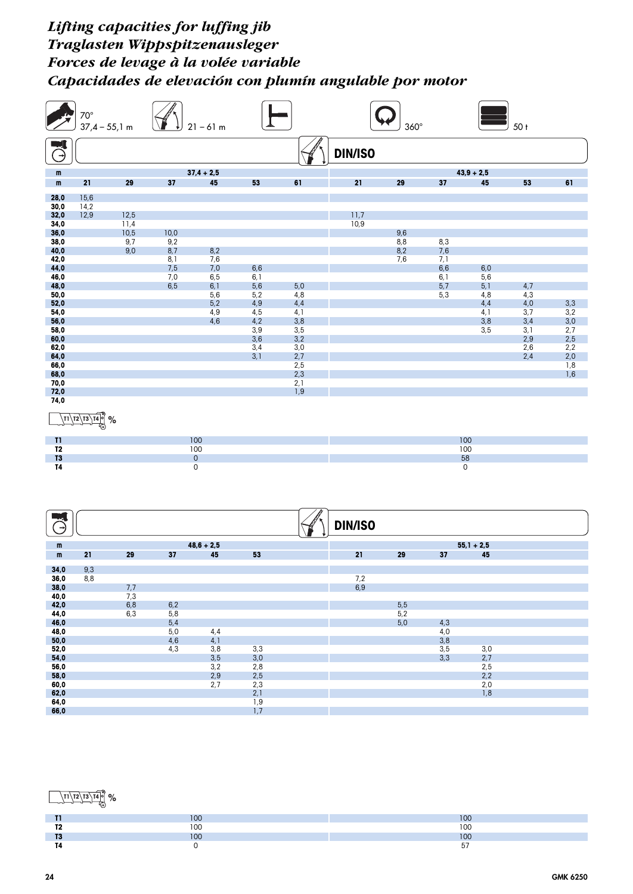# *Lifting capacities for luffing jib*
# *Traglasten Wippspitzenausleger*
# *Forces de levage à la volée variable*
# *Capacidades de elevación con plumín angulable por motor*

70° | 37,4 – 55,1 m | 21 – 61 m | 360° | 50 t

DIN/ISO

| m | 37,4 + 2,5 | | | | | | 43,9 + 2,5 | | | | | |
|---|---|---|---|---|---|---|---|---|---|---|---|---|
| m | 21 | 29 | 37 | 45 | 53 | 61 | 21 | 29 | 37 | 45 | 53 | 61 |
| 28,0 | 15,6 | | | | | | | | | | | |
| 30,0 | 14,2 | | | | | | | | | | | |
| 32,0 | 12,9 | 12,5 | | | | | 11,7 | | | | | |
| 34,0 | | 11,4 | | | | | 10,9 | | | | | |
| 36,0 | | 10,5 | 10,0 | | | | | 9,6 | | | | |
| 38,0 | | 9,7 | 9,2 | | | | | 8,8 | 8,3 | | | |
| 40,0 | | 9,0 | 8,7 | 8,2 | | | | 8,2 | 7,6 | | | |
| 42,0 | | | 8,1 | 7,6 | | | | 7,6 | 7,1 | | | |
| 44,0 | | | 7,5 | 7,0 | 6,6 | | | | 6,6 | 6,0 | | |
| 46,0 | | | 7,0 | 6,5 | 6,1 | | | | 6,1 | 5,6 | | |
| 48,0 | | | 6,5 | 6,1 | 5,6 | 5,0 | | | 5,7 | 5,1 | 4,7 | |
| 50,0 | | | | 5,6 | 5,2 | 4,8 | | | 5,3 | 4,8 | 4,3 | |
| 52,0 | | | | 5,2 | 4,9 | 4,4 | | | | 4,4 | 4,0 | 3,3 |
| 54,0 | | | | 4,9 | 4,5 | 4,1 | | | | 4,1 | 3,7 | 3,2 |
| 56,0 | | | | 4,6 | 4,2 | 3,8 | | | | 3,8 | 3,4 | 3,0 |
| 58,0 | | | | | 3,9 | 3,5 | | | | 3,5 | 3,1 | 2,7 |
| 60,0 | | | | | 3,6 | 3,2 | | | | | 2,9 | 2,5 |
| 62,0 | | | | | 3,4 | 3,0 | | | | | 2,6 | 2,2 |
| 64,0 | | | | | 3,1 | 2,7 | | | | | 2,4 | 2,0 |
| 66,0 | | | | | | 2,5 | | | | | | 1,8 |
| 68,0 | | | | | | 2,3 | | | | | | 1,6 |
| 70,0 | | | | | | 2,1 | | | | | | |
| 72,0 | | | | | | 1,9 | | | | | | |
| 74,0 | | | | | | | | | | | | |

T1 T2 T3 T4 %

| | 37,4 + 2,5 | 43,9 + 2,5 |
|---|---|---|
| T1 | 100 | 100 |
| T2 | 100 | 100 |
| T3 | 0 | 58 |
| T4 | 0 | 0 |

DIN/ISO

| m | 48,6 + 2,5 | | | | | 55,1 + 2,5 | | | |
|---|---|---|---|---|---|---|---|---|---|
| m | 21 | 29 | 37 | 45 | 53 | 21 | 29 | 37 | 45 |
| 34,0 | 9,3 | | | | | | | | |
| 36,0 | 8,8 | | | | | 7,2 | | | |
| 38,0 | | 7,7 | | | | 6,9 | | | |
| 40,0 | | 7,3 | | | | | | | |
| 42,0 | | 6,8 | 6,2 | | | | 5,5 | | |
| 44,0 | | 6,3 | 5,8 | | | | 5,2 | | |
| 46,0 | | | 5,4 | | | | 5,0 | 4,3 | |
| 48,0 | | | 5,0 | 4,4 | | | | 4,0 | |
| 50,0 | | | 4,6 | 4,1 | | | | 3,8 | |
| 52,0 | | | 4,3 | 3,8 | 3,3 | | | 3,5 | 3,0 |
| 54,0 | | | | 3,5 | 3,0 | | | 3,3 | 2,7 |
| 56,0 | | | | 3,2 | 2,8 | | | | 2,5 |
| 58,0 | | | | 2,9 | 2,5 | | | | 2,2 |
| 60,0 | | | | 2,7 | 2,3 | | | | 2,0 |
| 62,0 | | | | | 2,1 | | | | 1,8 |
| 64,0 | | | | | 1,9 | | | | |
| 66,0 | | | | | 1,7 | | | | |

T1 T2 T3 T4 %

| | 48,6 + 2,5 | 55,1 + 2,5 |
|---|---|---|
| T1 | 100 | 100 |
| T2 | 100 | 100 |
| T3 | 100 | 100 |
| T4 | 0 | 57 |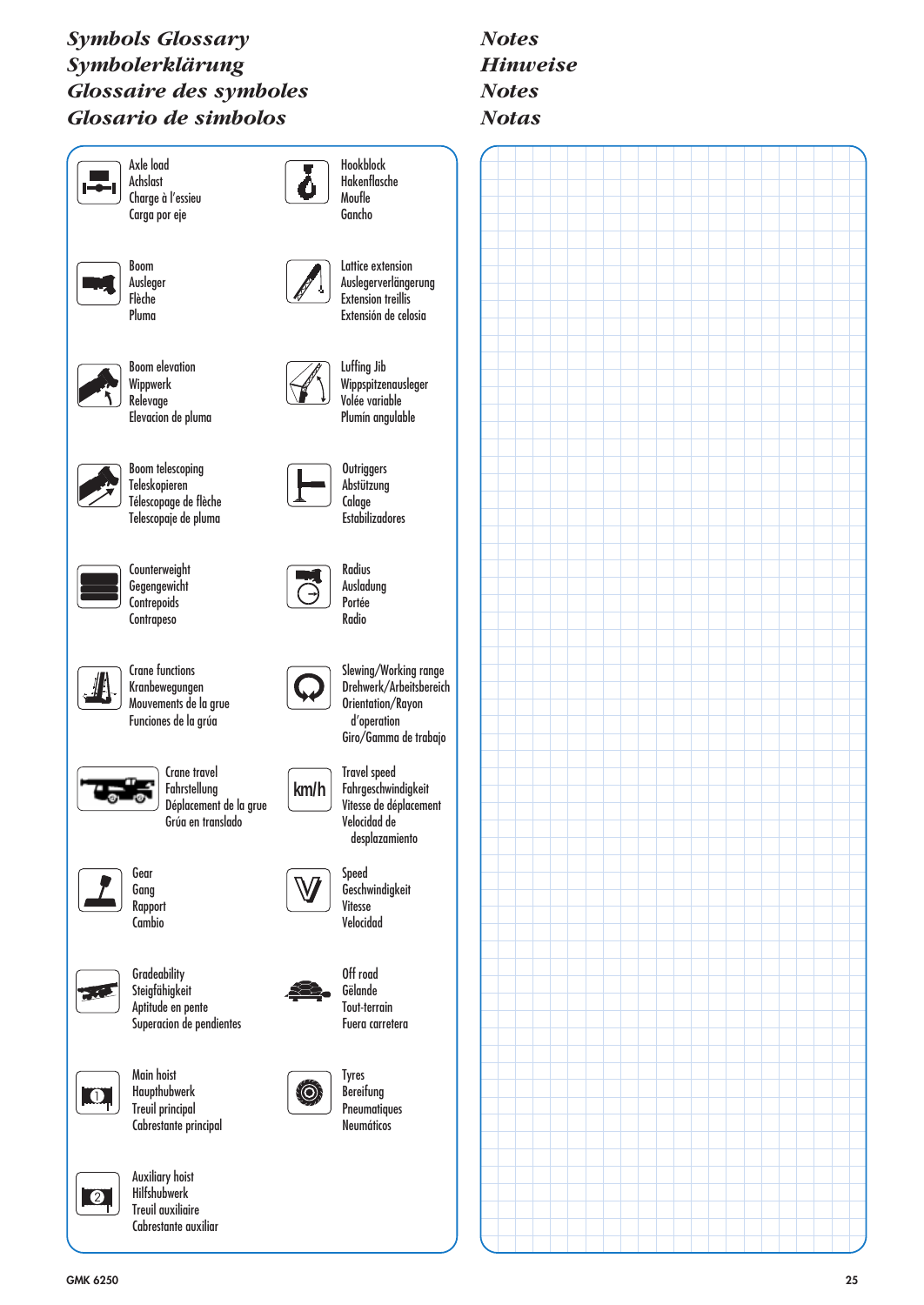## *Symbols Glossary*
## *Symbolerklärung*
## *Glossaire des symboles*
## *Glosario de simbolos*

Axle load
Achslast
Charge à l'essieu
Carga por eje

Hookblock
Hakenflasche
Moufle
Gancho

Boom
Ausleger
Flèche
Pluma

Lattice extension
Auslegerverlängerung
Extension treillis
Extensión de celosia

Boom elevation
Wippwerk
Relevage
Elevacion de pluma

Luffing Jib
Wippspitzenausleger
Volée variable
Plumín angulable

Boom telescoping
Teleskopieren
Télescopage de flèche
Telescopaje de pluma

Outriggers
Abstützung
Calage
Estabilizadores

Counterweight
Gegengewicht
Contrepoids
Contrapeso

Radius
Ausladung
Portée
Radio

Crane functions
Kranbewegungen
Mouvements de la grue
Funciones de la grúa

Slewing/Working range
Drehwerk/Arbeitsbereich
Orientation/Rayon d'operation
Giro/Gamma de trabajo

Crane travel
Fahrstellung
Déplacement de la grue
Grúa en translado

km/h
Travel speed
Fahrgeschwindigkeit
Vitesse de déplacement
Velocidad de desplazamiento

Gear
Gang
Rapport
Cambio

Speed
Geschwindigkeit
Vitesse
Velocidad

Gradeability
Steigfähigkeit
Aptitude en pente
Superacion de pendientes

Off road
Gelände
Tout-terrain
Fuera carretera

Main hoist
Haupthubwerk
Treuil principal
Cabrestante principal

Tyres
Bereifung
Pneumatiques
Neumáticos

Auxiliary hoist
Hilfshubwerk
Treuil auxiliaire
Cabrestante auxiliar

## *Notes*
## *Hinweise*
## *Notes*
## *Notas*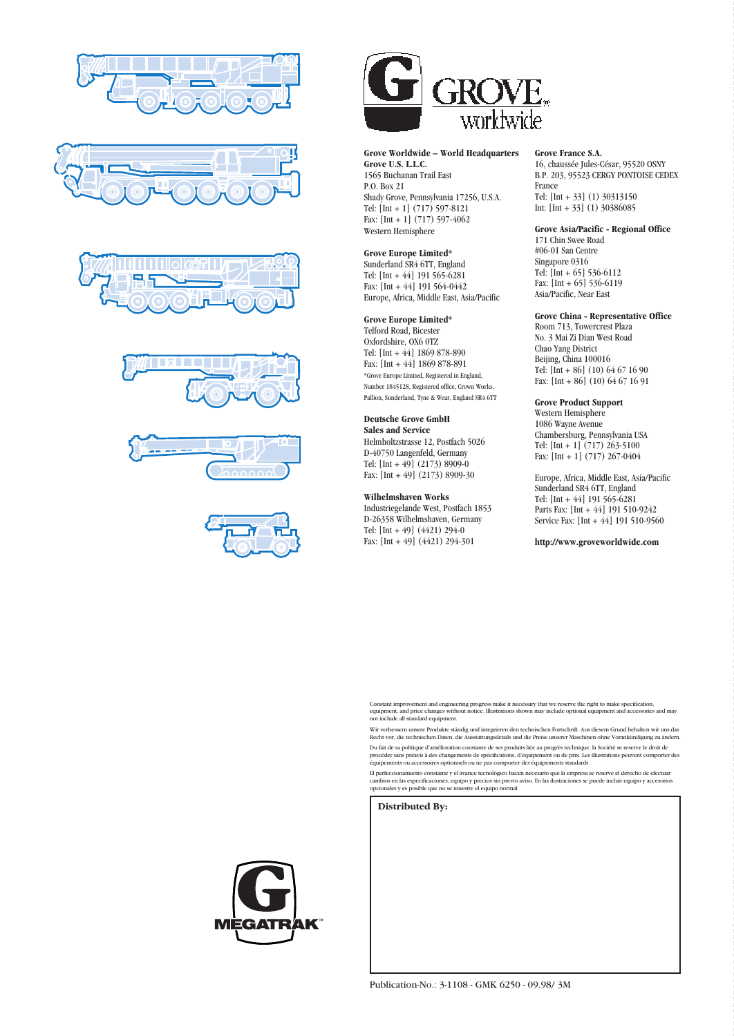GROVE worldwide

**Grove Worldwide – World Headquarters**
**Grove U.S. L.L.C.**
1565 Buchanan Trail East
P.O. Box 21
Shady Grove, Pennsylvania 17256, U.S.A.
Tel: [Int + 1] (717) 597-8121
Fax: [Int + 1] (717) 597-4062
Western Hemisphere

**Grove Europe Limited***
Sunderland SR4 6TT, England
Tel: [Int + 44] 191 565-6281
Fax: [Int + 44] 191 564-0442
Europe, Africa, Middle East, Asia/Pacific

**Grove Europe Limited***
Telford Road, Bicester
Oxfordshire, OX6 0TZ
Tel: [Int + 44] 1869 878-890
Fax: [Int + 44] 1869 878-891
*Grove Europe Limited, Registered in England, Number 1845128, Registered office, Crown Works, Pallion, Sunderland, Tyne & Wear, England SR4 6TT

**Deutsche Grove GmbH**
**Sales and Service**
Helmholtzstrasse 12, Postfach 5026
D-40750 Langenfeld, Germany
Tel: [Int + 49] (2173) 8909-0
Fax: [Int + 49] (2173) 8909-30

**Wilhelmshaven Works**
Industriegelande West, Postfach 1853
D-26358 Wilhelmshaven, Germany
Tel: [Int + 49] (4421) 294-0
Fax: [Int + 49] (4421) 294-301

**Grove France S.A.**
16, chaussée Jules-César, 95520 OSNY
B.P. 203, 95523 CERGY PONTOISE CEDEX
France
Tel: [Int + 33] (1) 30313150
Int: [Int + 33] (1) 30386085

**Grove Asia/Pacific - Regional Office**
171 Chin Swee Road
#06-01 San Centre
Singapore 0316
Tel: [Int + 65] 536-6112
Fax: [Int + 65] 536-6119
Asia/Pacific, Near East

**Grove China - Representative Office**
Room 713, Towercrest Plaza
No. 3 Mai Zi Dian West Road
Chao Yang District
Beijing, China 100016
Tel: [Int + 86] (10) 64 67 16 90
Fax: [Int + 86] (10) 64 67 16 91

**Grove Product Support**
Western Hemisphere
1086 Wayne Avenue
Chambersburg, Pennsylvania USA
Tel: [Int + 1] (717) 263-5100
Fax: [Int + 1] (717) 267-0404

Europe, Africa, Middle East, Asia/Pacific
Sunderland SR4 6TT, England
Tel: [Int + 44] 191 565-6281
Parts Fax: [Int + 44] 191 510-9242
Service Fax: [Int + 44] 191 510-9560

**http://www.groveworldwide.com**

Constant improvement and engineering progress make it necessary that we reserve the right to make specification, equipment, and price changes without notice. Illustrations shown may include optional equipment and accessories and may not include all standard equipment.

Wir verbessern unsere Produkte ständig und integrieren den technischen Fortschritt. Aus diesem Grund behalten wir uns das Recht vor, die technischen Daten, die Ausstattungsdetails und die Preise unserer Maschinen ohne Vorankündigung zu ändern.

Du fait de sa politique d'amélioration constante de ses produits liée au progrès technique, la Société se reserve le droit de procéder sans préavis à des changements de spécifications, d'équipement ou de prix. Les illustrations peuvent comporter des équipements ou accessoires optionnels ou ne pas comporter des équipements standards.

El perfeccionamiento constante y el avance tecnológico hacen necesario que la empresa se reserve el derecho de efectuar cambios en las especificaciones, equipo y precios sin previo aviso. En las ilustraciones se puede incluir equipo y accesorios opcionales y es posible que no se muestre el equipo normal.

**Distributed By:**

MEGATRAK™

Publication-No.: 3-1108 - GMK 6250 - 09.98/ 3M